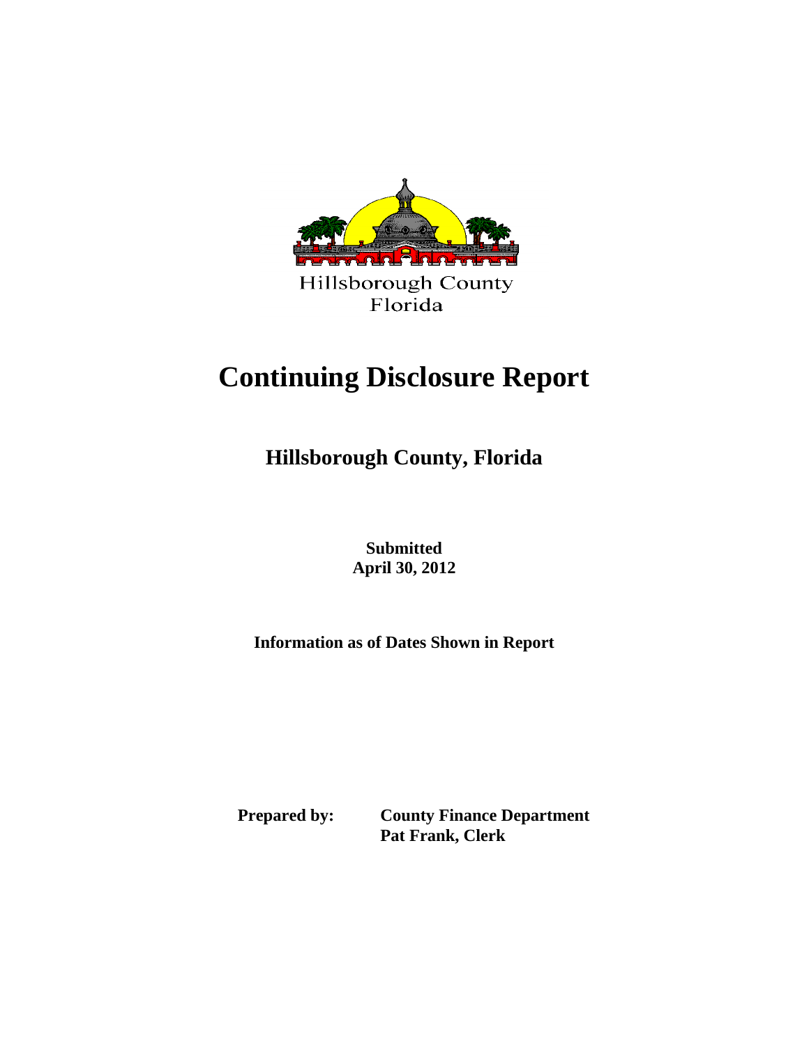Hillsborough County
Florida

# Continuing Disclosure Report

## Hillsborough County, Florida

**Submitted**
**April 30, 2012**

**Information as of Dates Shown in Report**

**Prepared by:** **County Finance Department**
**Pat Frank, Clerk**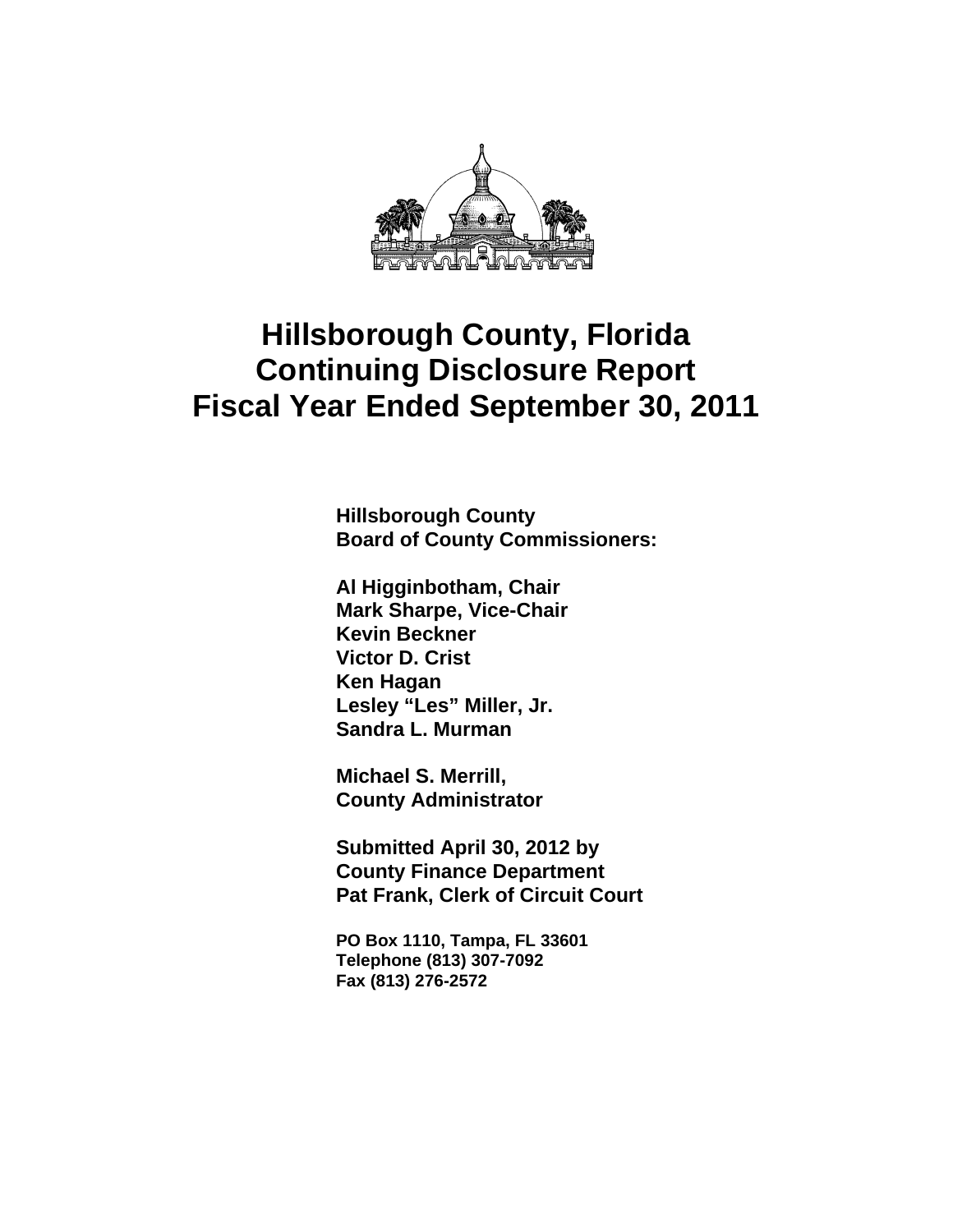# Hillsborough County, Florida
# Continuing Disclosure Report
# Fiscal Year Ended September 30, 2011

**Hillsborough County**
**Board of County Commissioners:**

**Al Higginbotham, Chair**
**Mark Sharpe, Vice-Chair**
**Kevin Beckner**
**Victor D. Crist**
**Ken Hagan**
**Lesley "Les" Miller, Jr.**
**Sandra L. Murman**

**Michael S. Merrill,**
**County Administrator**

**Submitted April 30, 2012 by**
**County Finance Department**
**Pat Frank, Clerk of Circuit Court**

**PO Box 1110, Tampa, FL 33601**
**Telephone (813) 307-7092**
**Fax (813) 276-2572**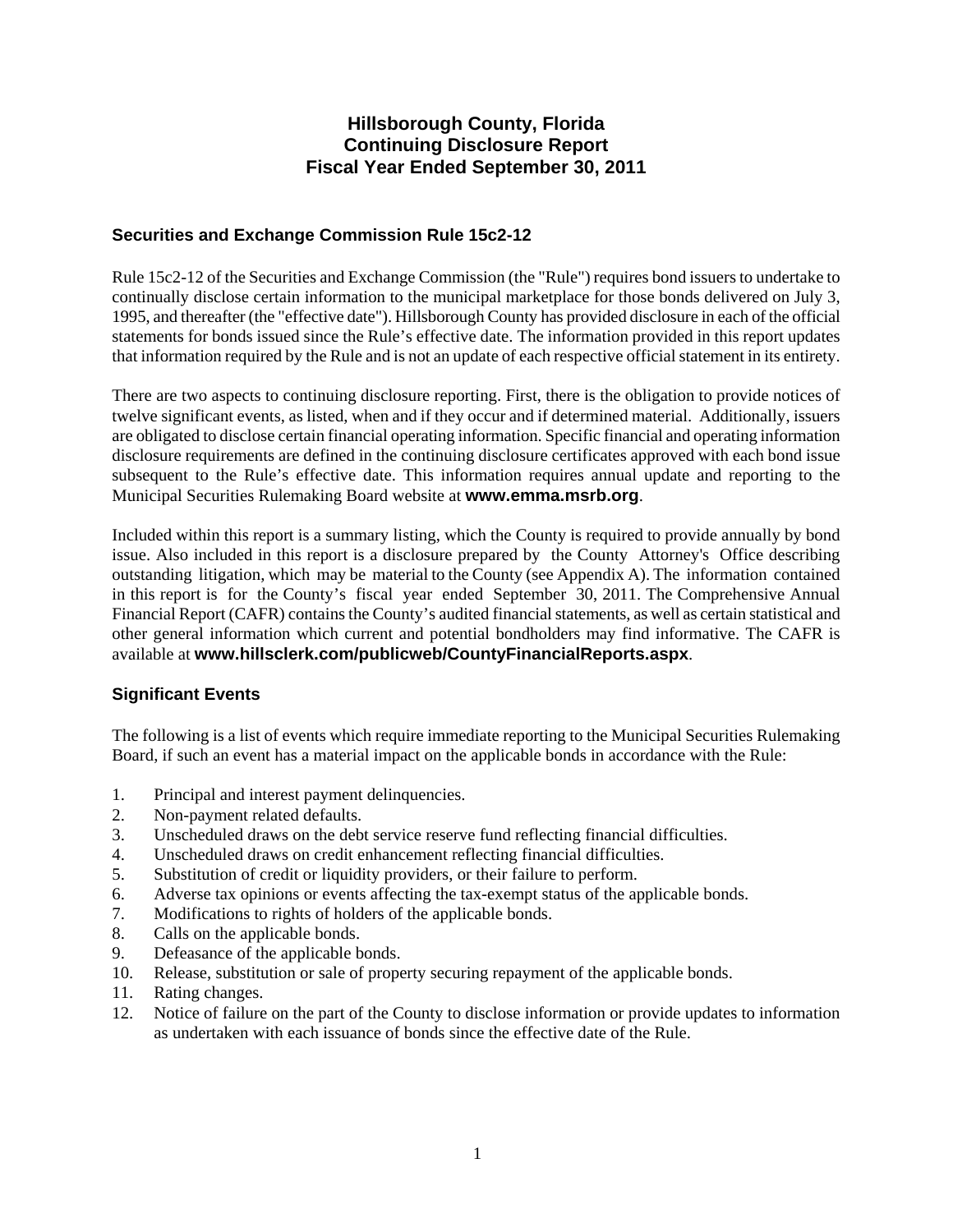# Hillsborough County, Florida
# Continuing Disclosure Report
# Fiscal Year Ended September 30, 2011

## Securities and Exchange Commission Rule 15c2-12

Rule 15c2-12 of the Securities and Exchange Commission (the "Rule") requires bond issuers to undertake to continually disclose certain information to the municipal marketplace for those bonds delivered on July 3, 1995, and thereafter (the "effective date"). Hillsborough County has provided disclosure in each of the official statements for bonds issued since the Rule's effective date. The information provided in this report updates that information required by the Rule and is not an update of each respective official statement in its entirety.

There are two aspects to continuing disclosure reporting. First, there is the obligation to provide notices of twelve significant events, as listed, when and if they occur and if determined material. Additionally, issuers are obligated to disclose certain financial operating information. Specific financial and operating information disclosure requirements are defined in the continuing disclosure certificates approved with each bond issue subsequent to the Rule's effective date. This information requires annual update and reporting to the Municipal Securities Rulemaking Board website at **www.emma.msrb.org**.

Included within this report is a summary listing, which the County is required to provide annually by bond issue. Also included in this report is a disclosure prepared by the County Attorney's Office describing outstanding litigation, which may be material to the County (see Appendix A). The information contained in this report is for the County's fiscal year ended September 30, 2011. The Comprehensive Annual Financial Report (CAFR) contains the County's audited financial statements, as well as certain statistical and other general information which current and potential bondholders may find informative. The CAFR is available at **www.hillsclerk.com/publicweb/CountyFinancialReports.aspx**.

## Significant Events

The following is a list of events which require immediate reporting to the Municipal Securities Rulemaking Board, if such an event has a material impact on the applicable bonds in accordance with the Rule:

1. Principal and interest payment delinquencies.
2. Non-payment related defaults.
3. Unscheduled draws on the debt service reserve fund reflecting financial difficulties.
4. Unscheduled draws on credit enhancement reflecting financial difficulties.
5. Substitution of credit or liquidity providers, or their failure to perform.
6. Adverse tax opinions or events affecting the tax-exempt status of the applicable bonds.
7. Modifications to rights of holders of the applicable bonds.
8. Calls on the applicable bonds.
9. Defeasance of the applicable bonds.
10. Release, substitution or sale of property securing repayment of the applicable bonds.
11. Rating changes.
12. Notice of failure on the part of the County to disclose information or provide updates to information as undertaken with each issuance of bonds since the effective date of the Rule.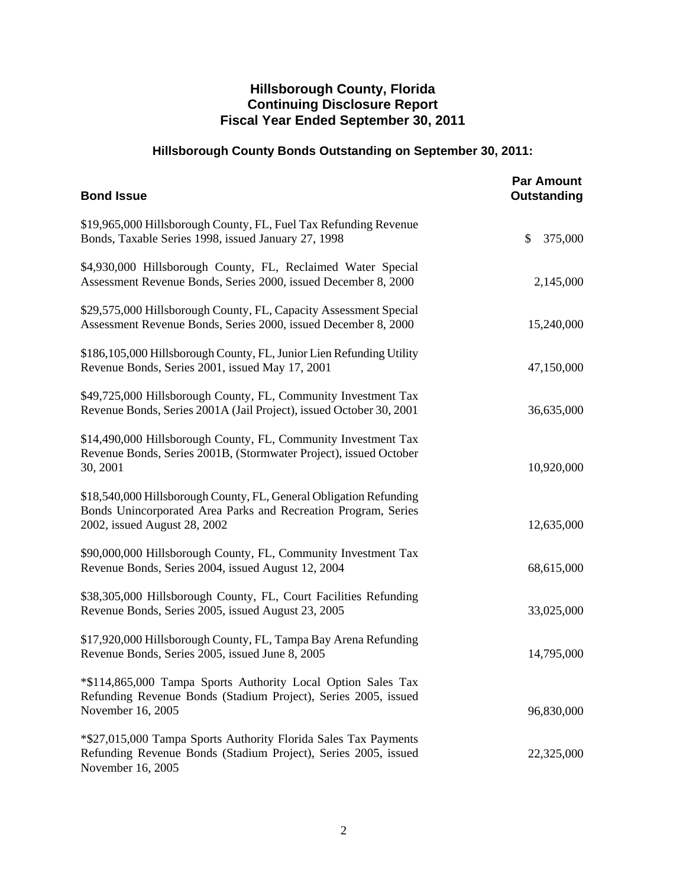# Hillsborough County, Florida
# Continuing Disclosure Report
# Fiscal Year Ended September 30, 2011

## Hillsborough County Bonds Outstanding on September 30, 2011:

| Bond Issue | Par Amount Outstanding |
|---|---|
| $19,965,000 Hillsborough County, FL, Fuel Tax Refunding Revenue Bonds, Taxable Series 1998, issued January 27, 1998 | $ 375,000 |
| $4,930,000 Hillsborough County, FL, Reclaimed Water Special Assessment Revenue Bonds, Series 2000, issued December 8, 2000 | 2,145,000 |
| $29,575,000 Hillsborough County, FL, Capacity Assessment Special Assessment Revenue Bonds, Series 2000, issued December 8, 2000 | 15,240,000 |
| $186,105,000 Hillsborough County, FL, Junior Lien Refunding Utility Revenue Bonds, Series 2001, issued May 17, 2001 | 47,150,000 |
| $49,725,000 Hillsborough County, FL, Community Investment Tax Revenue Bonds, Series 2001A (Jail Project), issued October 30, 2001 | 36,635,000 |
| $14,490,000 Hillsborough County, FL, Community Investment Tax Revenue Bonds, Series 2001B, (Stormwater Project), issued October 30, 2001 | 10,920,000 |
| $18,540,000 Hillsborough County, FL, General Obligation Refunding Bonds Unincorporated Area Parks and Recreation Program, Series 2002, issued August 28, 2002 | 12,635,000 |
| $90,000,000 Hillsborough County, FL, Community Investment Tax Revenue Bonds, Series 2004, issued August 12, 2004 | 68,615,000 |
| $38,305,000 Hillsborough County, FL, Court Facilities Refunding Revenue Bonds, Series 2005, issued August 23, 2005 | 33,025,000 |
| $17,920,000 Hillsborough County, FL, Tampa Bay Arena Refunding Revenue Bonds, Series 2005, issued June 8, 2005 | 14,795,000 |
| *$114,865,000 Tampa Sports Authority Local Option Sales Tax Refunding Revenue Bonds (Stadium Project), Series 2005, issued November 16, 2005 | 96,830,000 |
| *$27,015,000 Tampa Sports Authority Florida Sales Tax Payments Refunding Revenue Bonds (Stadium Project), Series 2005, issued November 16, 2005 | 22,325,000 |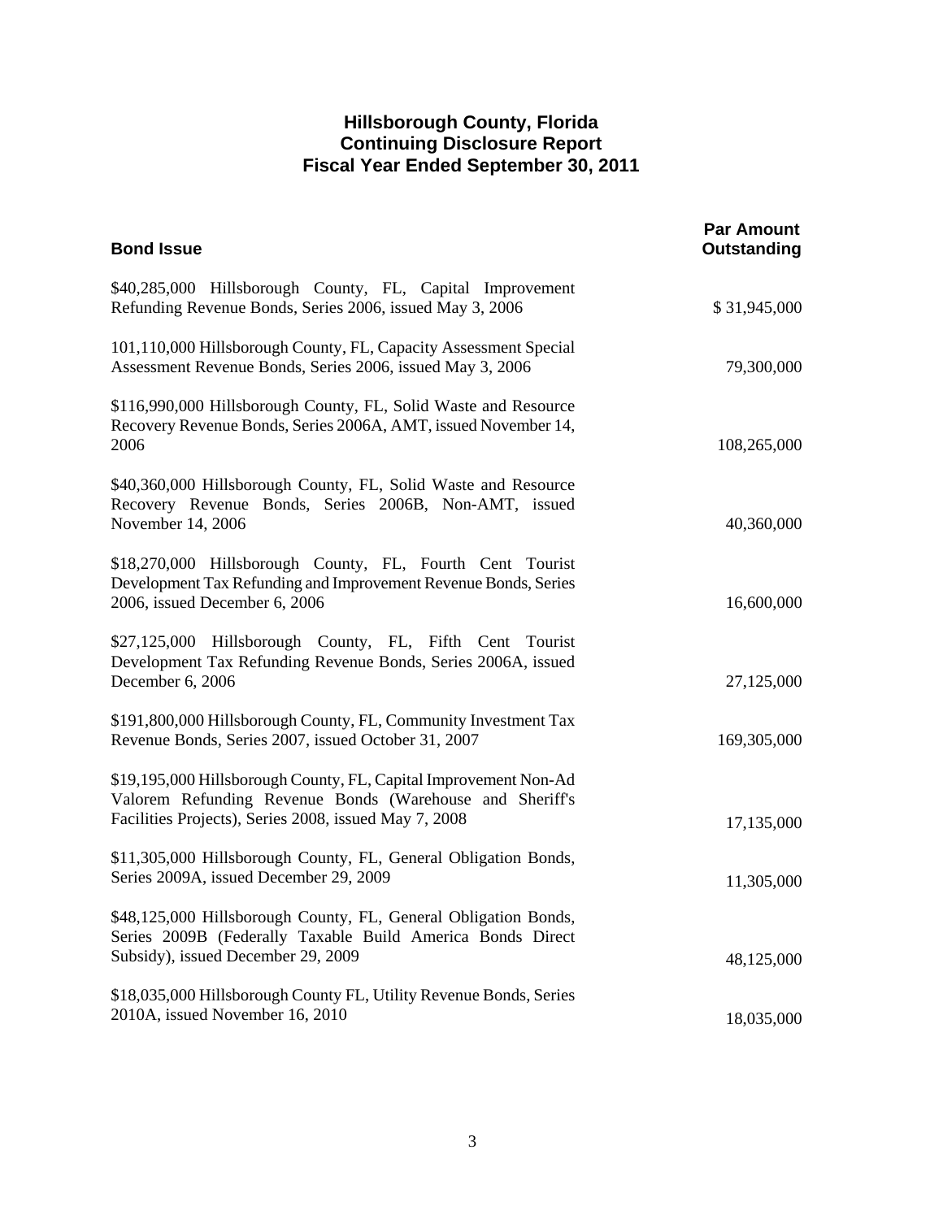# Hillsborough County, Florida
## Continuing Disclosure Report
## Fiscal Year Ended September 30, 2011

| Bond Issue | Par Amount Outstanding |
|---|---|
| $40,285,000 Hillsborough County, FL, Capital Improvement Refunding Revenue Bonds, Series 2006, issued May 3, 2006 | $ 31,945,000 |
| 101,110,000 Hillsborough County, FL, Capacity Assessment Special Assessment Revenue Bonds, Series 2006, issued May 3, 2006 | 79,300,000 |
| $116,990,000 Hillsborough County, FL, Solid Waste and Resource Recovery Revenue Bonds, Series 2006A, AMT, issued November 14, 2006 | 108,265,000 |
| $40,360,000 Hillsborough County, FL, Solid Waste and Resource Recovery Revenue Bonds, Series 2006B, Non-AMT, issued November 14, 2006 | 40,360,000 |
| $18,270,000 Hillsborough County, FL, Fourth Cent Tourist Development Tax Refunding and Improvement Revenue Bonds, Series 2006, issued December 6, 2006 | 16,600,000 |
| $27,125,000 Hillsborough County, FL, Fifth Cent Tourist Development Tax Refunding Revenue Bonds, Series 2006A, issued December 6, 2006 | 27,125,000 |
| $191,800,000 Hillsborough County, FL, Community Investment Tax Revenue Bonds, Series 2007, issued October 31, 2007 | 169,305,000 |
| $19,195,000 Hillsborough County, FL, Capital Improvement Non-Ad Valorem Refunding Revenue Bonds (Warehouse and Sheriff's Facilities Projects), Series 2008, issued May 7, 2008 | 17,135,000 |
| $11,305,000 Hillsborough County, FL, General Obligation Bonds, Series 2009A, issued December 29, 2009 | 11,305,000 |
| $48,125,000 Hillsborough County, FL, General Obligation Bonds, Series 2009B (Federally Taxable Build America Bonds Direct Subsidy), issued December 29, 2009 | 48,125,000 |
| $18,035,000 Hillsborough County FL, Utility Revenue Bonds, Series 2010A, issued November 16, 2010 | 18,035,000 |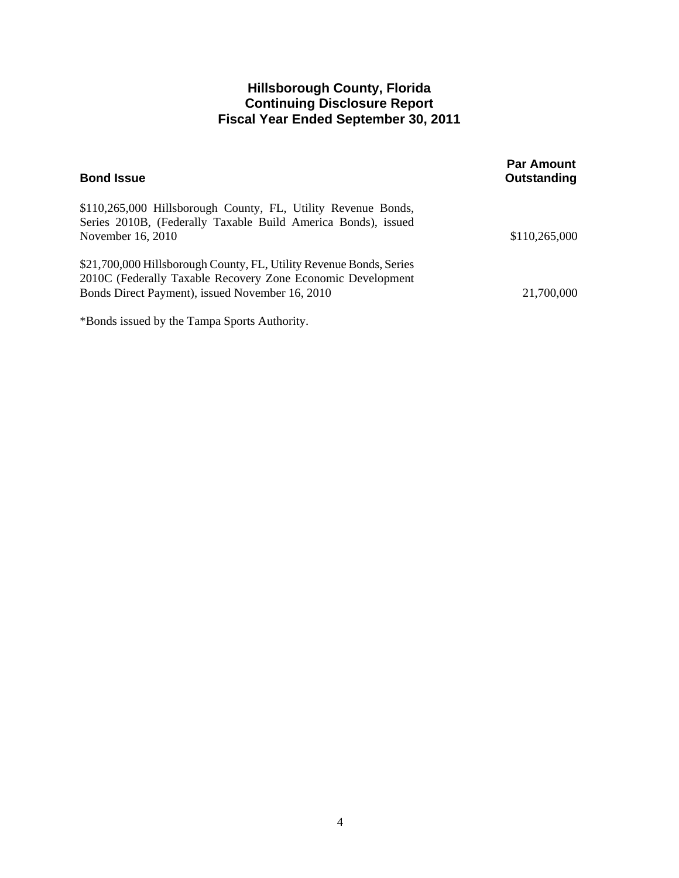## Hillsborough County, Florida
## Continuing Disclosure Report
## Fiscal Year Ended September 30, 2011

| Bond Issue | Par Amount Outstanding |
|---|---|
| $110,265,000 Hillsborough County, FL, Utility Revenue Bonds, Series 2010B, (Federally Taxable Build America Bonds), issued November 16, 2010 | $110,265,000 |
| $21,700,000 Hillsborough County, FL, Utility Revenue Bonds, Series 2010C (Federally Taxable Recovery Zone Economic Development Bonds Direct Payment), issued November 16, 2010 | 21,700,000 |

*Bonds issued by the Tampa Sports Authority.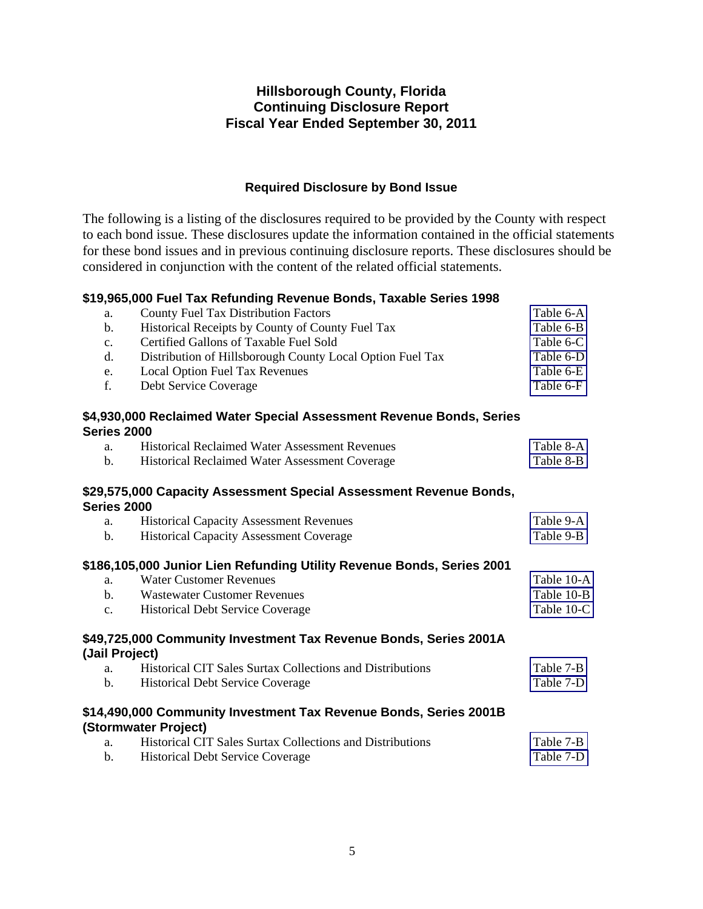# Hillsborough County, Florida
# Continuing Disclosure Report
# Fiscal Year Ended September 30, 2011

### Required Disclosure by Bond Issue

The following is a listing of the disclosures required to be provided by the County with respect to each bond issue. These disclosures update the information contained in the official statements for these bond issues and in previous continuing disclosure reports. These disclosures should be considered in conjunction with the content of the related official statements.

**$19,965,000 Fuel Tax Refunding Revenue Bonds, Taxable Series 1998**

| | | |
|---|---|---|
| a. | County Fuel Tax Distribution Factors | Table 6-A |
| b. | Historical Receipts by County of County Fuel Tax | Table 6-B |
| c. | Certified Gallons of Taxable Fuel Sold | Table 6-C |
| d. | Distribution of Hillsborough County Local Option Fuel Tax | Table 6-D |
| e. | Local Option Fuel Tax Revenues | Table 6-E |
| f. | Debt Service Coverage | Table 6-F |

**$4,930,000 Reclaimed Water Special Assessment Revenue Bonds, Series 2000**

| | | |
|---|---|---|
| a. | Historical Reclaimed Water Assessment Revenues | Table 8-A |
| b. | Historical Reclaimed Water Assessment Coverage | Table 8-B |

**$29,575,000 Capacity Assessment Special Assessment Revenue Bonds, Series 2000**

| | | |
|---|---|---|
| a. | Historical Capacity Assessment Revenues | Table 9-A |
| b. | Historical Capacity Assessment Coverage | Table 9-B |

**$186,105,000 Junior Lien Refunding Utility Revenue Bonds, Series 2001**

| | | |
|---|---|---|
| a. | Water Customer Revenues | Table 10-A |
| b. | Wastewater Customer Revenues | Table 10-B |
| c. | Historical Debt Service Coverage | Table 10-C |

**$49,725,000 Community Investment Tax Revenue Bonds, Series 2001A (Jail Project)**

| | | |
|---|---|---|
| a. | Historical CIT Sales Surtax Collections and Distributions | Table 7-B |
| b. | Historical Debt Service Coverage | Table 7-D |

**$14,490,000 Community Investment Tax Revenue Bonds, Series 2001B (Stormwater Project)**

| | | |
|---|---|---|
| a. | Historical CIT Sales Surtax Collections and Distributions | Table 7-B |
| b. | Historical Debt Service Coverage | Table 7-D |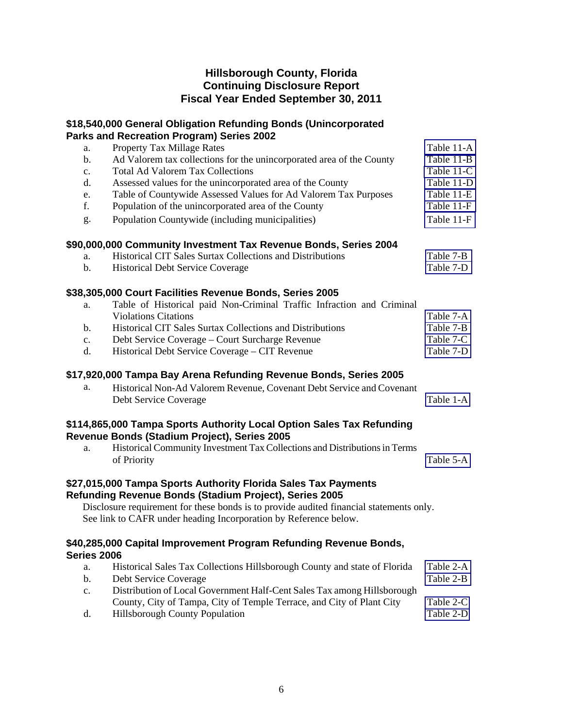# Hillsborough County, Florida
# Continuing Disclosure Report
# Fiscal Year Ended September 30, 2011

### $18,540,000 General Obligation Refunding Bonds (Unincorporated Parks and Recreation Program) Series 2002

| | | |
|---|---|---|
| a. | Property Tax Millage Rates | Table 11-A |
| b. | Ad Valorem tax collections for the unincorporated area of the County | Table 11-B |
| c. | Total Ad Valorem Tax Collections | Table 11-C |
| d. | Assessed values for the unincorporated area of the County | Table 11-D |
| e. | Table of Countywide Assessed Values for Ad Valorem Tax Purposes | Table 11-E |
| f. | Population of the unincorporated area of the County | Table 11-F |
| g. | Population Countywide (including municipalities) | Table 11-F |

### $90,000,000 Community Investment Tax Revenue Bonds, Series 2004

| | | |
|---|---|---|
| a. | Historical CIT Sales Surtax Collections and Distributions | Table 7-B |
| b. | Historical Debt Service Coverage | Table 7-D |

### $38,305,000 Court Facilities Revenue Bonds, Series 2005

| | | |
|---|---|---|
| a. | Table of Historical paid Non-Criminal Traffic Infraction and Criminal Violations Citations | Table 7-A |
| b. | Historical CIT Sales Surtax Collections and Distributions | Table 7-B |
| c. | Debt Service Coverage – Court Surcharge Revenue | Table 7-C |
| d. | Historical Debt Service Coverage – CIT Revenue | Table 7-D |

### $17,920,000 Tampa Bay Arena Refunding Revenue Bonds, Series 2005

| | | |
|---|---|---|
| a. | Historical Non-Ad Valorem Revenue, Covenant Debt Service and Covenant Debt Service Coverage | Table 1-A |

### $114,865,000 Tampa Sports Authority Local Option Sales Tax Refunding Revenue Bonds (Stadium Project), Series 2005

| | | |
|---|---|---|
| a. | Historical Community Investment Tax Collections and Distributions in Terms of Priority | Table 5-A |

### $27,015,000 Tampa Sports Authority Florida Sales Tax Payments Refunding Revenue Bonds (Stadium Project), Series 2005

Disclosure requirement for these bonds is to provide audited financial statements only. See link to CAFR under heading Incorporation by Reference below.

### $40,285,000 Capital Improvement Program Refunding Revenue Bonds, Series 2006

| | | |
|---|---|---|
| a. | Historical Sales Tax Collections Hillsborough County and state of Florida | Table 2-A |
| b. | Debt Service Coverage | Table 2-B |
| c. | Distribution of Local Government Half-Cent Sales Tax among Hillsborough County, City of Tampa, City of Temple Terrace, and City of Plant City | Table 2-C |
| d. | Hillsborough County Population | Table 2-D |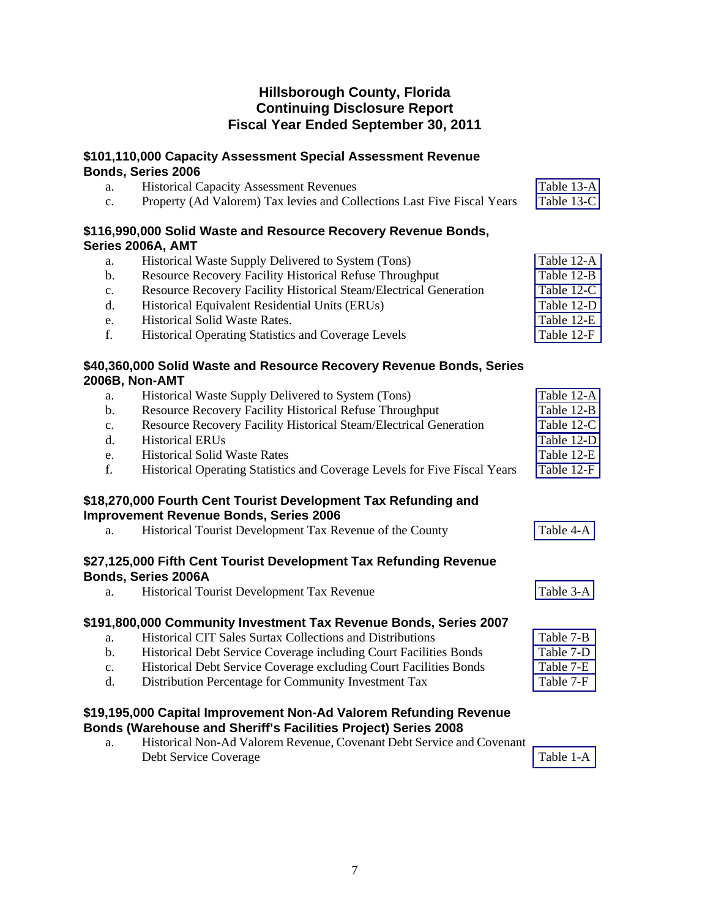# Hillsborough County, Florida
# Continuing Disclosure Report
# Fiscal Year Ended September 30, 2011

### $101,110,000 Capacity Assessment Special Assessment Revenue Bonds, Series 2006

| | | |
|---|---|---|
| a. | Historical Capacity Assessment Revenues | Table 13-A |
| c. | Property (Ad Valorem) Tax levies and Collections Last Five Fiscal Years | Table 13-C |

### $116,990,000 Solid Waste and Resource Recovery Revenue Bonds, Series 2006A, AMT

| | | |
|---|---|---|
| a. | Historical Waste Supply Delivered to System (Tons) | Table 12-A |
| b. | Resource Recovery Facility Historical Refuse Throughput | Table 12-B |
| c. | Resource Recovery Facility Historical Steam/Electrical Generation | Table 12-C |
| d. | Historical Equivalent Residential Units (ERUs) | Table 12-D |
| e. | Historical Solid Waste Rates. | Table 12-E |
| f. | Historical Operating Statistics and Coverage Levels | Table 12-F |

### $40,360,000 Solid Waste and Resource Recovery Revenue Bonds, Series 2006B, Non-AMT

| | | |
|---|---|---|
| a. | Historical Waste Supply Delivered to System (Tons) | Table 12-A |
| b. | Resource Recovery Facility Historical Refuse Throughput | Table 12-B |
| c. | Resource Recovery Facility Historical Steam/Electrical Generation | Table 12-C |
| d. | Historical ERUs | Table 12-D |
| e. | Historical Solid Waste Rates | Table 12-E |
| f. | Historical Operating Statistics and Coverage Levels for Five Fiscal Years | Table 12-F |

### $18,270,000 Fourth Cent Tourist Development Tax Refunding and Improvement Revenue Bonds, Series 2006

| | | |
|---|---|---|
| a. | Historical Tourist Development Tax Revenue of the County | Table 4-A |

### $27,125,000 Fifth Cent Tourist Development Tax Refunding Revenue Bonds, Series 2006A

| | | |
|---|---|---|
| a. | Historical Tourist Development Tax Revenue | Table 3-A |

### $191,800,000 Community Investment Tax Revenue Bonds, Series 2007

| | | |
|---|---|---|
| a. | Historical CIT Sales Surtax Collections and Distributions | Table 7-B |
| b. | Historical Debt Service Coverage including Court Facilities Bonds | Table 7-D |
| c. | Historical Debt Service Coverage excluding Court Facilities Bonds | Table 7-E |
| d. | Distribution Percentage for Community Investment Tax | Table 7-F |

### $19,195,000 Capital Improvement Non-Ad Valorem Refunding Revenue Bonds (Warehouse and Sheriff's Facilities Project) Series 2008

| | | |
|---|---|---|
| a. | Historical Non-Ad Valorem Revenue, Covenant Debt Service and Covenant Debt Service Coverage | Table 1-A |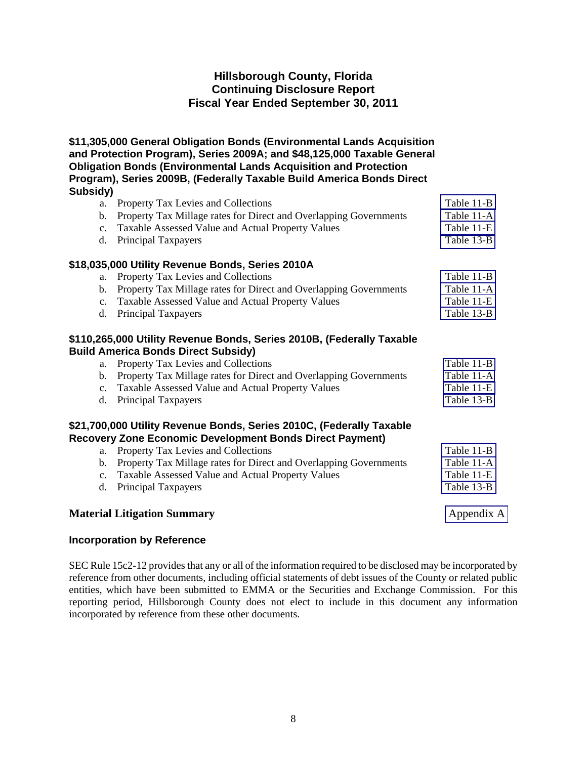# Hillsborough County, Florida
# Continuing Disclosure Report
# Fiscal Year Ended September 30, 2011

### $11,305,000 General Obligation Bonds (Environmental Lands Acquisition and Protection Program), Series 2009A; and $48,125,000 Taxable General Obligation Bonds (Environmental Lands Acquisition and Protection Program), Series 2009B, (Federally Taxable Build America Bonds Direct Subsidy)

| | | |
|---|---|---|
| a. | Property Tax Levies and Collections | Table 11-B |
| b. | Property Tax Millage rates for Direct and Overlapping Governments | Table 11-A |
| c. | Taxable Assessed Value and Actual Property Values | Table 11-E |
| d. | Principal Taxpayers | Table 13-B |

### $18,035,000 Utility Revenue Bonds, Series 2010A

| | | |
|---|---|---|
| a. | Property Tax Levies and Collections | Table 11-B |
| b. | Property Tax Millage rates for Direct and Overlapping Governments | Table 11-A |
| c. | Taxable Assessed Value and Actual Property Values | Table 11-E |
| d. | Principal Taxpayers | Table 13-B |

### $110,265,000 Utility Revenue Bonds, Series 2010B, (Federally Taxable Build America Bonds Direct Subsidy)

| | | |
|---|---|---|
| a. | Property Tax Levies and Collections | Table 11-B |
| b. | Property Tax Millage rates for Direct and Overlapping Governments | Table 11-A |
| c. | Taxable Assessed Value and Actual Property Values | Table 11-E |
| d. | Principal Taxpayers | Table 13-B |

### $21,700,000 Utility Revenue Bonds, Series 2010C, (Federally Taxable Recovery Zone Economic Development Bonds Direct Payment)

| | | |
|---|---|---|
| a. | Property Tax Levies and Collections | Table 11-B |
| b. | Property Tax Millage rates for Direct and Overlapping Governments | Table 11-A |
| c. | Taxable Assessed Value and Actual Property Values | Table 11-E |
| d. | Principal Taxpayers | Table 13-B |

**Material Litigation Summary** — Appendix A

### Incorporation by Reference

SEC Rule 15c2-12 provides that any or all of the information required to be disclosed may be incorporated by reference from other documents, including official statements of debt issues of the County or related public entities, which have been submitted to EMMA or the Securities and Exchange Commission. For this reporting period, Hillsborough County does not elect to include in this document any information incorporated by reference from these other documents.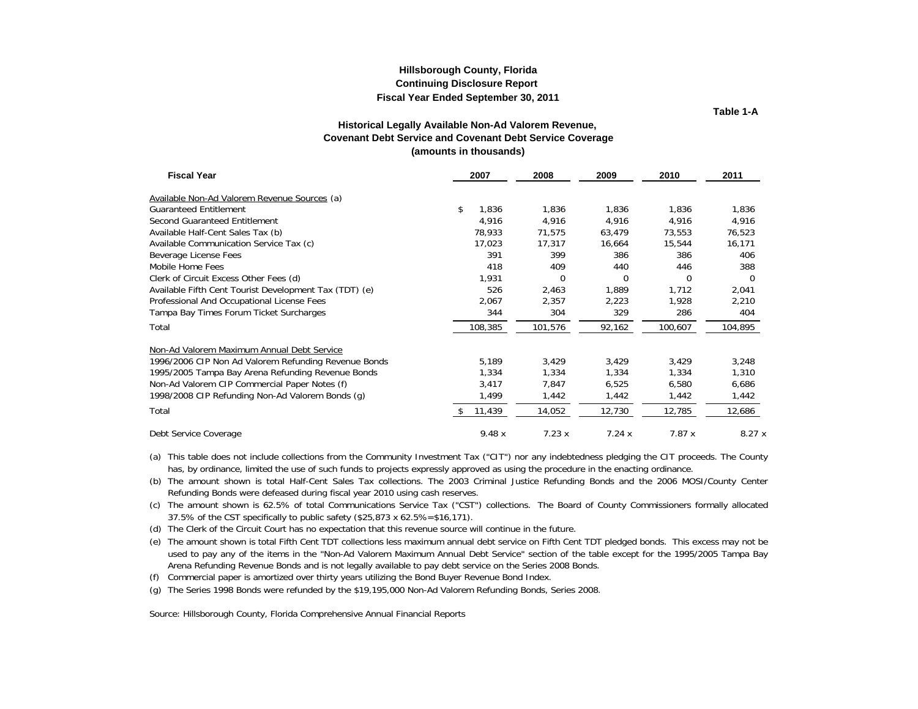# Hillsborough County, Florida
## Continuing Disclosure Report
## Fiscal Year Ended September 30, 2011

**Table 1-A**

### Historical Legally Available Non-Ad Valorem Revenue, Covenant Debt Service and Covenant Debt Service Coverage (amounts in thousands)

| Fiscal Year | 2007 | 2008 | 2009 | 2010 | 2011 |
|---|---|---|---|---|---|
| Available Non-Ad Valorem Revenue Sources (a) | | | | | |
| Guaranteed Entitlement | $ 1,836 | 1,836 | 1,836 | 1,836 | 1,836 |
| Second Guaranteed Entitlement | 4,916 | 4,916 | 4,916 | 4,916 | 4,916 |
| Available Half-Cent Sales Tax (b) | 78,933 | 71,575 | 63,479 | 73,553 | 76,523 |
| Available Communication Service Tax (c) | 17,023 | 17,317 | 16,664 | 15,544 | 16,171 |
| Beverage License Fees | 391 | 399 | 386 | 386 | 406 |
| Mobile Home Fees | 418 | 409 | 440 | 446 | 388 |
| Clerk of Circuit Excess Other Fees (d) | 1,931 | 0 | 0 | 0 | 0 |
| Available Fifth Cent Tourist Development Tax (TDT) (e) | 526 | 2,463 | 1,889 | 1,712 | 2,041 |
| Professional And Occupational License Fees | 2,067 | 2,357 | 2,223 | 1,928 | 2,210 |
| Tampa Bay Times Forum Ticket Surcharges | 344 | 304 | 329 | 286 | 404 |
| Total | 108,385 | 101,576 | 92,162 | 100,607 | 104,895 |
| Non-Ad Valorem Maximum Annual Debt Service | | | | | |
| 1996/2006 CIP Non Ad Valorem Refunding Revenue Bonds | 5,189 | 3,429 | 3,429 | 3,429 | 3,248 |
| 1995/2005 Tampa Bay Arena Refunding Revenue Bonds | 1,334 | 1,334 | 1,334 | 1,334 | 1,310 |
| Non-Ad Valorem CIP Commercial Paper Notes (f) | 3,417 | 7,847 | 6,525 | 6,580 | 6,686 |
| 1998/2008 CIP Refunding Non-Ad Valorem Bonds (g) | 1,499 | 1,442 | 1,442 | 1,442 | 1,442 |
| Total | $ 11,439 | 14,052 | 12,730 | 12,785 | 12,686 |
| Debt Service Coverage | 9.48 x | 7.23 x | 7.24 x | 7.87 x | 8.27 x |

(a) This table does not include collections from the Community Investment Tax ("CIT") nor any indebtedness pledging the CIT proceeds. The County has, by ordinance, limited the use of such funds to projects expressly approved as using the procedure in the enacting ordinance.

(b) The amount shown is total Half-Cent Sales Tax collections. The 2003 Criminal Justice Refunding Bonds and the 2006 MOSI/County Center Refunding Bonds were defeased during fiscal year 2010 using cash reserves.

(c) The amount shown is 62.5% of total Communications Service Tax ("CST") collections. The Board of County Commissioners formally allocated 37.5% of the CST specifically to public safety ($25,873 x 62.5%=$16,171).

(d) The Clerk of the Circuit Court has no expectation that this revenue source will continue in the future.

(e) The amount shown is total Fifth Cent TDT collections less maximum annual debt service on Fifth Cent TDT pledged bonds. This excess may not be used to pay any of the items in the "Non-Ad Valorem Maximum Annual Debt Service" section of the table except for the 1995/2005 Tampa Bay Arena Refunding Revenue Bonds and is not legally available to pay debt service on the Series 2008 Bonds.

(f) Commercial paper is amortized over thirty years utilizing the Bond Buyer Revenue Bond Index.

(g) The Series 1998 Bonds were refunded by the $19,195,000 Non-Ad Valorem Refunding Bonds, Series 2008.

Source: Hillsborough County, Florida Comprehensive Annual Financial Reports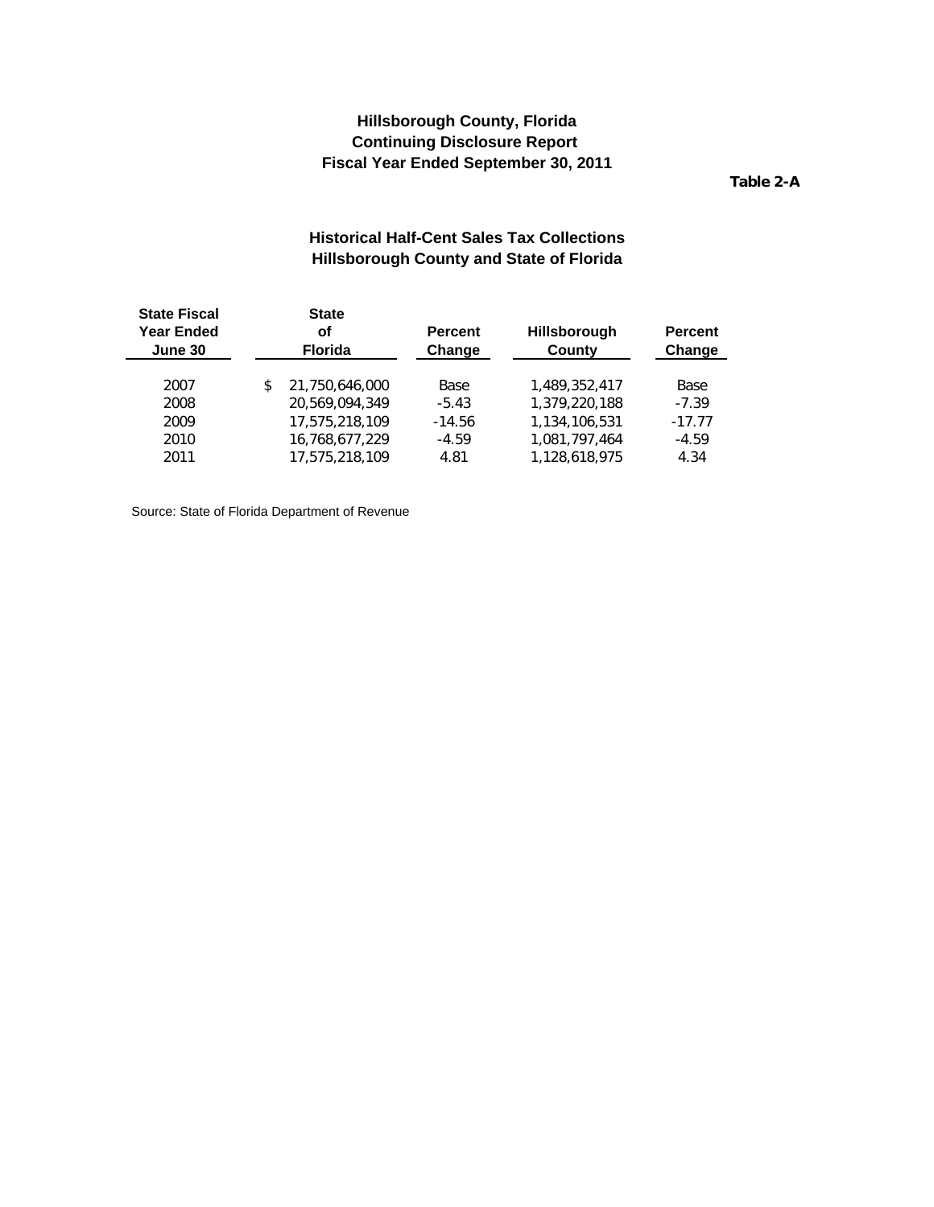**Hillsborough County, Florida**
**Continuing Disclosure Report**
**Fiscal Year Ended September 30, 2011**

**Table 2-A**

## Historical Half-Cent Sales Tax Collections
## Hillsborough County and State of Florida

| State Fiscal Year Ended June 30 | State of Florida | Percent Change | Hillsborough County | Percent Change |
|---|---|---|---|---|
| 2007 | $ 21,750,646,000 | Base | 1,489,352,417 | Base |
| 2008 | 20,569,094,349 | -5.43 | 1,379,220,188 | -7.39 |
| 2009 | 17,575,218,109 | -14.56 | 1,134,106,531 | -17.77 |
| 2010 | 16,768,677,229 | -4.59 | 1,081,797,464 | -4.59 |
| 2011 | 17,575,218,109 | 4.81 | 1,128,618,975 | 4.34 |

Source: State of Florida Department of Revenue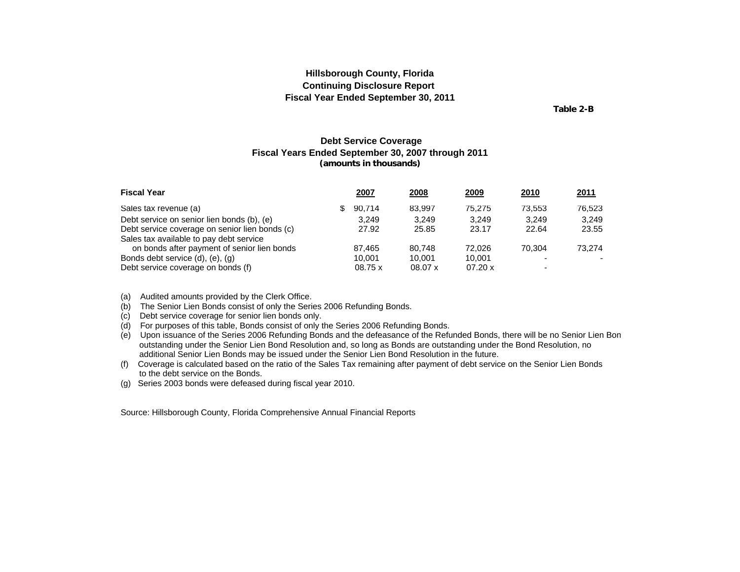**Hillsborough County, Florida**
**Continuing Disclosure Report**
**Fiscal Year Ended September 30, 2011**

**Table 2-B**

**Debt Service Coverage**
**Fiscal Years Ended September 30, 2007 through 2011**
**(amounts in thousands)**

| Fiscal Year | 2007 | 2008 | 2009 | 2010 | 2011 |
|---|---|---|---|---|---|
| Sales tax revenue (a) | $ 90,714 | 83,997 | 75,275 | 73,553 | 76,523 |
| Debt service on senior lien bonds (b), (e) | 3,249 | 3,249 | 3,249 | 3,249 | 3,249 |
| Debt service coverage on senior lien bonds (c) | 27.92 | 25.85 | 23.17 | 22.64 | 23.55 |
| Sales tax available to pay debt service on bonds after payment of senior lien bonds | 87,465 | 80,748 | 72,026 | 70,304 | 73,274 |
| Bonds debt service (d), (e), (g) | 10,001 | 10,001 | 10,001 | - | - |
| Debt service coverage on bonds (f) | 08.75 x | 08.07 x | 07.20 x | - | |

(a) Audited amounts provided by the Clerk Office.
(b) The Senior Lien Bonds consist of only the Series 2006 Refunding Bonds.
(c) Debt service coverage for senior lien bonds only.
(d) For purposes of this table, Bonds consist of only the Series 2006 Refunding Bonds.
(e) Upon issuance of the Series 2006 Refunding Bonds and the defeasance of the Refunded Bonds, there will be no Senior Lien Bon outstanding under the Senior Lien Bond Resolution and, so long as Bonds are outstanding under the Bond Resolution, no additional Senior Lien Bonds may be issued under the Senior Lien Bond Resolution in the future.
(f) Coverage is calculated based on the ratio of the Sales Tax remaining after payment of debt service on the Senior Lien Bonds to the debt service on the Bonds.
(g) Series 2003 bonds were defeased during fiscal year 2010.

Source: Hillsborough County, Florida Comprehensive Annual Financial Reports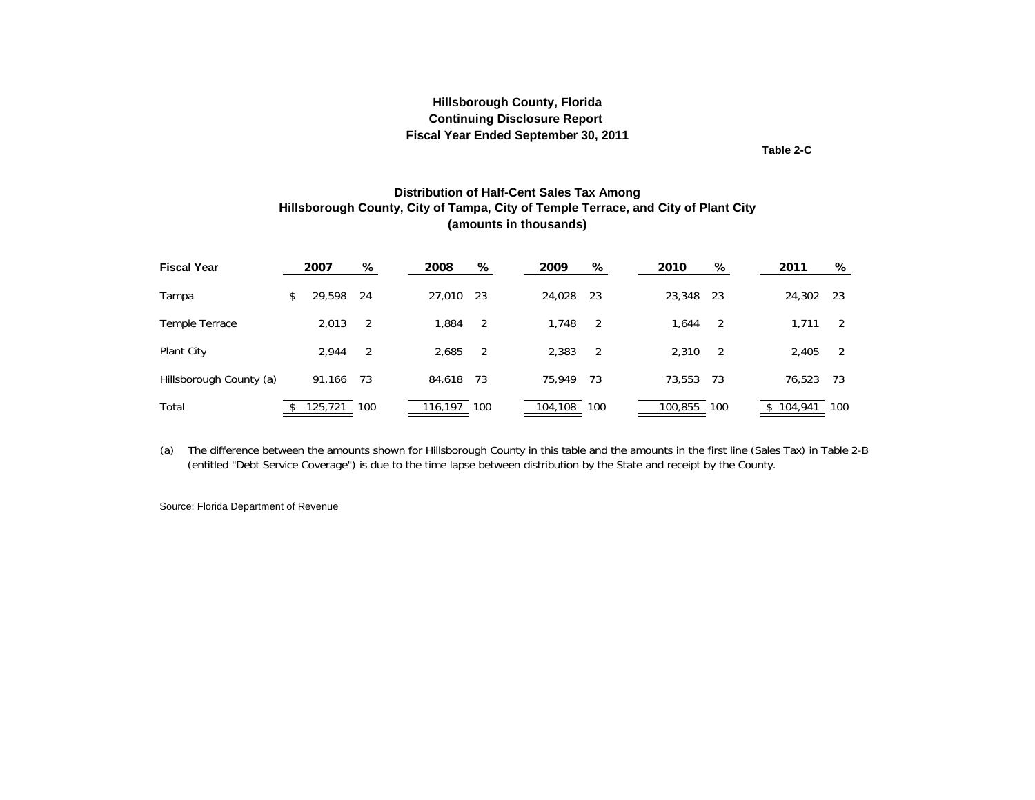# Hillsborough County, Florida
## Continuing Disclosure Report
## Fiscal Year Ended September 30, 2011

**Table 2-C**

### Distribution of Half-Cent Sales Tax Among Hillsborough County, City of Tampa, City of Temple Terrace, and City of Plant City (amounts in thousands)

| Fiscal Year | 2007 | % | 2008 | % | 2009 | % | 2010 | % | 2011 | % |
|---|---|---|---|---|---|---|---|---|---|---|
| Tampa | $ 29,598 | 24 | 27,010 | 23 | 24,028 | 23 | 23,348 | 23 | 24,302 | 23 |
| Temple Terrace | 2,013 | 2 | 1,884 | 2 | 1,748 | 2 | 1,644 | 2 | 1,711 | 2 |
| Plant City | 2,944 | 2 | 2,685 | 2 | 2,383 | 2 | 2,310 | 2 | 2,405 | 2 |
| Hillsborough County (a) | 91,166 | 73 | 84,618 | 73 | 75,949 | 73 | 73,553 | 73 | 76,523 | 73 |
| Total | $ 125,721 | 100 | 116,197 | 100 | 104,108 | 100 | 100,855 | 100 | $ 104,941 | 100 |

(a) The difference between the amounts shown for Hillsborough County in this table and the amounts in the first line (Sales Tax) in Table 2-B (entitled "Debt Service Coverage") is due to the time lapse between distribution by the State and receipt by the County.

Source: Florida Department of Revenue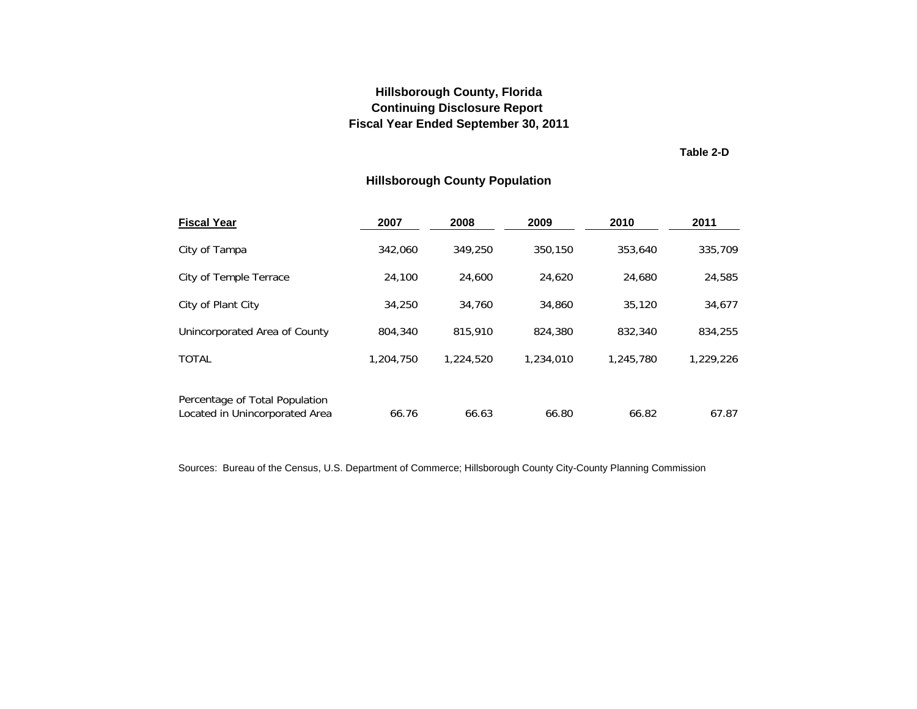# Hillsborough County, Florida
## Continuing Disclosure Report
## Fiscal Year Ended September 30, 2011

**Table 2-D**

### Hillsborough County Population

| Fiscal Year | 2007 | 2008 | 2009 | 2010 | 2011 |
|---|---|---|---|---|---|
| City of Tampa | 342,060 | 349,250 | 350,150 | 353,640 | 335,709 |
| City of Temple Terrace | 24,100 | 24,600 | 24,620 | 24,680 | 24,585 |
| City of Plant City | 34,250 | 34,760 | 34,860 | 35,120 | 34,677 |
| Unincorporated Area of County | 804,340 | 815,910 | 824,380 | 832,340 | 834,255 |
| TOTAL | 1,204,750 | 1,224,520 | 1,234,010 | 1,245,780 | 1,229,226 |
| Percentage of Total Population Located in Unincorporated Area | 66.76 | 66.63 | 66.80 | 66.82 | 67.87 |

Sources: Bureau of the Census, U.S. Department of Commerce; Hillsborough County City-County Planning Commission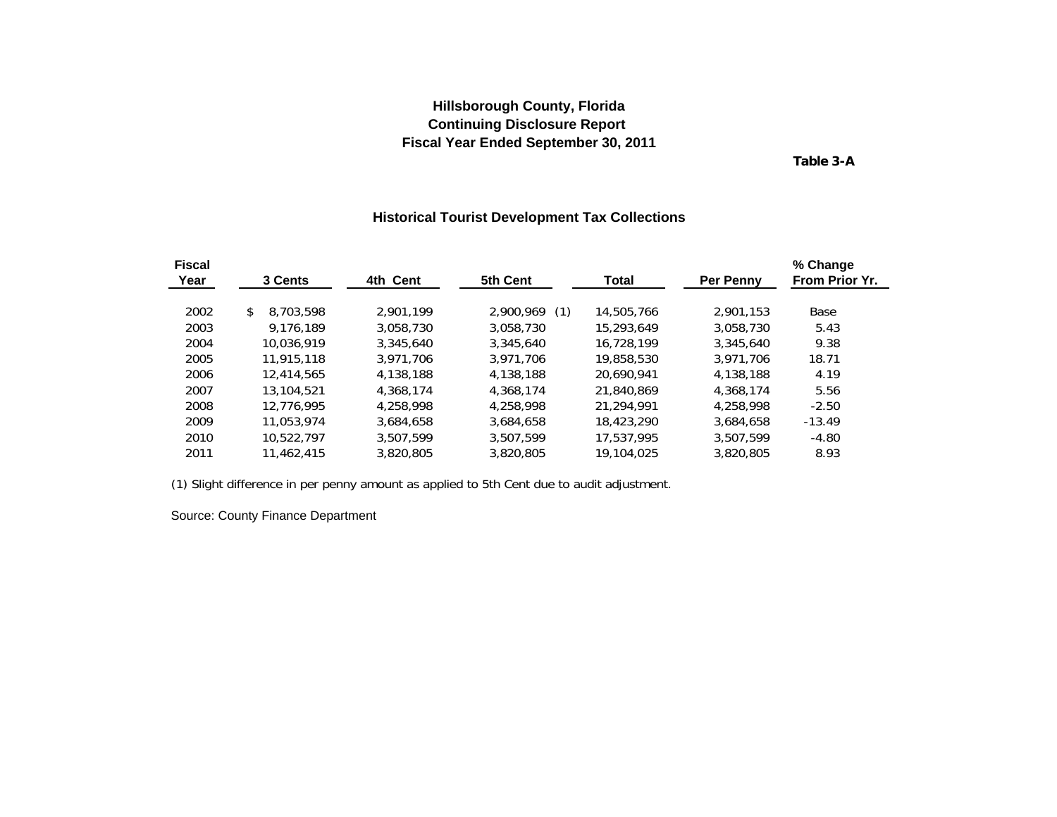**Hillsborough County, Florida**
**Continuing Disclosure Report**
**Fiscal Year Ended September 30, 2011**

**Table 3-A**

## Historical Tourist Development Tax Collections

| Fiscal Year | 3 Cents | 4th Cent | 5th Cent | Total | Per Penny | % Change From Prior Yr. |
|---|---|---|---|---|---|---|
| 2002 | $ 8,703,598 | 2,901,199 | 2,900,969 (1) | 14,505,766 | 2,901,153 | Base |
| 2003 | 9,176,189 | 3,058,730 | 3,058,730 | 15,293,649 | 3,058,730 | 5.43 |
| 2004 | 10,036,919 | 3,345,640 | 3,345,640 | 16,728,199 | 3,345,640 | 9.38 |
| 2005 | 11,915,118 | 3,971,706 | 3,971,706 | 19,858,530 | 3,971,706 | 18.71 |
| 2006 | 12,414,565 | 4,138,188 | 4,138,188 | 20,690,941 | 4,138,188 | 4.19 |
| 2007 | 13,104,521 | 4,368,174 | 4,368,174 | 21,840,869 | 4,368,174 | 5.56 |
| 2008 | 12,776,995 | 4,258,998 | 4,258,998 | 21,294,991 | 4,258,998 | -2.50 |
| 2009 | 11,053,974 | 3,684,658 | 3,684,658 | 18,423,290 | 3,684,658 | -13.49 |
| 2010 | 10,522,797 | 3,507,599 | 3,507,599 | 17,537,995 | 3,507,599 | -4.80 |
| 2011 | 11,462,415 | 3,820,805 | 3,820,805 | 19,104,025 | 3,820,805 | 8.93 |

(1) Slight difference in per penny amount as applied to 5th Cent due to audit adjustment.

Source: County Finance Department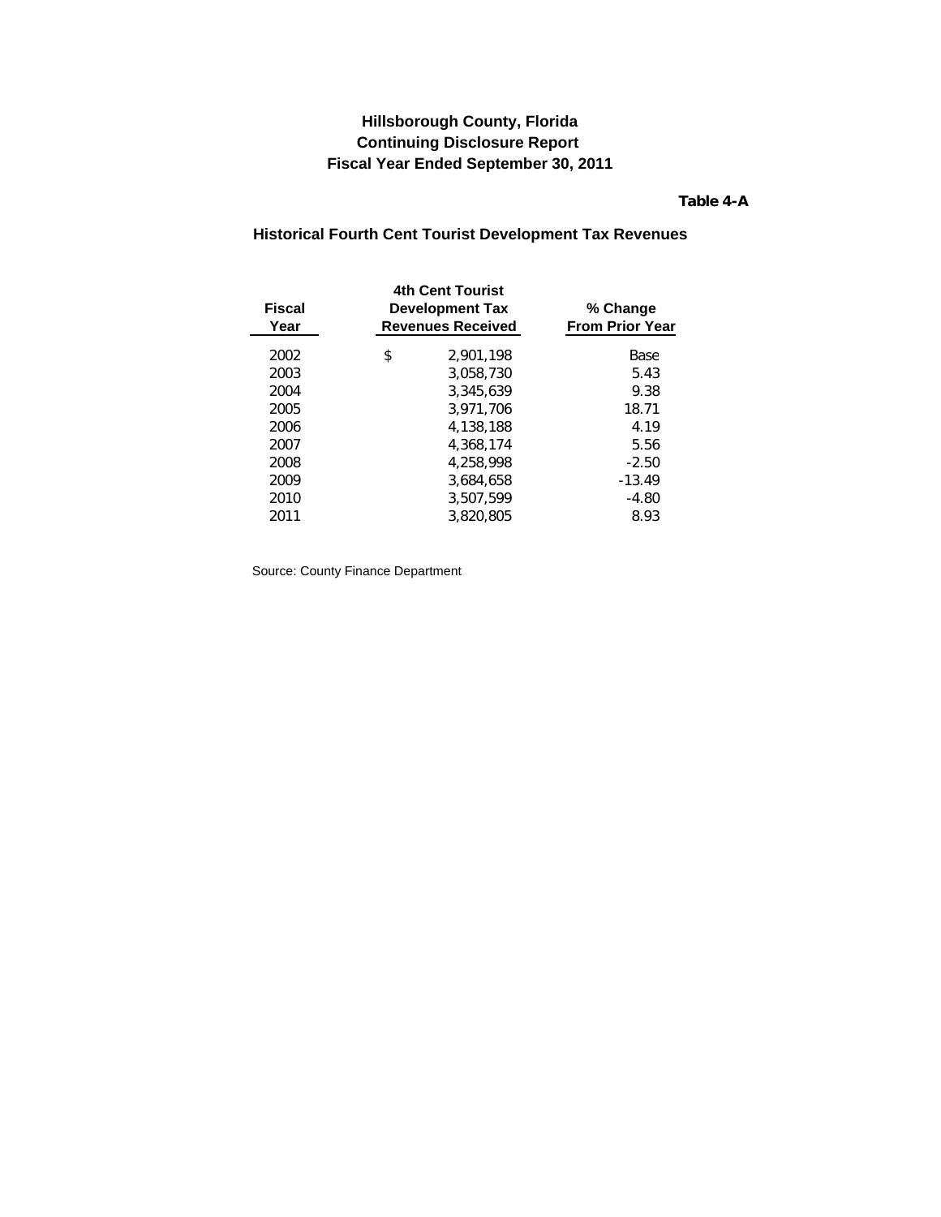# Hillsborough County, Florida
## Continuing Disclosure Report
## Fiscal Year Ended September 30, 2011

**Table 4-A**

### Historical Fourth Cent Tourist Development Tax Revenues

| Fiscal Year | 4th Cent Tourist Development Tax Revenues Received | % Change From Prior Year |
|---|---|---|
| 2002 | $ 2,901,198 | Base |
| 2003 | 3,058,730 | 5.43 |
| 2004 | 3,345,639 | 9.38 |
| 2005 | 3,971,706 | 18.71 |
| 2006 | 4,138,188 | 4.19 |
| 2007 | 4,368,174 | 5.56 |
| 2008 | 4,258,998 | -2.50 |
| 2009 | 3,684,658 | -13.49 |
| 2010 | 3,507,599 | -4.80 |
| 2011 | 3,820,805 | 8.93 |

Source: County Finance Department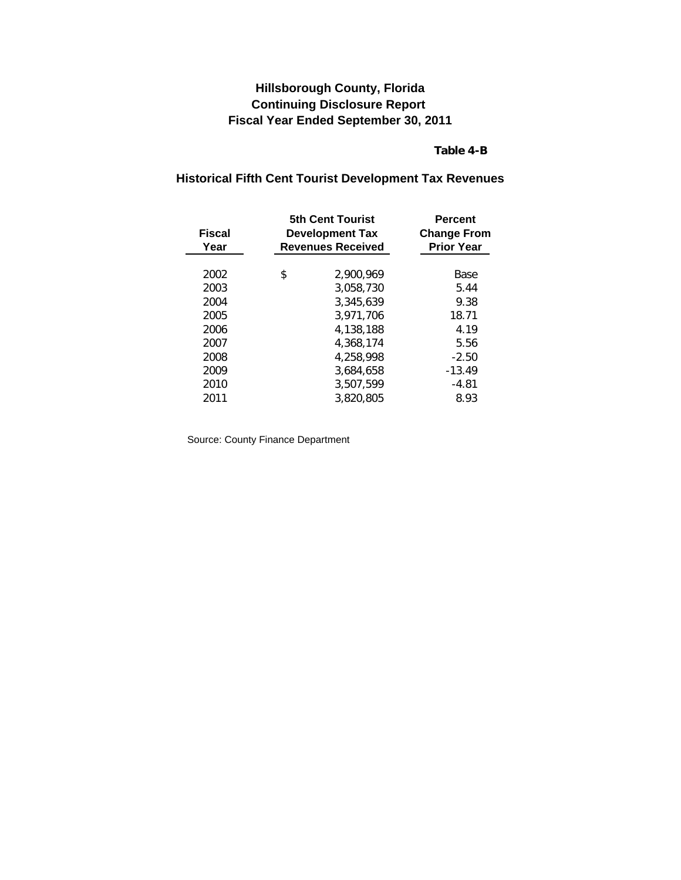# Hillsborough County, Florida
## Continuing Disclosure Report
## Fiscal Year Ended September 30, 2011

**Table 4-B**

### Historical Fifth Cent Tourist Development Tax Revenues

| Fiscal Year | 5th Cent Tourist Development Tax Revenues Received | Percent Change From Prior Year |
|---|---|---|
| 2002 | $ 2,900,969 | Base |
| 2003 | 3,058,730 | 5.44 |
| 2004 | 3,345,639 | 9.38 |
| 2005 | 3,971,706 | 18.71 |
| 2006 | 4,138,188 | 4.19 |
| 2007 | 4,368,174 | 5.56 |
| 2008 | 4,258,998 | -2.50 |
| 2009 | 3,684,658 | -13.49 |
| 2010 | 3,507,599 | -4.81 |
| 2011 | 3,820,805 | 8.93 |

Source: County Finance Department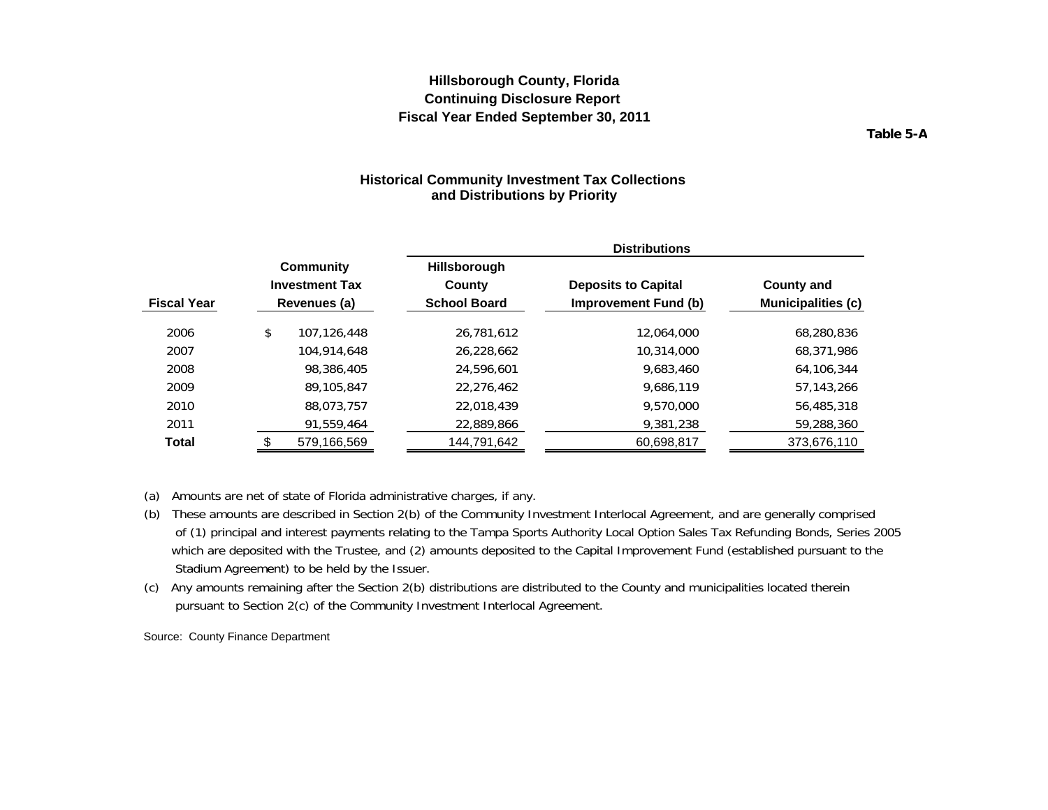# Hillsborough County, Florida
## Continuing Disclosure Report
## Fiscal Year Ended September 30, 2011

**Table 5-A**

### Historical Community Investment Tax Collections and Distributions by Priority

| | | Distributions | | |
|---|---|---|---|---|
| **Fiscal Year** | **Community Investment Tax Revenues (a)** | **Hillsborough County School Board** | **Deposits to Capital Improvement Fund (b)** | **County and Municipalities (c)** |
| 2006 | $ 107,126,448 | 26,781,612 | 12,064,000 | 68,280,836 |
| 2007 | 104,914,648 | 26,228,662 | 10,314,000 | 68,371,986 |
| 2008 | 98,386,405 | 24,596,601 | 9,683,460 | 64,106,344 |
| 2009 | 89,105,847 | 22,276,462 | 9,686,119 | 57,143,266 |
| 2010 | 88,073,757 | 22,018,439 | 9,570,000 | 56,485,318 |
| 2011 | 91,559,464 | 22,889,866 | 9,381,238 | 59,288,360 |
| **Total** | $ 579,166,569 | 144,791,642 | 60,698,817 | 373,676,110 |

(a) Amounts are net of state of Florida administrative charges, if any.

(b) These amounts are described in Section 2(b) of the Community Investment Interlocal Agreement, and are generally comprised of (1) principal and interest payments relating to the Tampa Sports Authority Local Option Sales Tax Refunding Bonds, Series 2005 which are deposited with the Trustee, and (2) amounts deposited to the Capital Improvement Fund (established pursuant to the Stadium Agreement) to be held by the Issuer.

(c) Any amounts remaining after the Section 2(b) distributions are distributed to the County and municipalities located therein pursuant to Section 2(c) of the Community Investment Interlocal Agreement.

Source: County Finance Department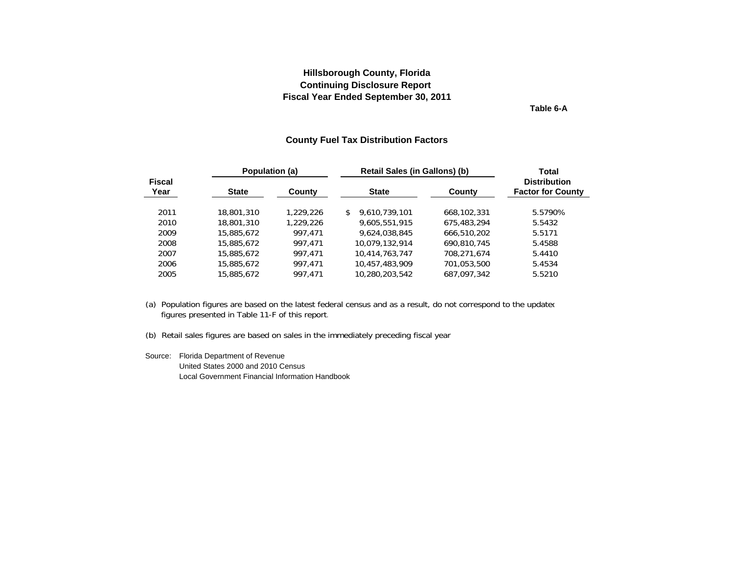# Hillsborough County, Florida
## Continuing Disclosure Report
## Fiscal Year Ended September 30, 2011

**Table 6-A**

### County Fuel Tax Distribution Factors

| Fiscal Year | Population (a) | | Retail Sales (in Gallons) (b) | | Total Distribution Factor for County |
|---|---|---|---|---|---|
| | State | County | State | County | |
| 2011 | 18,801,310 | 1,229,226 | $ 9,610,739,101 | 668,102,331 | 5.5790% |
| 2010 | 18,801,310 | 1,229,226 | 9,605,551,915 | 675,483,294 | 5.5432 |
| 2009 | 15,885,672 | 997,471 | 9,624,038,845 | 666,510,202 | 5.5171 |
| 2008 | 15,885,672 | 997,471 | 10,079,132,914 | 690,810,745 | 5.4588 |
| 2007 | 15,885,672 | 997,471 | 10,414,763,747 | 708,271,674 | 5.4410 |
| 2006 | 15,885,672 | 997,471 | 10,457,483,909 | 701,053,500 | 5.4534 |
| 2005 | 15,885,672 | 997,471 | 10,280,203,542 | 687,097,342 | 5.5210 |

(a) Population figures are based on the latest federal census and as a result, do not correspond to the updated figures presented in Table 11-F of this report.

(b) Retail sales figures are based on sales in the immediately preceding fiscal year

Source: Florida Department of Revenue
United States 2000 and 2010 Census
Local Government Financial Information Handbook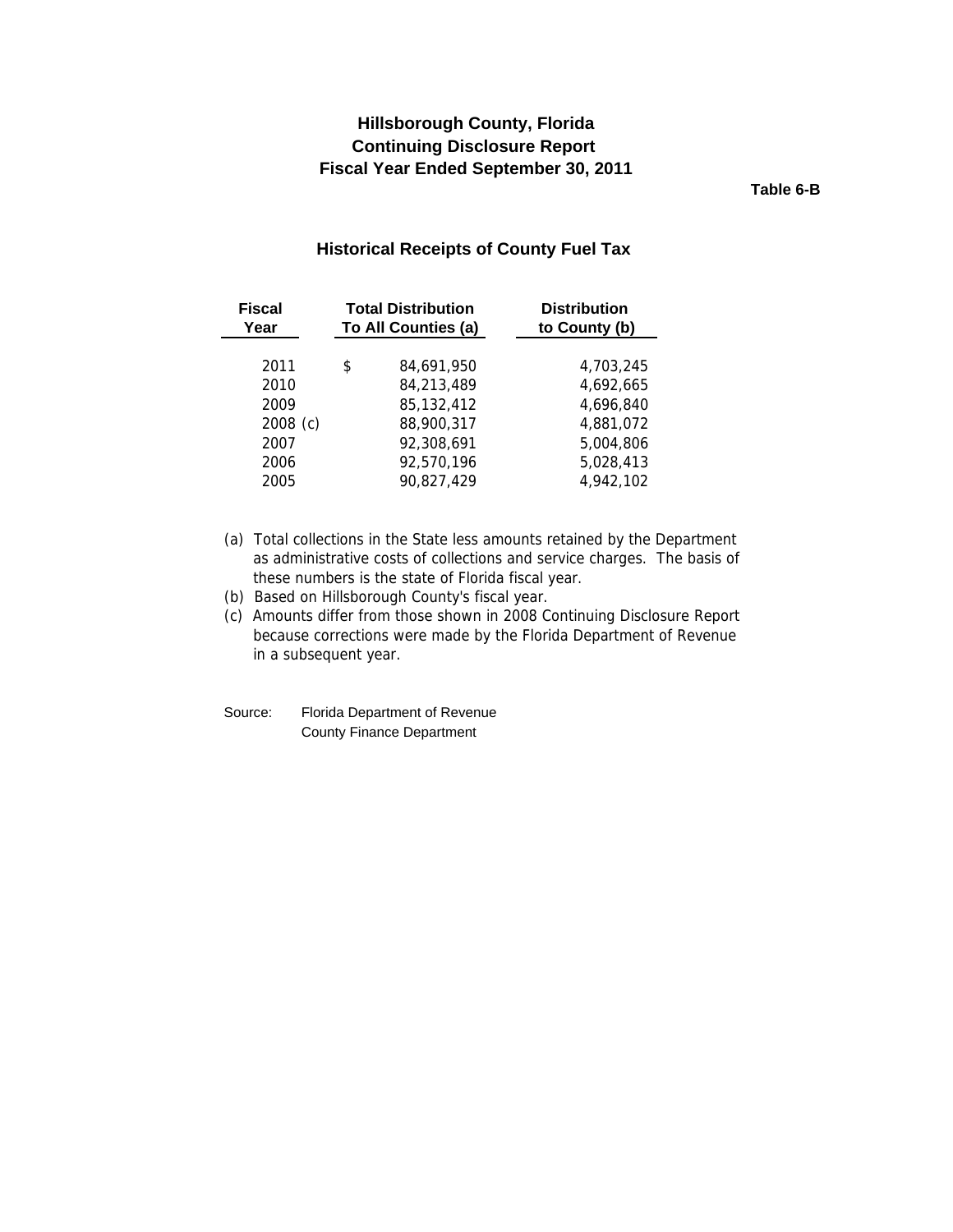# Hillsborough County, Florida
# Continuing Disclosure Report
# Fiscal Year Ended September 30, 2011

**Table 6-B**

## Historical Receipts of County Fuel Tax

| Fiscal Year | Total Distribution To All Counties (a) | Distribution to County (b) |
|---|---|---|
| 2011 | $ 84,691,950 | 4,703,245 |
| 2010 | 84,213,489 | 4,692,665 |
| 2009 | 85,132,412 | 4,696,840 |
| 2008 (c) | 88,900,317 | 4,881,072 |
| 2007 | 92,308,691 | 5,004,806 |
| 2006 | 92,570,196 | 5,028,413 |
| 2005 | 90,827,429 | 4,942,102 |

(a) Total collections in the State less amounts retained by the Department as administrative costs of collections and service charges. The basis of these numbers is the state of Florida fiscal year.

(b) Based on Hillsborough County's fiscal year.

(c) Amounts differ from those shown in 2008 Continuing Disclosure Report because corrections were made by the Florida Department of Revenue in a subsequent year.

Source: Florida Department of Revenue
County Finance Department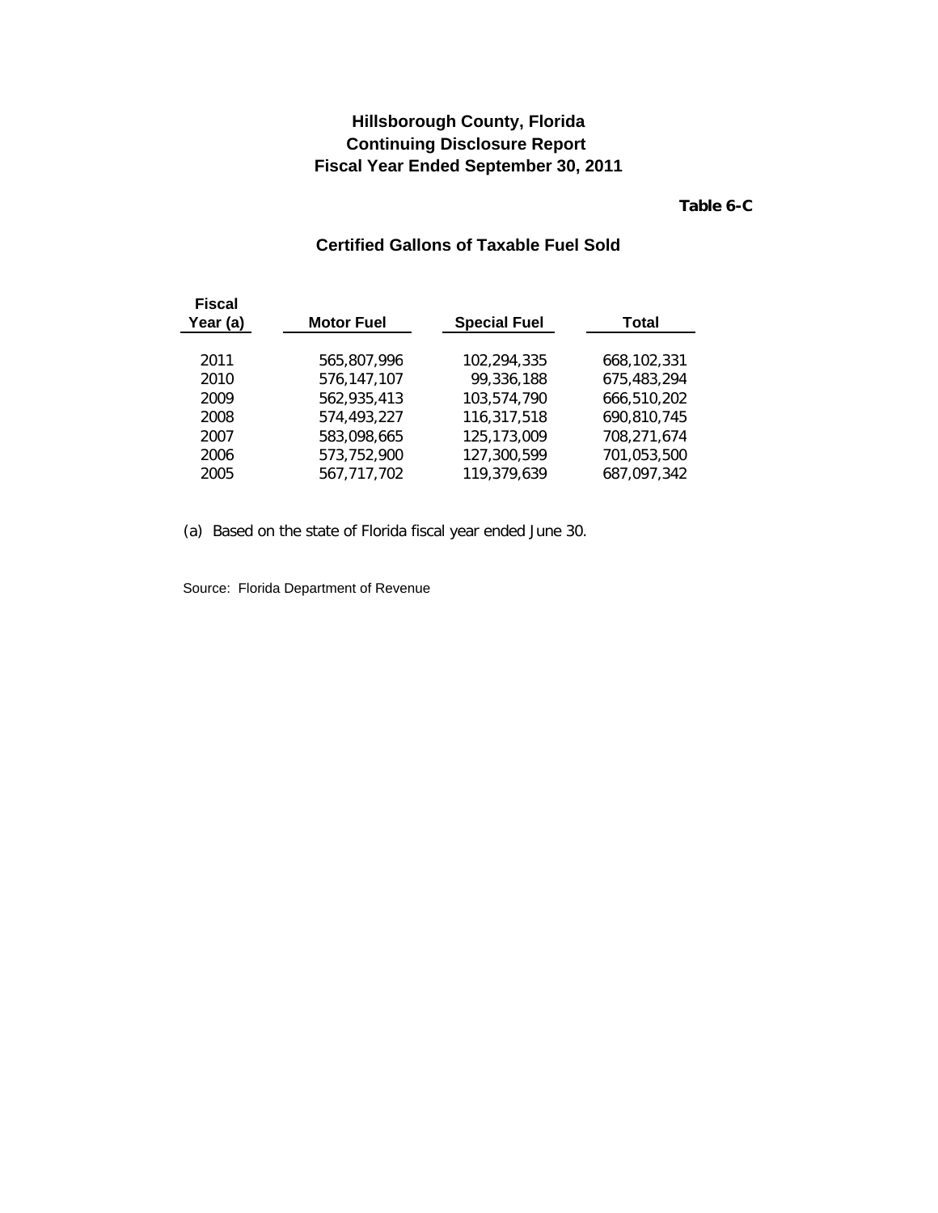# Hillsborough County, Florida
# Continuing Disclosure Report
# Fiscal Year Ended September 30, 2011

**Table 6-C**

## Certified Gallons of Taxable Fuel Sold

| Fiscal Year (a) | Motor Fuel | Special Fuel | Total |
|---|---|---|---|
| 2011 | 565,807,996 | 102,294,335 | 668,102,331 |
| 2010 | 576,147,107 | 99,336,188 | 675,483,294 |
| 2009 | 562,935,413 | 103,574,790 | 666,510,202 |
| 2008 | 574,493,227 | 116,317,518 | 690,810,745 |
| 2007 | 583,098,665 | 125,173,009 | 708,271,674 |
| 2006 | 573,752,900 | 127,300,599 | 701,053,500 |
| 2005 | 567,717,702 | 119,379,639 | 687,097,342 |

(a) Based on the state of Florida fiscal year ended June 30.

Source: Florida Department of Revenue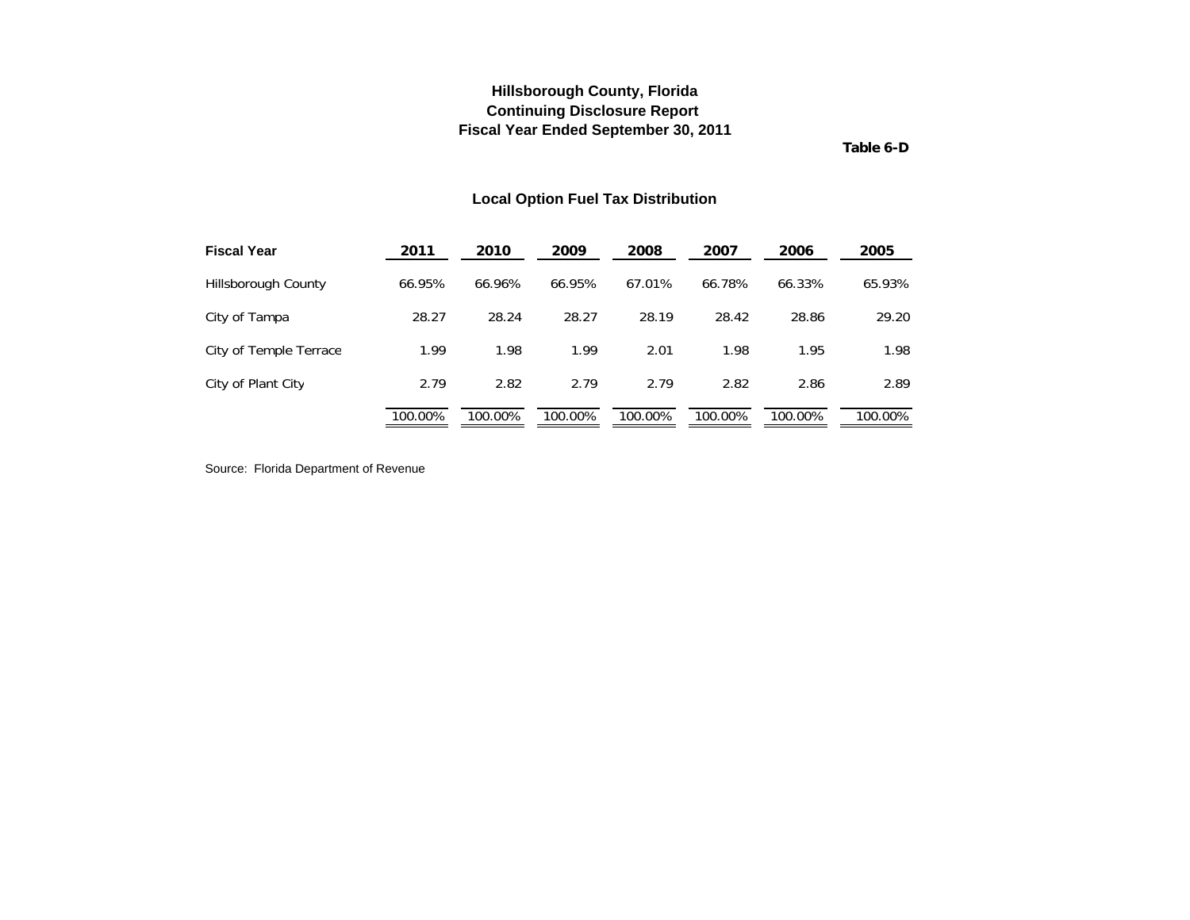**Hillsborough County, Florida**
**Continuing Disclosure Report**
**Fiscal Year Ended September 30, 2011**

**Table 6-D**

## Local Option Fuel Tax Distribution

| Fiscal Year | 2011 | 2010 | 2009 | 2008 | 2007 | 2006 | 2005 |
|---|---|---|---|---|---|---|---|
| Hillsborough County | 66.95% | 66.96% | 66.95% | 67.01% | 66.78% | 66.33% | 65.93% |
| City of Tampa | 28.27 | 28.24 | 28.27 | 28.19 | 28.42 | 28.86 | 29.20 |
| City of Temple Terrace | 1.99 | 1.98 | 1.99 | 2.01 | 1.98 | 1.95 | 1.98 |
| City of Plant City | 2.79 | 2.82 | 2.79 | 2.79 | 2.82 | 2.86 | 2.89 |
| | 100.00% | 100.00% | 100.00% | 100.00% | 100.00% | 100.00% | 100.00% |

Source: Florida Department of Revenue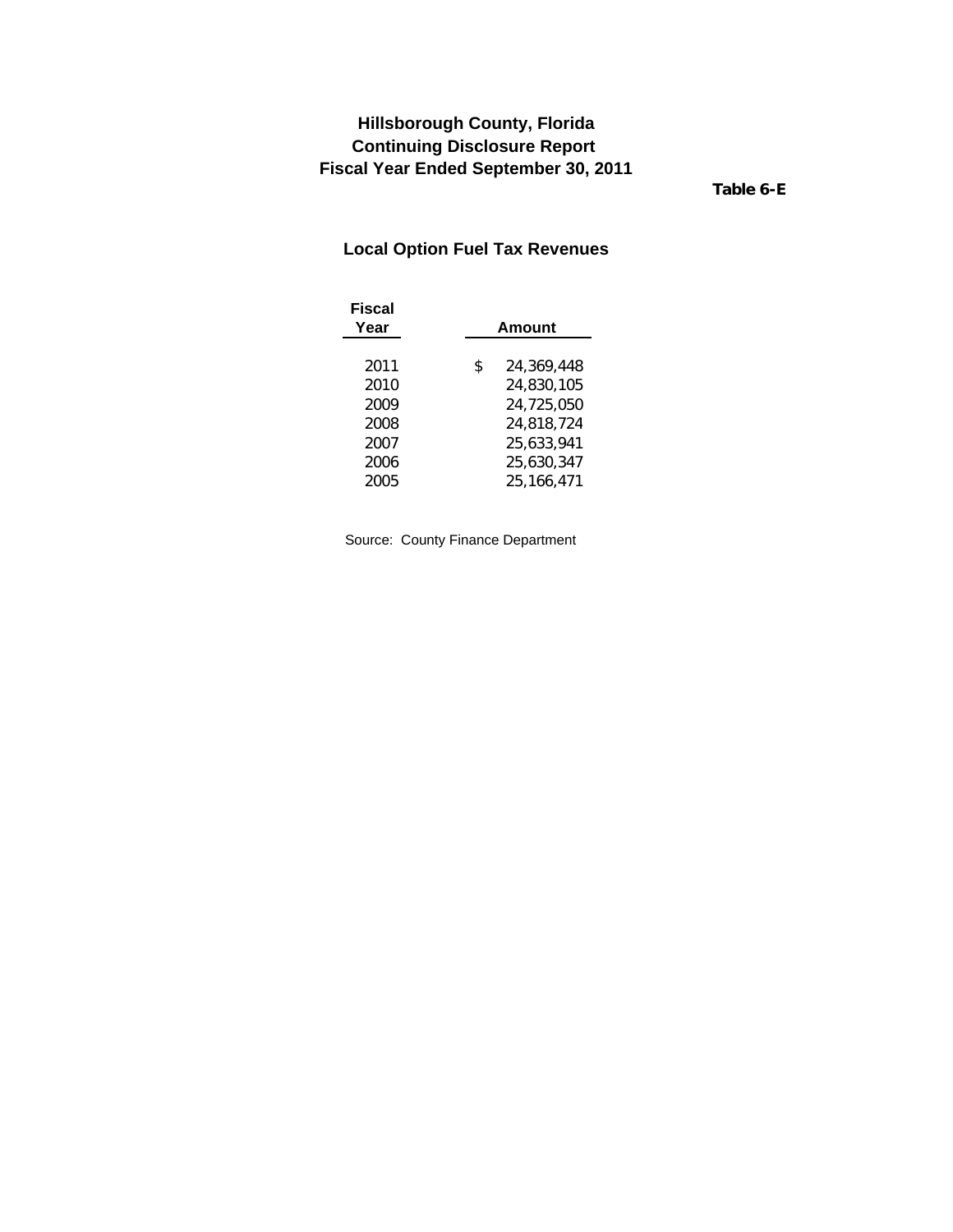# Hillsborough County, Florida
## Continuing Disclosure Report
## Fiscal Year Ended September 30, 2011

**Table 6-E**

### Local Option Fuel Tax Revenues

| Fiscal Year | Amount |
|---|---|
| 2011 | $ 24,369,448 |
| 2010 | 24,830,105 |
| 2009 | 24,725,050 |
| 2008 | 24,818,724 |
| 2007 | 25,633,941 |
| 2006 | 25,630,347 |
| 2005 | 25,166,471 |

Source: County Finance Department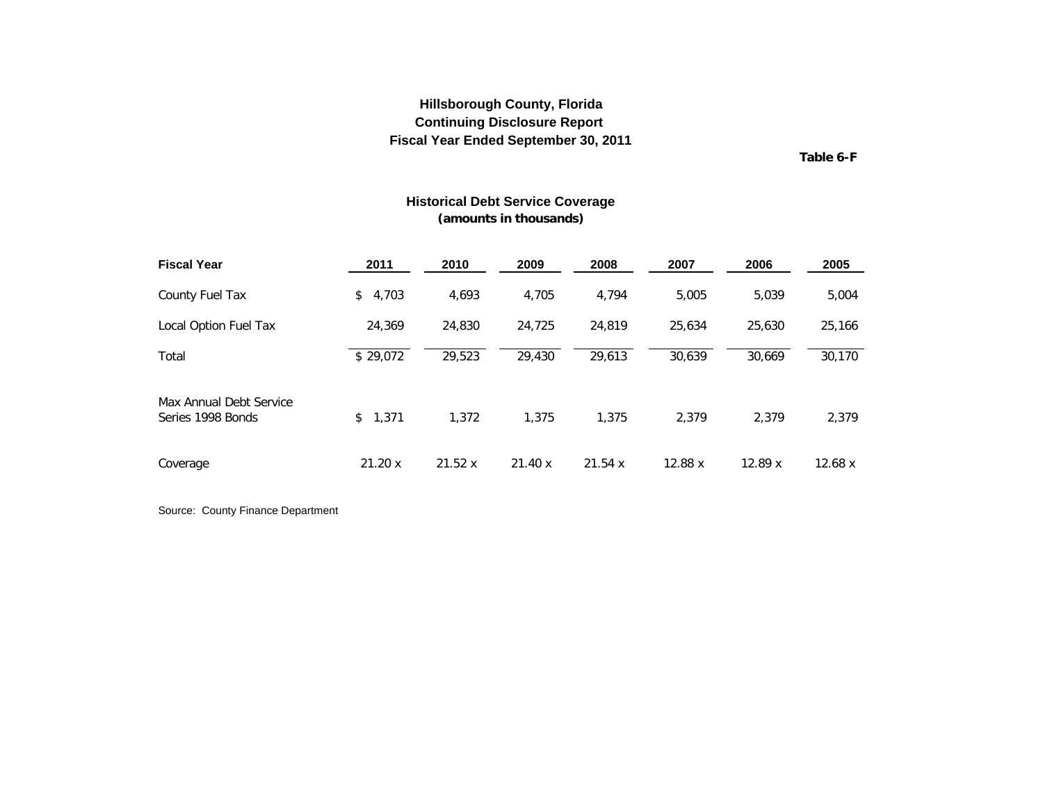**Hillsborough County, Florida**
**Continuing Disclosure Report**
**Fiscal Year Ended September 30, 2011**

**Table 6-F**

## Historical Debt Service Coverage
**(amounts in thousands)**

| Fiscal Year | 2011 | 2010 | 2009 | 2008 | 2007 | 2006 | 2005 |
|---|---|---|---|---|---|---|---|
| County Fuel Tax | $ 4,703 | 4,693 | 4,705 | 4,794 | 5,005 | 5,039 | 5,004 |
| Local Option Fuel Tax | 24,369 | 24,830 | 24,725 | 24,819 | 25,634 | 25,630 | 25,166 |
| Total | $ 29,072 | 29,523 | 29,430 | 29,613 | 30,639 | 30,669 | 30,170 |
| Max Annual Debt Service Series 1998 Bonds | $ 1,371 | 1,372 | 1,375 | 1,375 | 2,379 | 2,379 | 2,379 |
| Coverage | 21.20 x | 21.52 x | 21.40 x | 21.54 x | 12.88 x | 12.89 x | 12.68 x |

Source: County Finance Department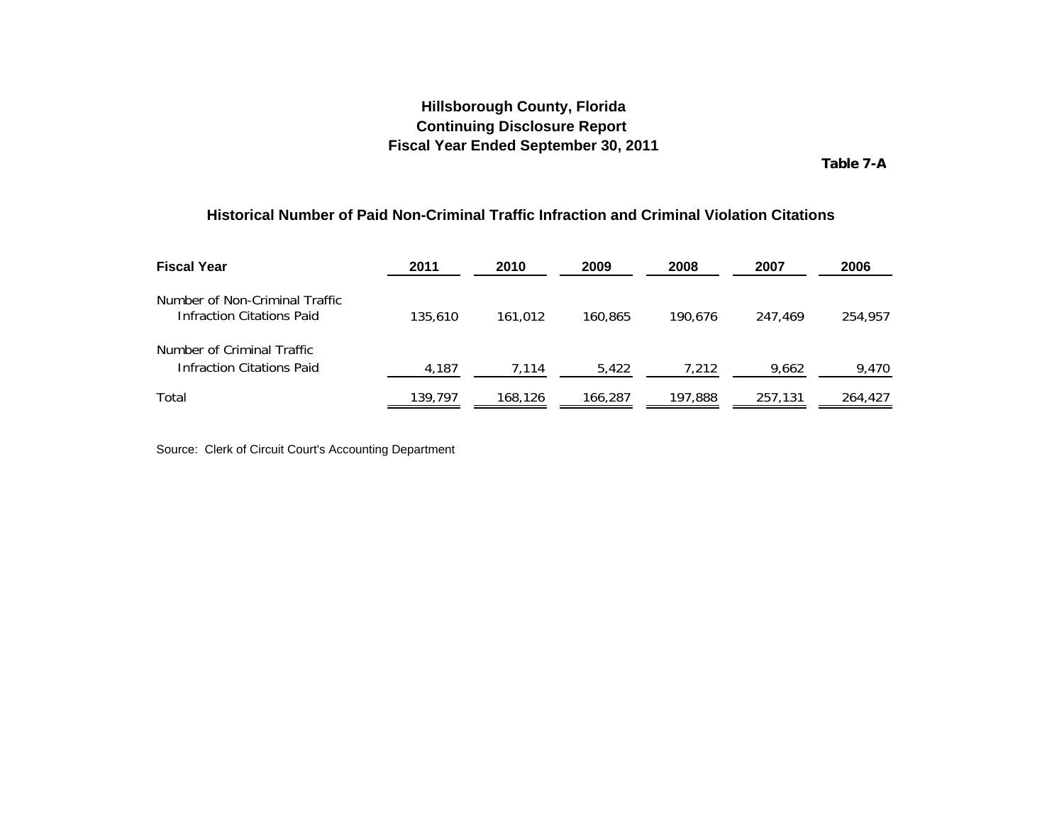# Hillsborough County, Florida
## Continuing Disclosure Report
## Fiscal Year Ended September 30, 2011

**Table 7-A**

### Historical Number of Paid Non-Criminal Traffic Infraction and Criminal Violation Citations

| Fiscal Year | 2011 | 2010 | 2009 | 2008 | 2007 | 2006 |
|---|---|---|---|---|---|---|
| Number of Non-Criminal Traffic Infraction Citations Paid | 135,610 | 161,012 | 160,865 | 190,676 | 247,469 | 254,957 |
| Number of Criminal Traffic Infraction Citations Paid | 4,187 | 7,114 | 5,422 | 7,212 | 9,662 | 9,470 |
| Total | 139,797 | 168,126 | 166,287 | 197,888 | 257,131 | 264,427 |

Source: Clerk of Circuit Court's Accounting Department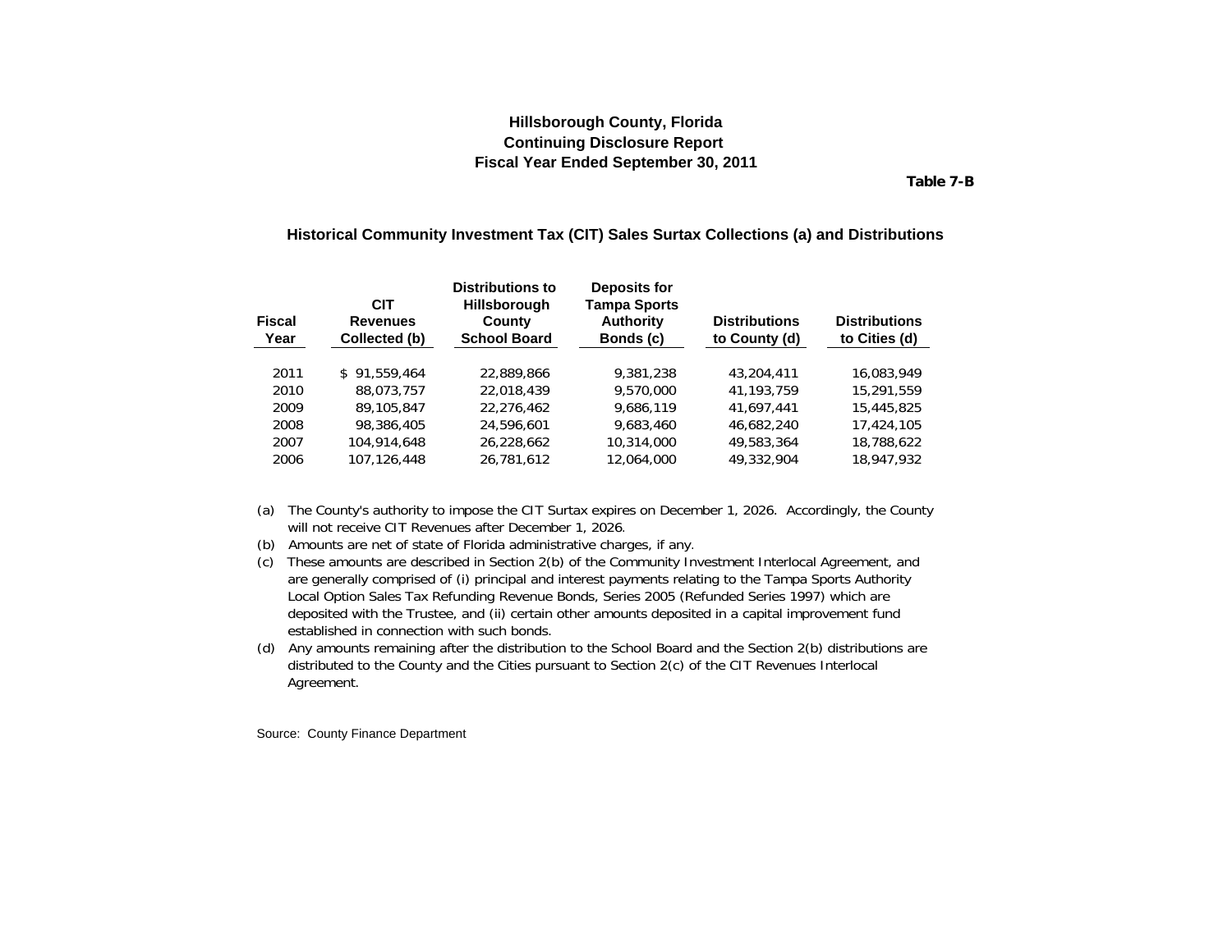# Hillsborough County, Florida
## Continuing Disclosure Report
## Fiscal Year Ended September 30, 2011

**Table 7-B**

### Historical Community Investment Tax (CIT) Sales Surtax Collections (a) and Distributions

| Fiscal Year | CIT Revenues Collected (b) | Distributions to Hillsborough County School Board | Deposits for Tampa Sports Authority Bonds (c) | Distributions to County (d) | Distributions to Cities (d) |
|---|---|---|---|---|---|
| 2011 | $ 91,559,464 | 22,889,866 | 9,381,238 | 43,204,411 | 16,083,949 |
| 2010 | 88,073,757 | 22,018,439 | 9,570,000 | 41,193,759 | 15,291,559 |
| 2009 | 89,105,847 | 22,276,462 | 9,686,119 | 41,697,441 | 15,445,825 |
| 2008 | 98,386,405 | 24,596,601 | 9,683,460 | 46,682,240 | 17,424,105 |
| 2007 | 104,914,648 | 26,228,662 | 10,314,000 | 49,583,364 | 18,788,622 |
| 2006 | 107,126,448 | 26,781,612 | 12,064,000 | 49,332,904 | 18,947,932 |

(a) The County's authority to impose the CIT Surtax expires on December 1, 2026. Accordingly, the County will not receive CIT Revenues after December 1, 2026.

(b) Amounts are net of state of Florida administrative charges, if any.

(c) These amounts are described in Section 2(b) of the Community Investment Interlocal Agreement, and are generally comprised of (i) principal and interest payments relating to the Tampa Sports Authority Local Option Sales Tax Refunding Revenue Bonds, Series 2005 (Refunded Series 1997) which are deposited with the Trustee, and (ii) certain other amounts deposited in a capital improvement fund established in connection with such bonds.

(d) Any amounts remaining after the distribution to the School Board and the Section 2(b) distributions are distributed to the County and the Cities pursuant to Section 2(c) of the CIT Revenues Interlocal Agreement.

Source: County Finance Department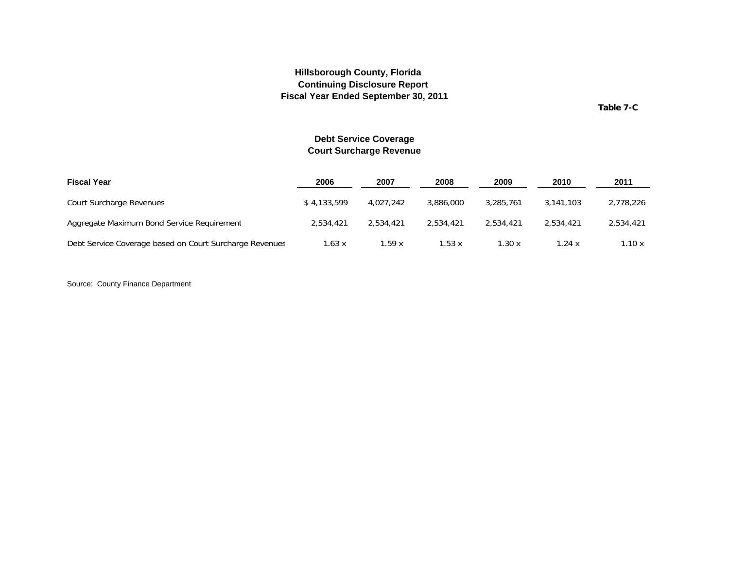**Hillsborough County, Florida**
**Continuing Disclosure Report**
**Fiscal Year Ended September 30, 2011**

**Table 7-C**

## Debt Service Coverage
## Court Surcharge Revenue

| Fiscal Year | 2006 | 2007 | 2008 | 2009 | 2010 | 2011 |
|---|---|---|---|---|---|---|
| Court Surcharge Revenues | $ 4,133,599 | 4,027,242 | 3,886,000 | 3,285,761 | 3,141,103 | 2,778,226 |
| Aggregate Maximum Bond Service Requirement | 2,534,421 | 2,534,421 | 2,534,421 | 2,534,421 | 2,534,421 | 2,534,421 |
| Debt Service Coverage based on Court Surcharge Revenues | 1.63 x | 1.59 x | 1.53 x | 1.30 x | 1.24 x | 1.10 x |

Source: County Finance Department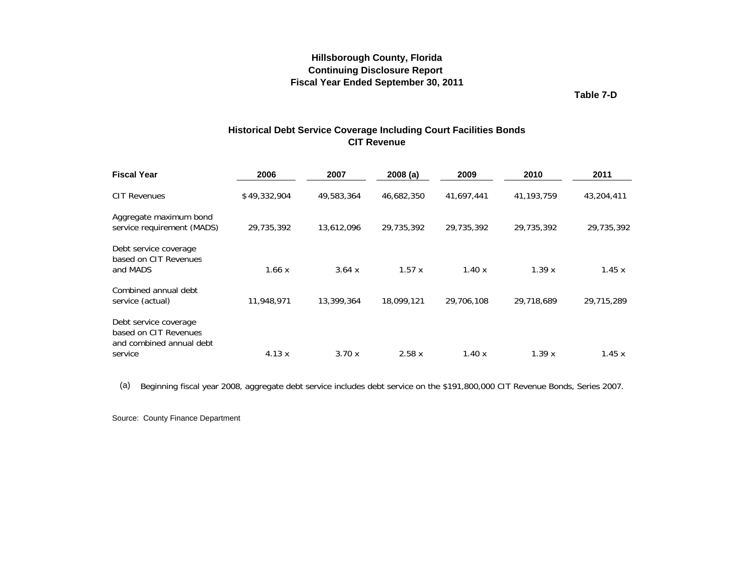**Hillsborough County, Florida**
**Continuing Disclosure Report**
**Fiscal Year Ended September 30, 2011**

**Table 7-D**

## Historical Debt Service Coverage Including Court Facilities Bonds
## CIT Revenue

| Fiscal Year | 2006 | 2007 | 2008 (a) | 2009 | 2010 | 2011 |
|---|---|---|---|---|---|---|
| CIT Revenues | $49,332,904 | 49,583,364 | 46,682,350 | 41,697,441 | 41,193,759 | 43,204,411 |
| Aggregate maximum bond service requirement (MADS) | 29,735,392 | 13,612,096 | 29,735,392 | 29,735,392 | 29,735,392 | 29,735,392 |
| Debt service coverage based on CIT Revenues and MADS | 1.66 x | 3.64 x | 1.57 x | 1.40 x | 1.39 x | 1.45 x |
| Combined annual debt service (actual) | 11,948,971 | 13,399,364 | 18,099,121 | 29,706,108 | 29,718,689 | 29,715,289 |
| Debt service coverage based on CIT Revenues and combined annual debt service | 4.13 x | 3.70 x | 2.58 x | 1.40 x | 1.39 x | 1.45 x |

(a) Beginning fiscal year 2008, aggregate debt service includes debt service on the $191,800,000 CIT Revenue Bonds, Series 2007.

Source: County Finance Department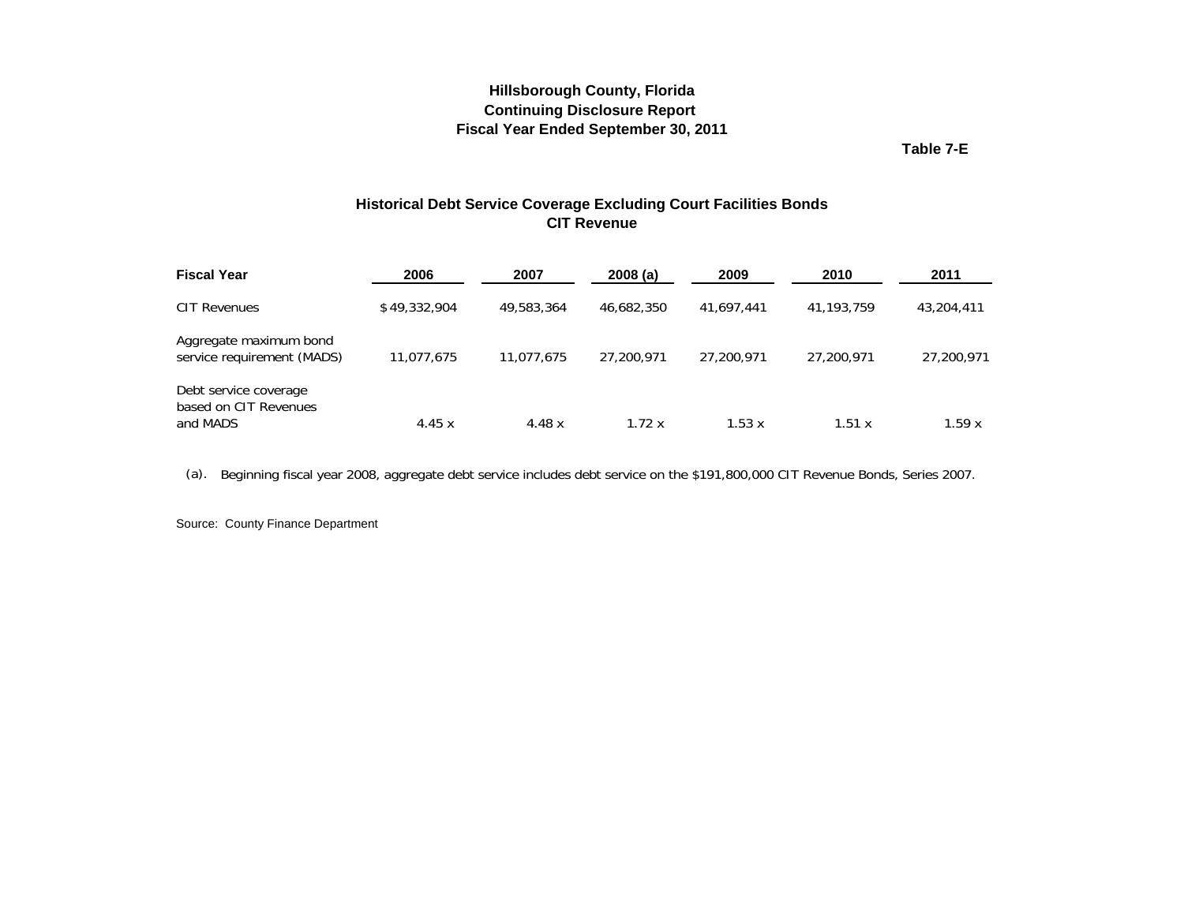**Hillsborough County, Florida**
**Continuing Disclosure Report**
**Fiscal Year Ended September 30, 2011**

**Table 7-E**

## Historical Debt Service Coverage Excluding Court Facilities Bonds
## CIT Revenue

| **Fiscal Year** | **2006** | **2007** | **2008 (a)** | **2009** | **2010** | **2011** |
|---|---|---|---|---|---|---|
| CIT Revenues | $ 49,332,904 | 49,583,364 | 46,682,350 | 41,697,441 | 41,193,759 | 43,204,411 |
| Aggregate maximum bond service requirement (MADS) | 11,077,675 | 11,077,675 | 27,200,971 | 27,200,971 | 27,200,971 | 27,200,971 |
| Debt service coverage based on CIT Revenues and MADS | 4.45 x | 4.48 x | 1.72 x | 1.53 x | 1.51 x | 1.59 x |

(a). Beginning fiscal year 2008, aggregate debt service includes debt service on the $191,800,000 CIT Revenue Bonds, Series 2007.

Source: County Finance Department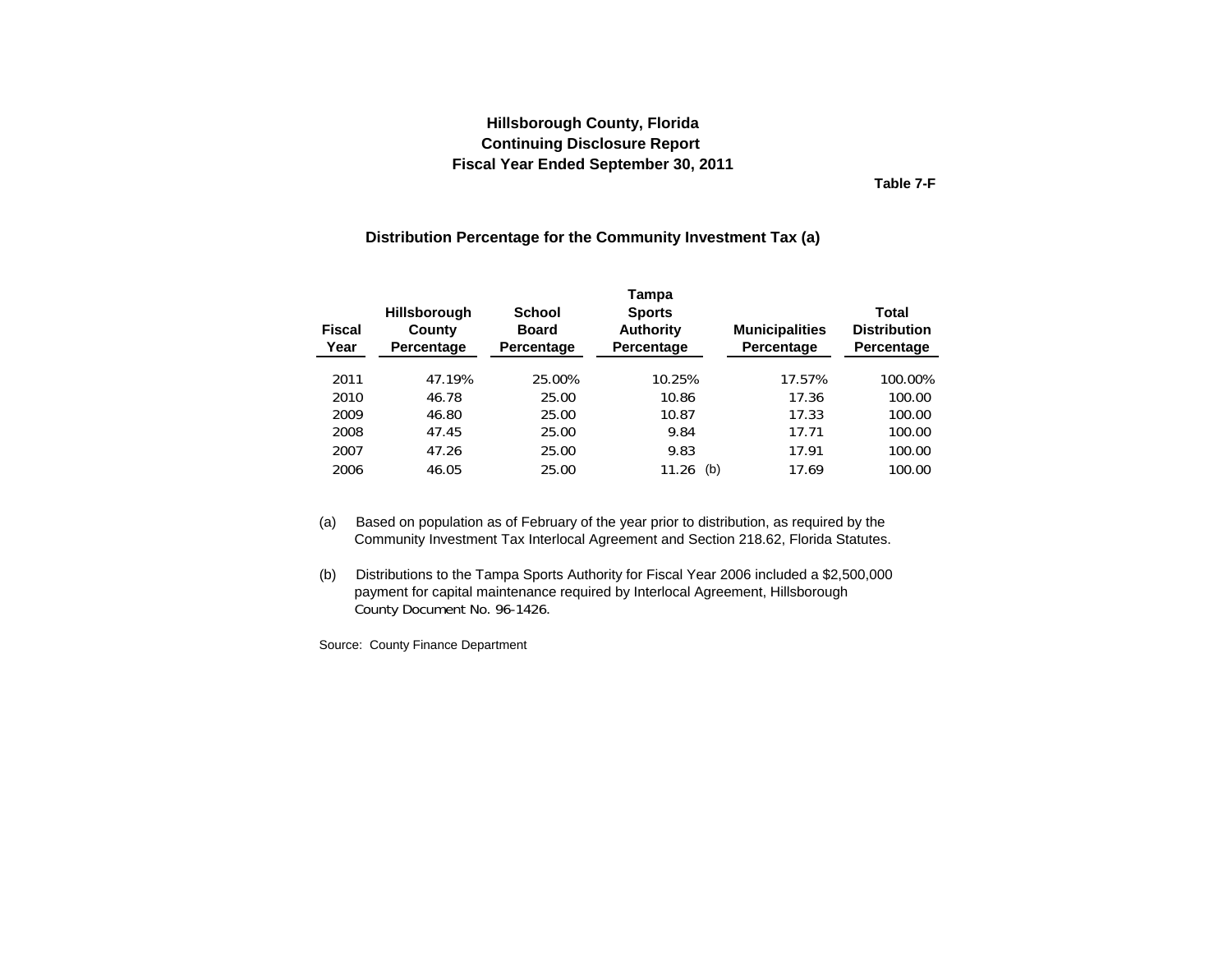# Hillsborough County, Florida
## Continuing Disclosure Report
## Fiscal Year Ended September 30, 2011

**Table 7-F**

### Distribution Percentage for the Community Investment Tax (a)

| Fiscal Year | Hillsborough County Percentage | School Board Percentage | Tampa Sports Authority Percentage | Municipalities Percentage | Total Distribution Percentage |
|---|---|---|---|---|---|
| 2011 | 47.19% | 25.00% | 10.25% | 17.57% | 100.00% |
| 2010 | 46.78 | 25.00 | 10.86 | 17.36 | 100.00 |
| 2009 | 46.80 | 25.00 | 10.87 | 17.33 | 100.00 |
| 2008 | 47.45 | 25.00 | 9.84 | 17.71 | 100.00 |
| 2007 | 47.26 | 25.00 | 9.83 | 17.91 | 100.00 |
| 2006 | 46.05 | 25.00 | 11.26 (b) | 17.69 | 100.00 |

(a) Based on population as of February of the year prior to distribution, as required by the Community Investment Tax Interlocal Agreement and Section 218.62, Florida Statutes.

(b) Distributions to the Tampa Sports Authority for Fiscal Year 2006 included a $2,500,000 payment for capital maintenance required by Interlocal Agreement, Hillsborough County Document No. 96-1426.

Source: County Finance Department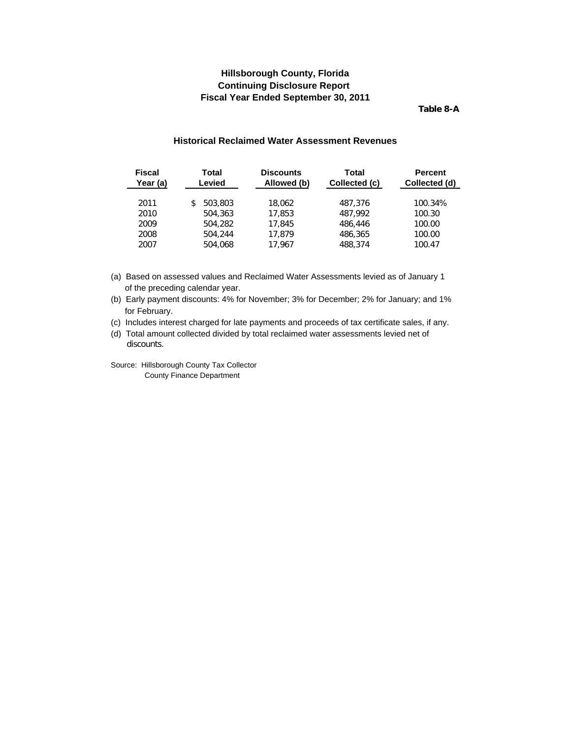# Hillsborough County, Florida
## Continuing Disclosure Report
## Fiscal Year Ended September 30, 2011

**Table 8-A**

### Historical Reclaimed Water Assessment Revenues

| Fiscal Year (a) | Total Levied | Discounts Allowed (b) | Total Collected (c) | Percent Collected (d) |
|---|---|---|---|---|
| 2011 | $ 503,803 | 18,062 | 487,376 | 100.34% |
| 2010 | 504,363 | 17,853 | 487,992 | 100.30 |
| 2009 | 504,282 | 17,845 | 486,446 | 100.00 |
| 2008 | 504,244 | 17,879 | 486,365 | 100.00 |
| 2007 | 504,068 | 17,967 | 488,374 | 100.47 |

(a) Based on assessed values and Reclaimed Water Assessments levied as of January 1 of the preceding calendar year.

(b) Early payment discounts: 4% for November; 3% for December; 2% for January; and 1% for February.

(c) Includes interest charged for late payments and proceeds of tax certificate sales, if any.

(d) Total amount collected divided by total reclaimed water assessments levied net of discounts.

Source: Hillsborough County Tax Collector
County Finance Department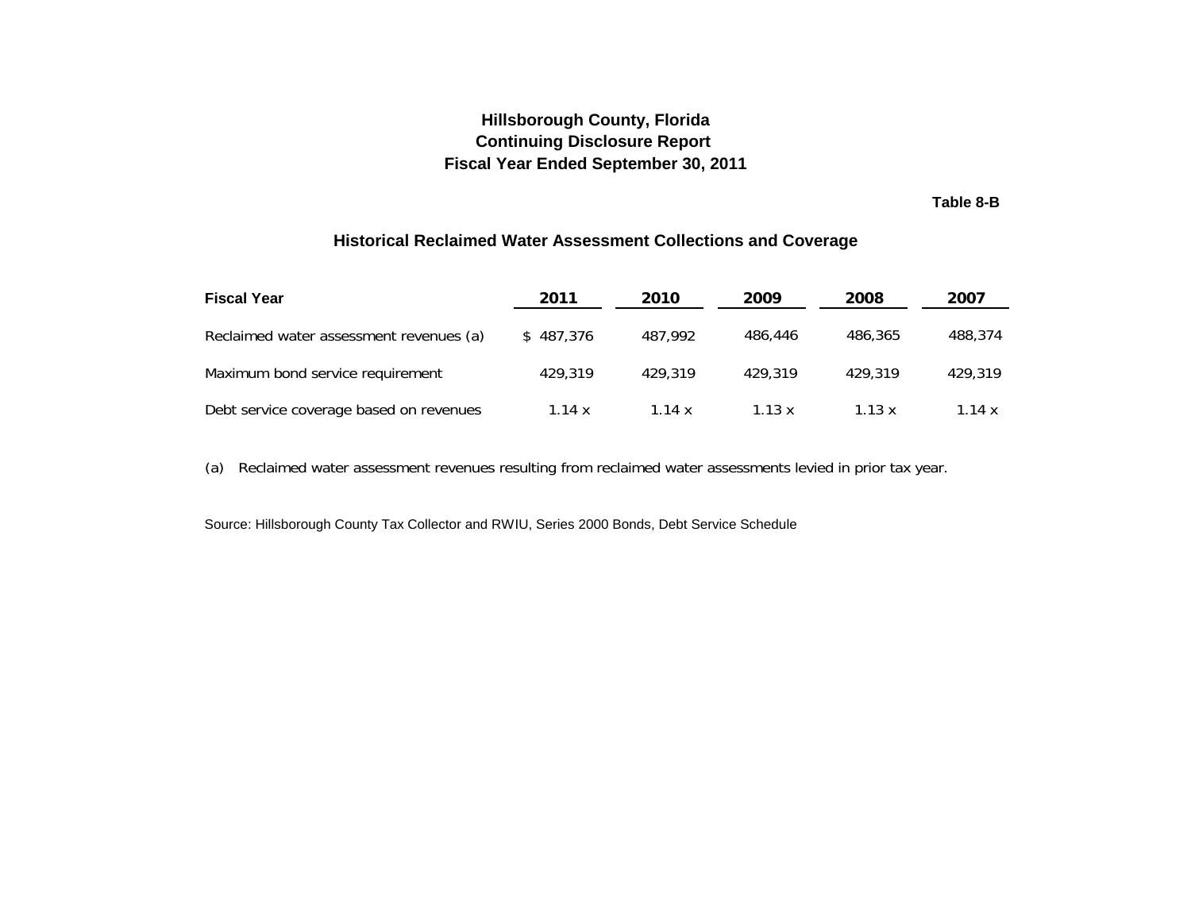# Hillsborough County, Florida
## Continuing Disclosure Report
## Fiscal Year Ended September 30, 2011

**Table 8-B**

### Historical Reclaimed Water Assessment Collections and Coverage

| Fiscal Year | 2011 | 2010 | 2009 | 2008 | 2007 |
|---|---|---|---|---|---|
| Reclaimed water assessment revenues (a) | $ 487,376 | 487,992 | 486,446 | 486,365 | 488,374 |
| Maximum bond service requirement | 429,319 | 429,319 | 429,319 | 429,319 | 429,319 |
| Debt service coverage based on revenues | 1.14 x | 1.14 x | 1.13 x | 1.13 x | 1.14 x |

(a) Reclaimed water assessment revenues resulting from reclaimed water assessments levied in prior tax year.

Source: Hillsborough County Tax Collector and RWIU, Series 2000 Bonds, Debt Service Schedule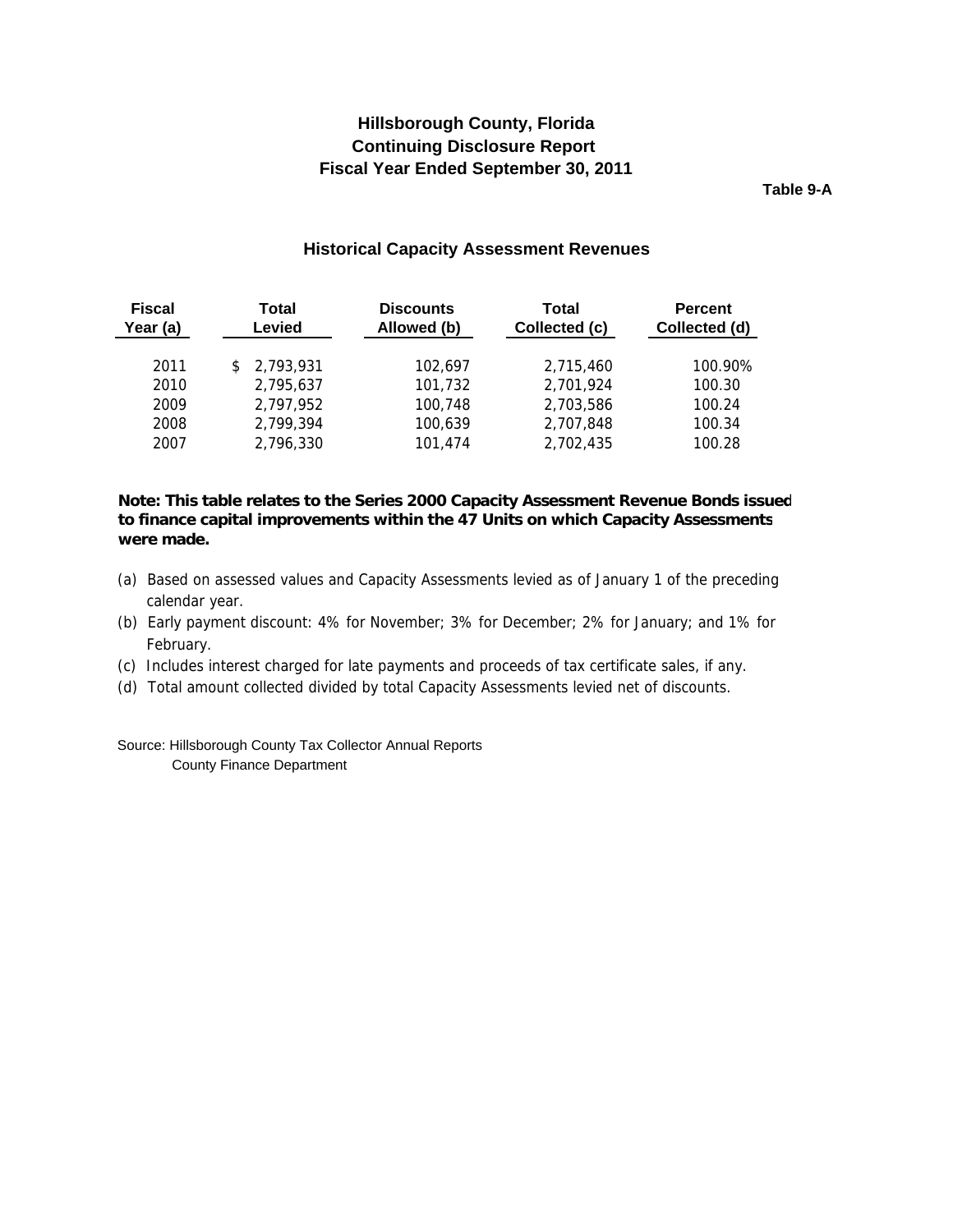# Hillsborough County, Florida
## Continuing Disclosure Report
## Fiscal Year Ended September 30, 2011

**Table 9-A**

### Historical Capacity Assessment Revenues

| Fiscal Year (a) | Total Levied | Discounts Allowed (b) | Total Collected (c) | Percent Collected (d) |
|---|---|---|---|---|
| 2011 | $ 2,793,931 | 102,697 | 2,715,460 | 100.90% |
| 2010 | 2,795,637 | 101,732 | 2,701,924 | 100.30 |
| 2009 | 2,797,952 | 100,748 | 2,703,586 | 100.24 |
| 2008 | 2,799,394 | 100,639 | 2,707,848 | 100.34 |
| 2007 | 2,796,330 | 101,474 | 2,702,435 | 100.28 |

**Note: This table relates to the Series 2000 Capacity Assessment Revenue Bonds issued to finance capital improvements within the 47 Units on which Capacity Assessments were made.**

(a) Based on assessed values and Capacity Assessments levied as of January 1 of the preceding calendar year.
(b) Early payment discount: 4% for November; 3% for December; 2% for January; and 1% for February.
(c) Includes interest charged for late payments and proceeds of tax certificate sales, if any.
(d) Total amount collected divided by total Capacity Assessments levied net of discounts.

Source: Hillsborough County Tax Collector Annual Reports
County Finance Department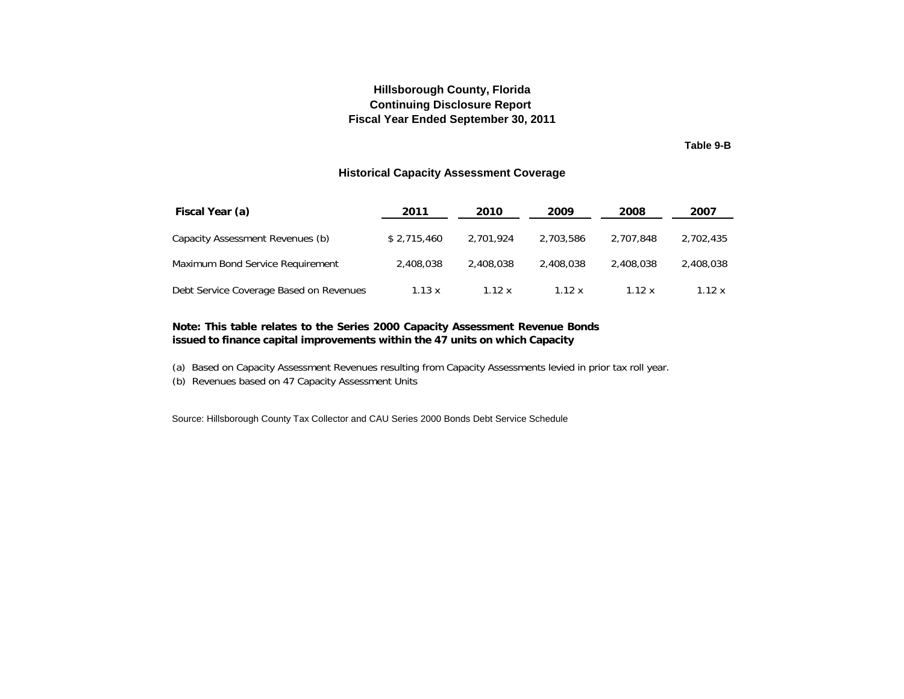# Hillsborough County, Florida
## Continuing Disclosure Report
## Fiscal Year Ended September 30, 2011

**Table 9-B**

### Historical Capacity Assessment Coverage

| Fiscal Year (a) | 2011 | 2010 | 2009 | 2008 | 2007 |
|---|---|---|---|---|---|
| Capacity Assessment Revenues (b) | $ 2,715,460 | 2,701,924 | 2,703,586 | 2,707,848 | 2,702,435 |
| Maximum Bond Service Requirement | 2,408,038 | 2,408,038 | 2,408,038 | 2,408,038 | 2,408,038 |
| Debt Service Coverage Based on Revenues | 1.13 x | 1.12 x | 1.12 x | 1.12 x | 1.12 x |

**Note: This table relates to the Series 2000 Capacity Assessment Revenue Bonds issued to finance capital improvements within the 47 units on which Capacity**

(a) Based on Capacity Assessment Revenues resulting from Capacity Assessments levied in prior tax roll year.

(b) Revenues based on 47 Capacity Assessment Units

Source: Hillsborough County Tax Collector and CAU Series 2000 Bonds Debt Service Schedule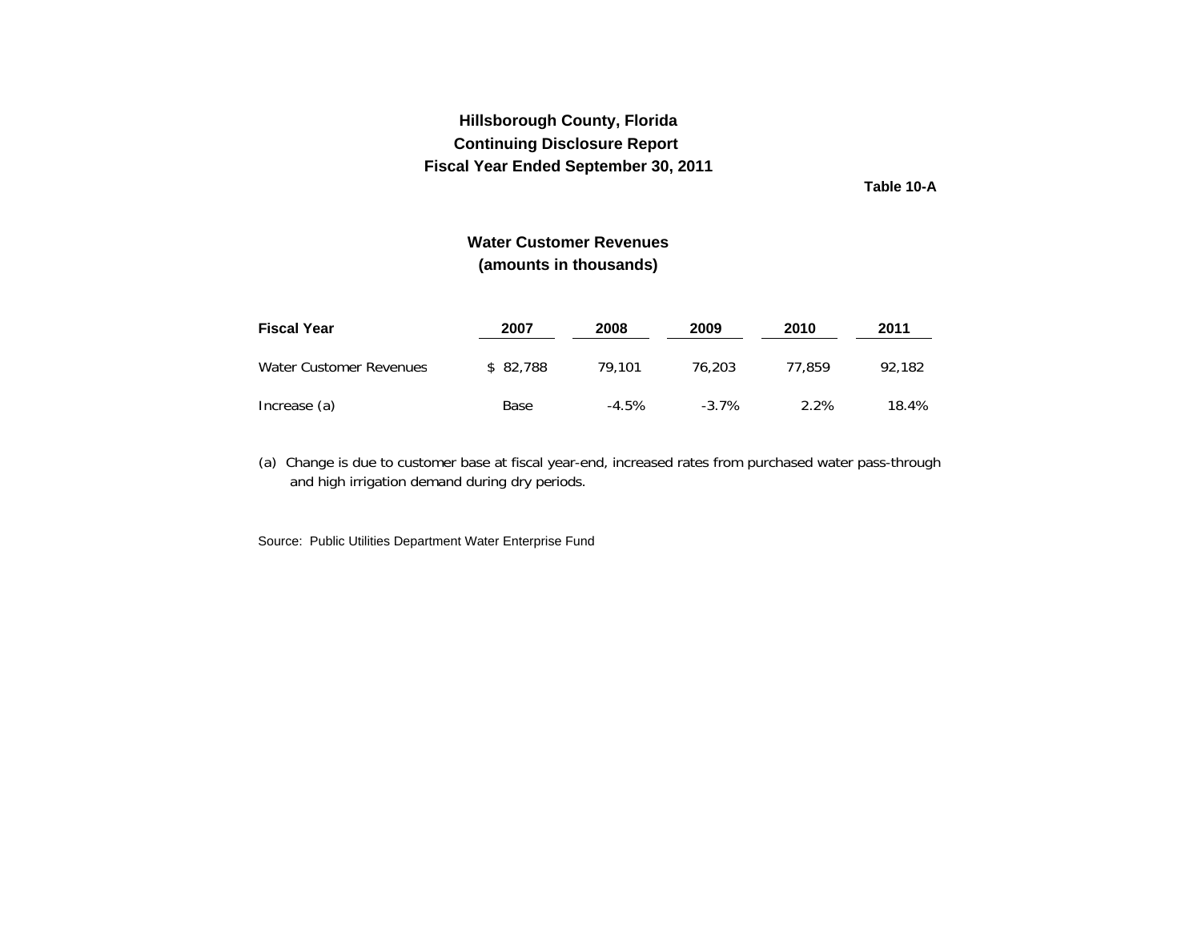**Hillsborough County, Florida**
**Continuing Disclosure Report**
**Fiscal Year Ended September 30, 2011**

**Table 10-A**

## Water Customer Revenues
**(amounts in thousands)**

| Fiscal Year | 2007 | 2008 | 2009 | 2010 | 2011 |
|---|---|---|---|---|---|
| Water Customer Revenues | $ 82,788 | 79,101 | 76,203 | 77,859 | 92,182 |
| Increase (a) | Base | -4.5% | -3.7% | 2.2% | 18.4% |

(a) Change is due to customer base at fiscal year-end, increased rates from purchased water pass-through and high irrigation demand during dry periods.

Source: Public Utilities Department Water Enterprise Fund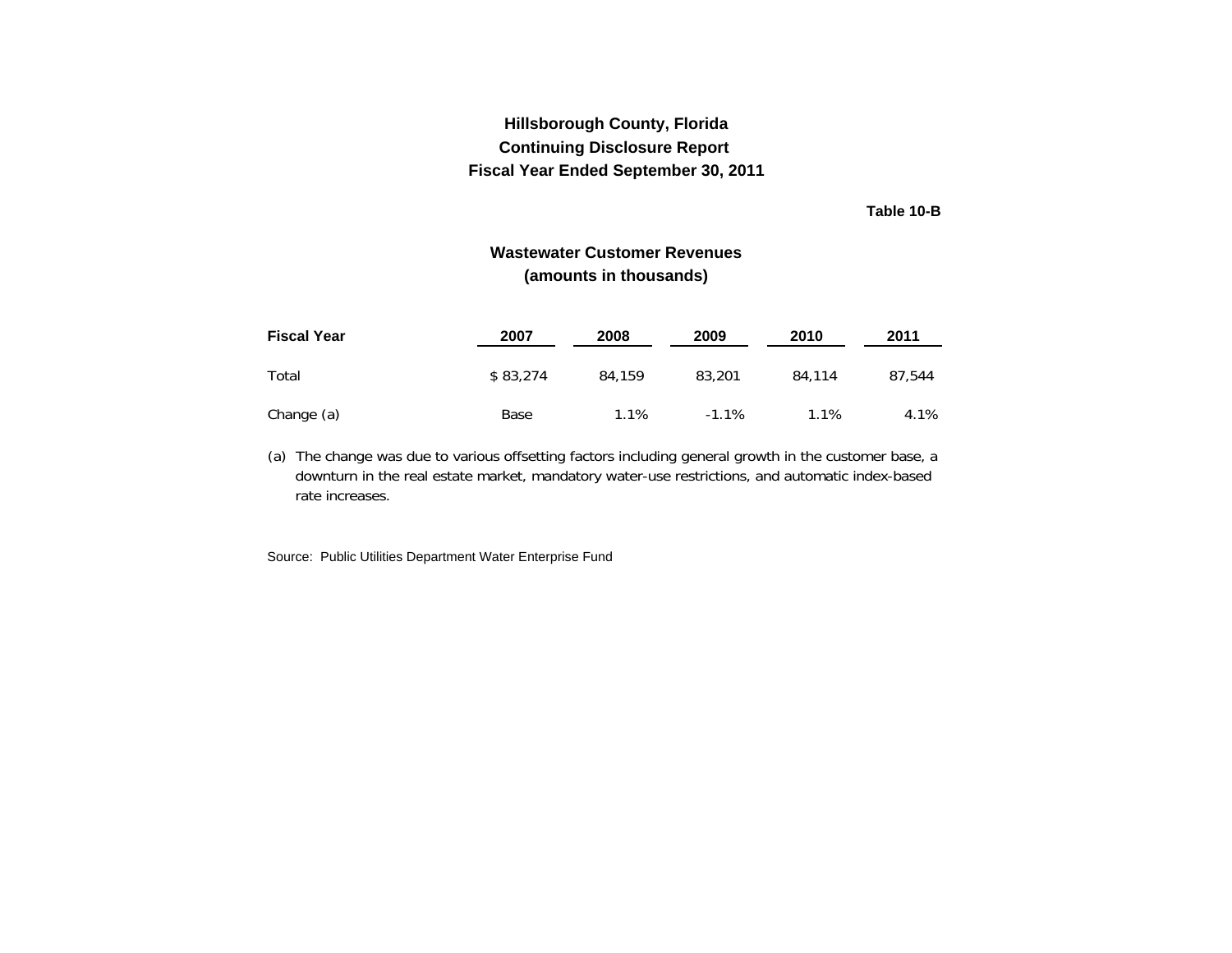**Hillsborough County, Florida**
**Continuing Disclosure Report**
**Fiscal Year Ended September 30, 2011**

**Table 10-B**

## Wastewater Customer Revenues
### (amounts in thousands)

| Fiscal Year | 2007 | 2008 | 2009 | 2010 | 2011 |
|---|---|---|---|---|---|
| Total | $ 83,274 | 84,159 | 83,201 | 84,114 | 87,544 |
| Change (a) | Base | 1.1% | -1.1% | 1.1% | 4.1% |

(a) The change was due to various offsetting factors including general growth in the customer base, a downturn in the real estate market, mandatory water-use restrictions, and automatic index-based rate increases.

Source: Public Utilities Department Water Enterprise Fund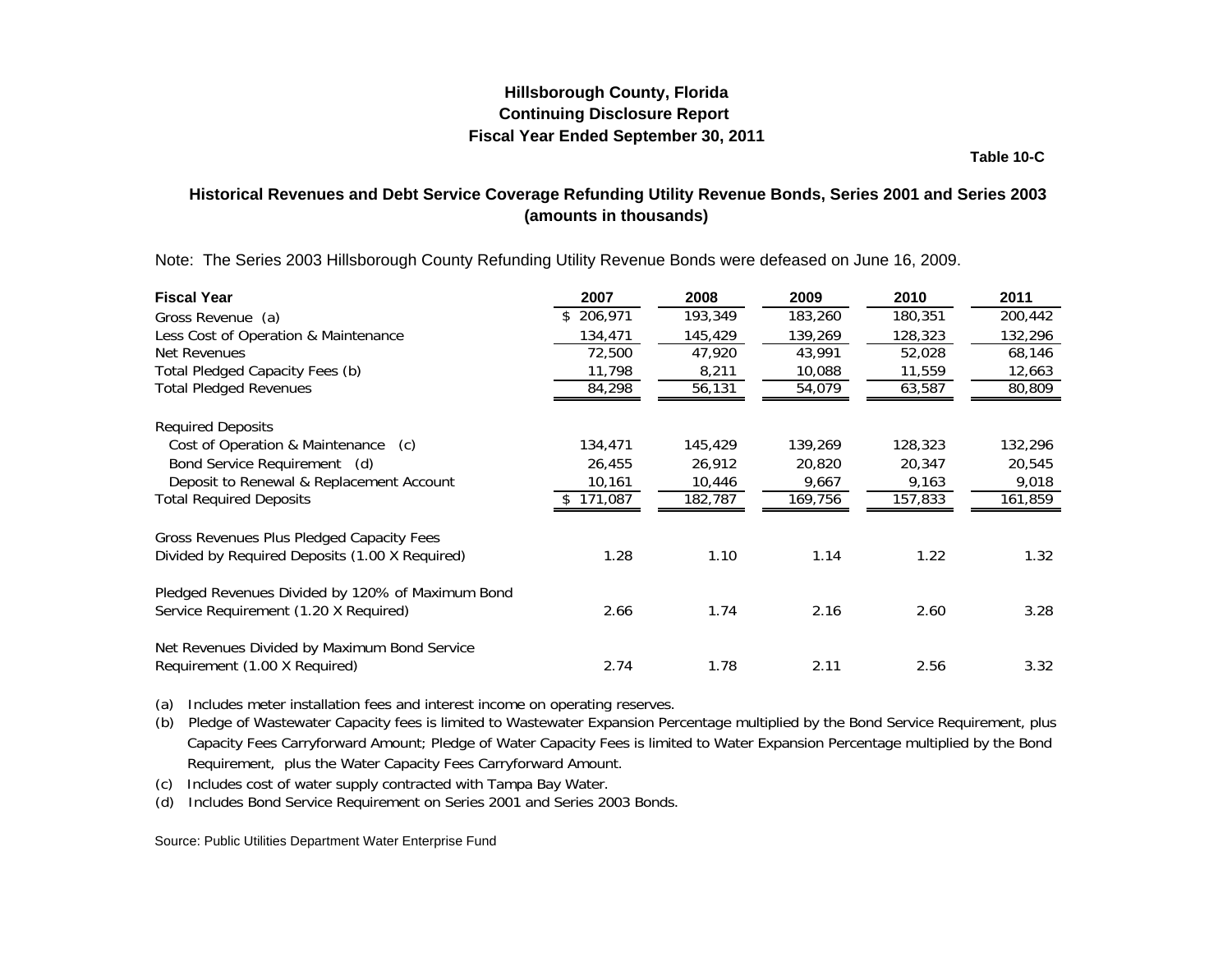**Hillsborough County, Florida**
**Continuing Disclosure Report**
**Fiscal Year Ended September 30, 2011**

**Table 10-C**

## Historical Revenues and Debt Service Coverage Refunding Utility Revenue Bonds, Series 2001 and Series 2003 (amounts in thousands)

Note: The Series 2003 Hillsborough County Refunding Utility Revenue Bonds were defeased on June 16, 2009.

| Fiscal Year | 2007 | 2008 | 2009 | 2010 | 2011 |
|---|---|---|---|---|---|
| Gross Revenue (a) | $ 206,971 | 193,349 | 183,260 | 180,351 | 200,442 |
| Less Cost of Operation & Maintenance | 134,471 | 145,429 | 139,269 | 128,323 | 132,296 |
| Net Revenues | 72,500 | 47,920 | 43,991 | 52,028 | 68,146 |
| Total Pledged Capacity Fees (b) | 11,798 | 8,211 | 10,088 | 11,559 | 12,663 |
| Total Pledged Revenues | 84,298 | 56,131 | 54,079 | 63,587 | 80,809 |
| Required Deposits | | | | | |
| Cost of Operation & Maintenance (c) | 134,471 | 145,429 | 139,269 | 128,323 | 132,296 |
| Bond Service Requirement (d) | 26,455 | 26,912 | 20,820 | 20,347 | 20,545 |
| Deposit to Renewal & Replacement Account | 10,161 | 10,446 | 9,667 | 9,163 | 9,018 |
| Total Required Deposits | $ 171,087 | 182,787 | 169,756 | 157,833 | 161,859 |
| Gross Revenues Plus Pledged Capacity Fees Divided by Required Deposits (1.00 X Required) | 1.28 | 1.10 | 1.14 | 1.22 | 1.32 |
| Pledged Revenues Divided by 120% of Maximum Bond Service Requirement (1.20 X Required) | 2.66 | 1.74 | 2.16 | 2.60 | 3.28 |
| Net Revenues Divided by Maximum Bond Service Requirement (1.00 X Required) | 2.74 | 1.78 | 2.11 | 2.56 | 3.32 |

(a) Includes meter installation fees and interest income on operating reserves.

(b) Pledge of Wastewater Capacity fees is limited to Wastewater Expansion Percentage multiplied by the Bond Service Requirement, plus Capacity Fees Carryforward Amount; Pledge of Water Capacity Fees is limited to Water Expansion Percentage multiplied by the Bond Requirement, plus the Water Capacity Fees Carryforward Amount.

(c) Includes cost of water supply contracted with Tampa Bay Water.

(d) Includes Bond Service Requirement on Series 2001 and Series 2003 Bonds.

Source: Public Utilities Department Water Enterprise Fund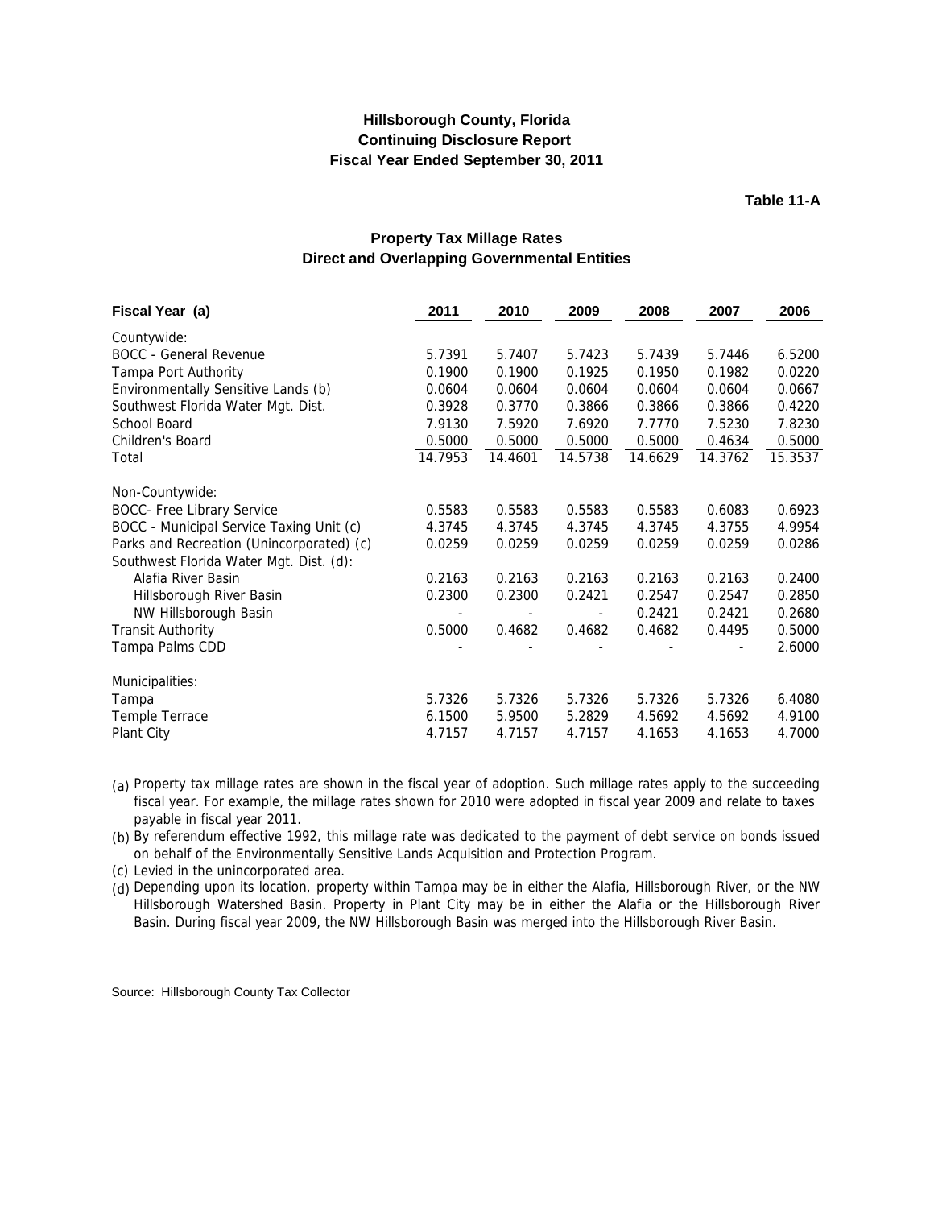**Hillsborough County, Florida**
**Continuing Disclosure Report**
**Fiscal Year Ended September 30, 2011**

**Table 11-A**

## Property Tax Millage Rates
### Direct and Overlapping Governmental Entities

| Fiscal Year (a) | 2011 | 2010 | 2009 | 2008 | 2007 | 2006 |
|---|---|---|---|---|---|---|
| Countywide: | | | | | | |
| BOCC - General Revenue | 5.7391 | 5.7407 | 5.7423 | 5.7439 | 5.7446 | 6.5200 |
| Tampa Port Authority | 0.1900 | 0.1900 | 0.1925 | 0.1950 | 0.1982 | 0.0220 |
| Environmentally Sensitive Lands (b) | 0.0604 | 0.0604 | 0.0604 | 0.0604 | 0.0604 | 0.0667 |
| Southwest Florida Water Mgt. Dist. | 0.3928 | 0.3770 | 0.3866 | 0.3866 | 0.3866 | 0.4220 |
| School Board | 7.9130 | 7.5920 | 7.6920 | 7.7770 | 7.5230 | 7.8230 |
| Children's Board | 0.5000 | 0.5000 | 0.5000 | 0.5000 | 0.4634 | 0.5000 |
| Total | 14.7953 | 14.4601 | 14.5738 | 14.6629 | 14.3762 | 15.3537 |
| Non-Countywide: | | | | | | |
| BOCC- Free Library Service | 0.5583 | 0.5583 | 0.5583 | 0.5583 | 0.6083 | 0.6923 |
| BOCC - Municipal Service Taxing Unit (c) | 4.3745 | 4.3745 | 4.3745 | 4.3745 | 4.3755 | 4.9954 |
| Parks and Recreation (Unincorporated) (c) | 0.0259 | 0.0259 | 0.0259 | 0.0259 | 0.0259 | 0.0286 |
| Southwest Florida Water Mgt. Dist. (d): | | | | | | |
| Alafia River Basin | 0.2163 | 0.2163 | 0.2163 | 0.2163 | 0.2163 | 0.2400 |
| Hillsborough River Basin | 0.2300 | 0.2300 | 0.2421 | 0.2547 | 0.2547 | 0.2850 |
| NW Hillsborough Basin | - | - | - | 0.2421 | 0.2421 | 0.2680 |
| Transit Authority | 0.5000 | 0.4682 | 0.4682 | 0.4682 | 0.4495 | 0.5000 |
| Tampa Palms CDD | - | - | - | - | - | 2.6000 |
| Municipalities: | | | | | | |
| Tampa | 5.7326 | 5.7326 | 5.7326 | 5.7326 | 5.7326 | 6.4080 |
| Temple Terrace | 6.1500 | 5.9500 | 5.2829 | 4.5692 | 4.5692 | 4.9100 |
| Plant City | 4.7157 | 4.7157 | 4.7157 | 4.1653 | 4.1653 | 4.7000 |

(a) Property tax millage rates are shown in the fiscal year of adoption. Such millage rates apply to the succeeding fiscal year. For example, the millage rates shown for 2010 were adopted in fiscal year 2009 and relate to taxes payable in fiscal year 2011.

(b) By referendum effective 1992, this millage rate was dedicated to the payment of debt service on bonds issued on behalf of the Environmentally Sensitive Lands Acquisition and Protection Program.

(c) Levied in the unincorporated area.

(d) Depending upon its location, property within Tampa may be in either the Alafia, Hillsborough River, or the NW Hillsborough Watershed Basin. Property in Plant City may be in either the Alafia or the Hillsborough River Basin. During fiscal year 2009, the NW Hillsborough Basin was merged into the Hillsborough River Basin.

Source: Hillsborough County Tax Collector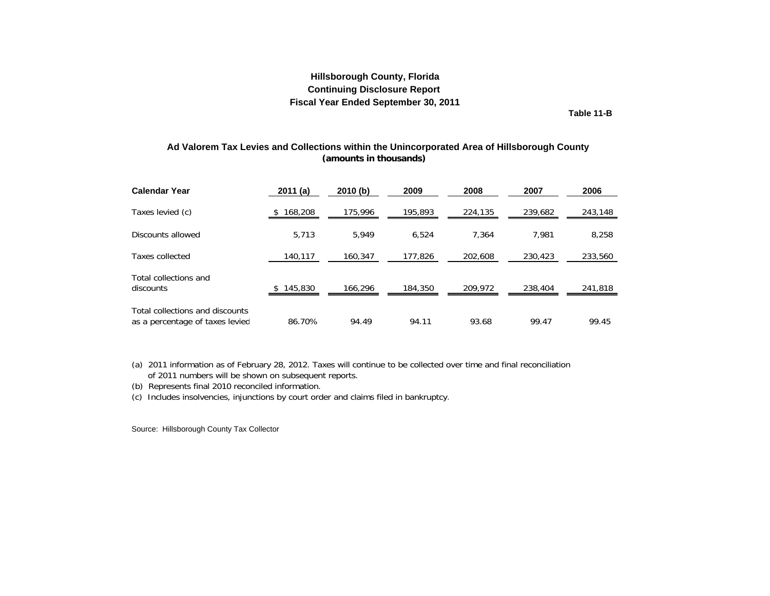# Hillsborough County, Florida
## Continuing Disclosure Report
## Fiscal Year Ended September 30, 2011

**Table 11-B**

### Ad Valorem Tax Levies and Collections within the Unincorporated Area of Hillsborough County
**(amounts in thousands)**

| Calendar Year | 2011 (a) | 2010 (b) | 2009 | 2008 | 2007 | 2006 |
|---|---|---|---|---|---|---|
| Taxes levied (c) | $ 168,208 | 175,996 | 195,893 | 224,135 | 239,682 | 243,148 |
| Discounts allowed | 5,713 | 5,949 | 6,524 | 7,364 | 7,981 | 8,258 |
| Taxes collected | 140,117 | 160,347 | 177,826 | 202,608 | 230,423 | 233,560 |
| Total collections and discounts | $ 145,830 | 166,296 | 184,350 | 209,972 | 238,404 | 241,818 |
| Total collections and discounts as a percentage of taxes levied | 86.70% | 94.49 | 94.11 | 93.68 | 99.47 | 99.45 |

(a) 2011 information as of February 28, 2012. Taxes will continue to be collected over time and final reconciliation of 2011 numbers will be shown on subsequent reports.

(b) Represents final 2010 reconciled information.

(c) Includes insolvencies, injunctions by court order and claims filed in bankruptcy.

Source: Hillsborough County Tax Collector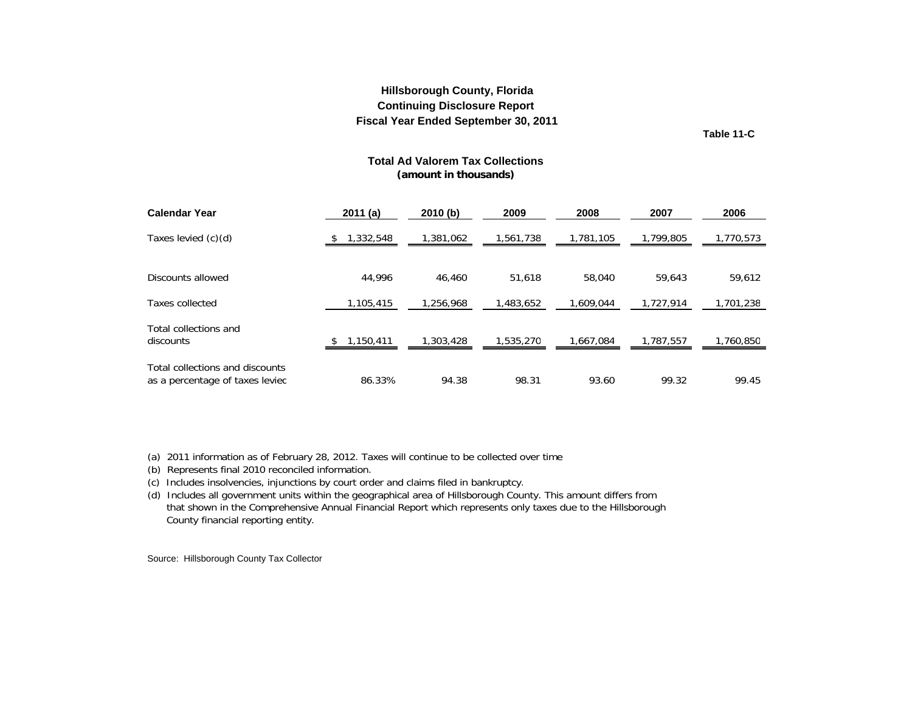# Hillsborough County, Florida
## Continuing Disclosure Report
## Fiscal Year Ended September 30, 2011

**Table 11-C**

### Total Ad Valorem Tax Collections
**(amount in thousands)**

| Calendar Year | 2011 (a) | 2010 (b) | 2009 | 2008 | 2007 | 2006 |
|---|---|---|---|---|---|---|
| Taxes levied (c)(d) | $ 1,332,548 | 1,381,062 | 1,561,738 | 1,781,105 | 1,799,805 | 1,770,573 |
| Discounts allowed | 44,996 | 46,460 | 51,618 | 58,040 | 59,643 | 59,612 |
| Taxes collected | 1,105,415 | 1,256,968 | 1,483,652 | 1,609,044 | 1,727,914 | 1,701,238 |
| Total collections and discounts | $ 1,150,411 | 1,303,428 | 1,535,270 | 1,667,084 | 1,787,557 | 1,760,850 |
| Total collections and discounts as a percentage of taxes leviec | 86.33% | 94.38 | 98.31 | 93.60 | 99.32 | 99.45 |

(a) 2011 information as of February 28, 2012. Taxes will continue to be collected over time

(b) Represents final 2010 reconciled information.

(c) Includes insolvencies, injunctions by court order and claims filed in bankruptcy.

(d) Includes all government units within the geographical area of Hillsborough County. This amount differs from that shown in the Comprehensive Annual Financial Report which represents only taxes due to the Hillsborough County financial reporting entity.

Source: Hillsborough County Tax Collector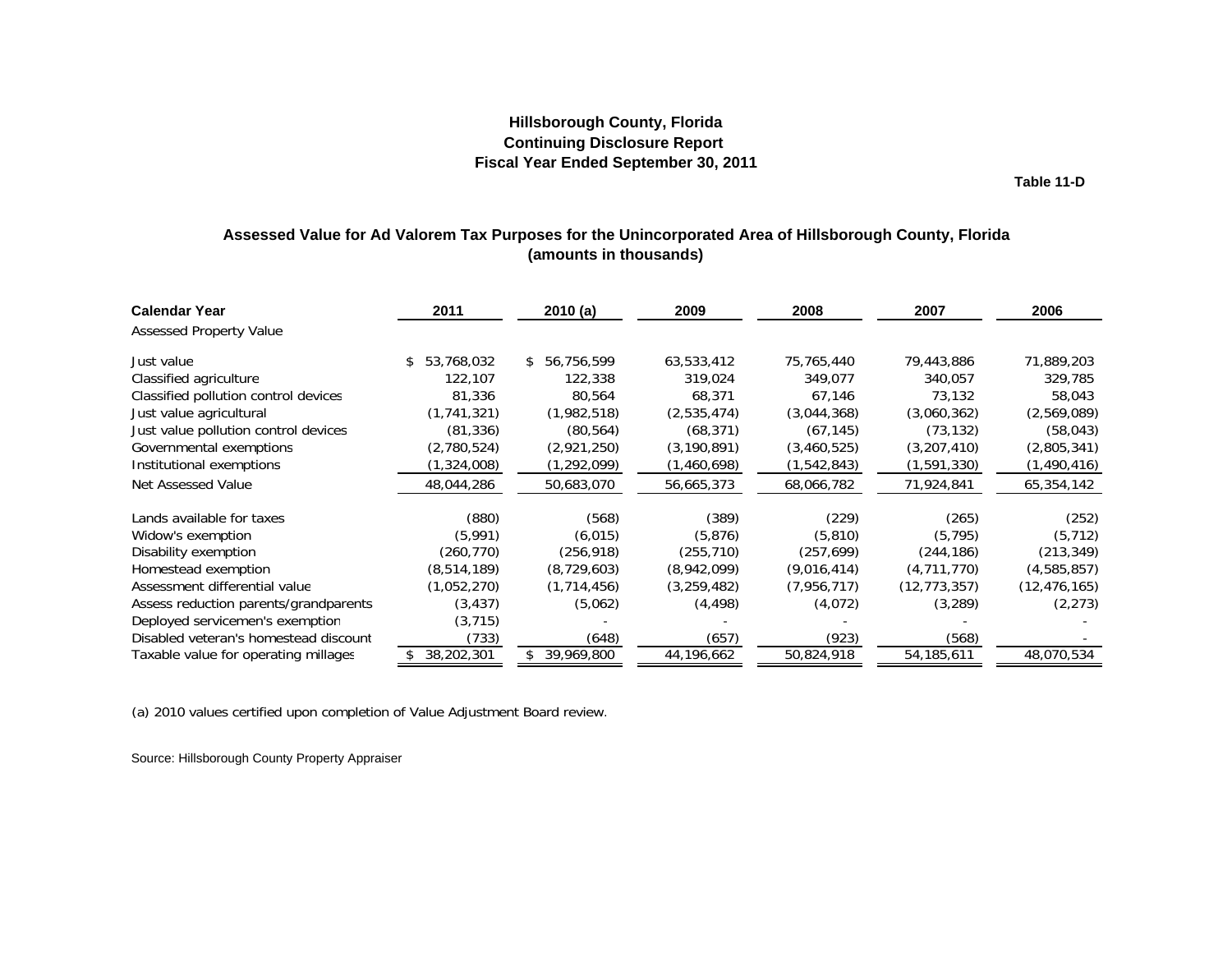# Hillsborough County, Florida
## Continuing Disclosure Report
## Fiscal Year Ended September 30, 2011

**Table 11-D**

### Assessed Value for Ad Valorem Tax Purposes for the Unincorporated Area of Hillsborough County, Florida
### (amounts in thousands)

| Calendar Year | 2011 | 2010 (a) | 2009 | 2008 | 2007 | 2006 |
|---|---|---|---|---|---|---|
| Assessed Property Value | | | | | | |
| Just value | $ 53,768,032 | $ 56,756,599 | 63,533,412 | 75,765,440 | 79,443,886 | 71,889,203 |
| Classified agriculture | 122,107 | 122,338 | 319,024 | 349,077 | 340,057 | 329,785 |
| Classified pollution control devices | 81,336 | 80,564 | 68,371 | 67,146 | 73,132 | 58,043 |
| Just value agricultural | (1,741,321) | (1,982,518) | (2,535,474) | (3,044,368) | (3,060,362) | (2,569,089) |
| Just value pollution control devices | (81,336) | (80,564) | (68,371) | (67,145) | (73,132) | (58,043) |
| Governmental exemptions | (2,780,524) | (2,921,250) | (3,190,891) | (3,460,525) | (3,207,410) | (2,805,341) |
| Institutional exemptions | (1,324,008) | (1,292,099) | (1,460,698) | (1,542,843) | (1,591,330) | (1,490,416) |
| Net Assessed Value | 48,044,286 | 50,683,070 | 56,665,373 | 68,066,782 | 71,924,841 | 65,354,142 |
| Lands available for taxes | (880) | (568) | (389) | (229) | (265) | (252) |
| Widow's exemption | (5,991) | (6,015) | (5,876) | (5,810) | (5,795) | (5,712) |
| Disability exemption | (260,770) | (256,918) | (255,710) | (257,699) | (244,186) | (213,349) |
| Homestead exemption | (8,514,189) | (8,729,603) | (8,942,099) | (9,016,414) | (4,711,770) | (4,585,857) |
| Assessment differential value | (1,052,270) | (1,714,456) | (3,259,482) | (7,956,717) | (12,773,357) | (12,476,165) |
| Assess reduction parents/grandparents | (3,437) | (5,062) | (4,498) | (4,072) | (3,289) | (2,273) |
| Deployed servicemen's exemption | (3,715) | - | - | - | - | - |
| Disabled veteran's homestead discount | (733) | (648) | (657) | (923) | (568) | - |
| Taxable value for operating millages | $ 38,202,301 | $ 39,969,800 | 44,196,662 | 50,824,918 | 54,185,611 | 48,070,534 |

(a) 2010 values certified upon completion of Value Adjustment Board review.

Source: Hillsborough County Property Appraiser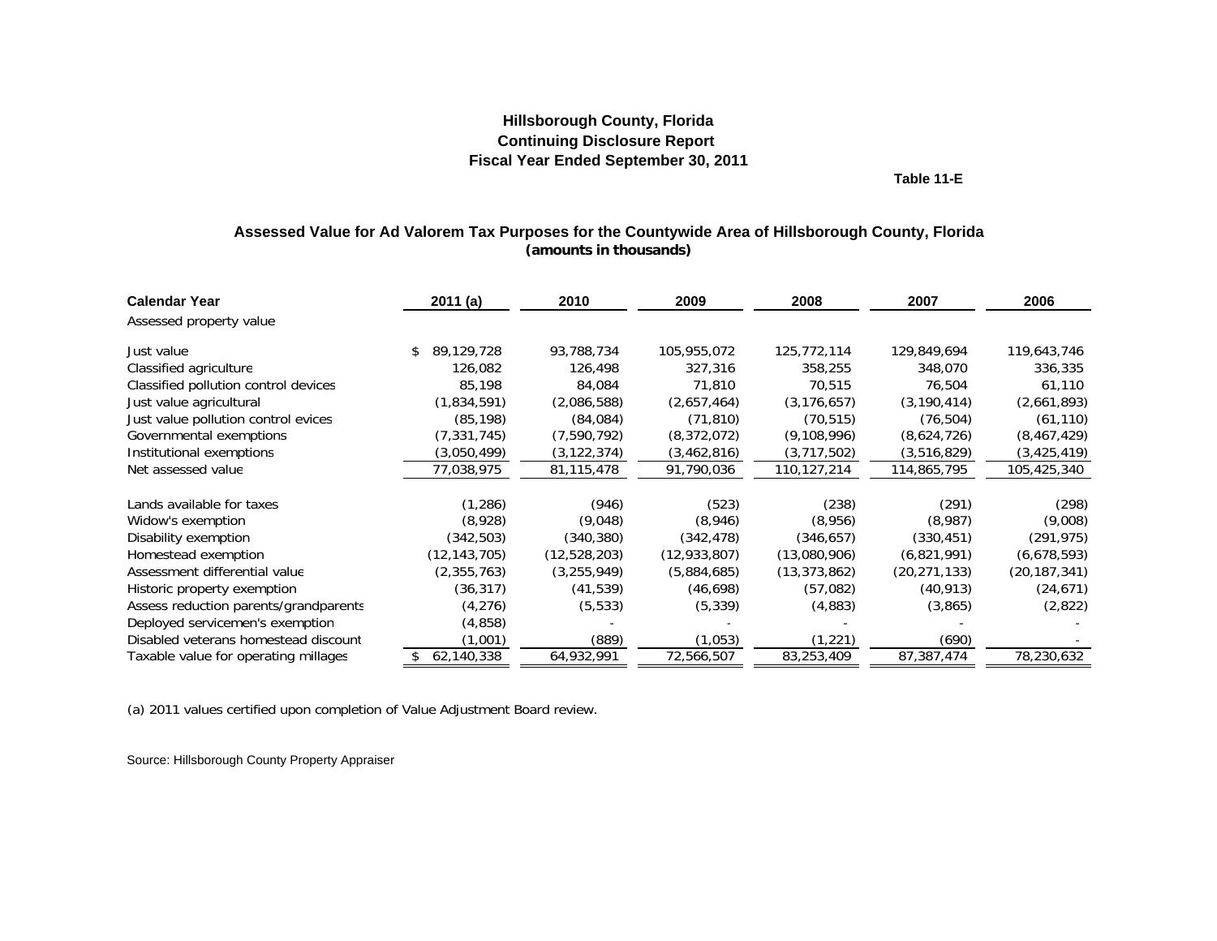# Hillsborough County, Florida
## Continuing Disclosure Report
## Fiscal Year Ended September 30, 2011

**Table 11-E**

### Assessed Value for Ad Valorem Tax Purposes for the Countywide Area of Hillsborough County, Florida
**(amounts in thousands)**

| Calendar Year | 2011 (a) | 2010 | 2009 | 2008 | 2007 | 2006 |
|---|---|---|---|---|---|---|
| Assessed property value | | | | | | |
| Just value | $ 89,129,728 | 93,788,734 | 105,955,072 | 125,772,114 | 129,849,694 | 119,643,746 |
| Classified agriculture | 126,082 | 126,498 | 327,316 | 358,255 | 348,070 | 336,335 |
| Classified pollution control devices | 85,198 | 84,084 | 71,810 | 70,515 | 76,504 | 61,110 |
| Just value agricultural | (1,834,591) | (2,086,588) | (2,657,464) | (3,176,657) | (3,190,414) | (2,661,893) |
| Just value pollution control evices | (85,198) | (84,084) | (71,810) | (70,515) | (76,504) | (61,110) |
| Governmental exemptions | (7,331,745) | (7,590,792) | (8,372,072) | (9,108,996) | (8,624,726) | (8,467,429) |
| Institutional exemptions | (3,050,499) | (3,122,374) | (3,462,816) | (3,717,502) | (3,516,829) | (3,425,419) |
| Net assessed value | 77,038,975 | 81,115,478 | 91,790,036 | 110,127,214 | 114,865,795 | 105,425,340 |
| | | | | | | |
| Lands available for taxes | (1,286) | (946) | (523) | (238) | (291) | (298) |
| Widow's exemption | (8,928) | (9,048) | (8,946) | (8,956) | (8,987) | (9,008) |
| Disability exemption | (342,503) | (340,380) | (342,478) | (346,657) | (330,451) | (291,975) |
| Homestead exemption | (12,143,705) | (12,528,203) | (12,933,807) | (13,080,906) | (6,821,991) | (6,678,593) |
| Assessment differential value | (2,355,763) | (3,255,949) | (5,884,685) | (13,373,862) | (20,271,133) | (20,187,341) |
| Historic property exemption | (36,317) | (41,539) | (46,698) | (57,082) | (40,913) | (24,671) |
| Assess reduction parents/grandparents | (4,276) | (5,533) | (5,339) | (4,883) | (3,865) | (2,822) |
| Deployed servicemen's exemption | (4,858) | - | - | - | - | - |
| Disabled veterans homestead discount | (1,001) | (889) | (1,053) | (1,221) | (690) | - |
| Taxable value for operating millages | $ 62,140,338 | 64,932,991 | 72,566,507 | 83,253,409 | 87,387,474 | 78,230,632 |

(a) 2011 values certified upon completion of Value Adjustment Board review.

Source: Hillsborough County Property Appraiser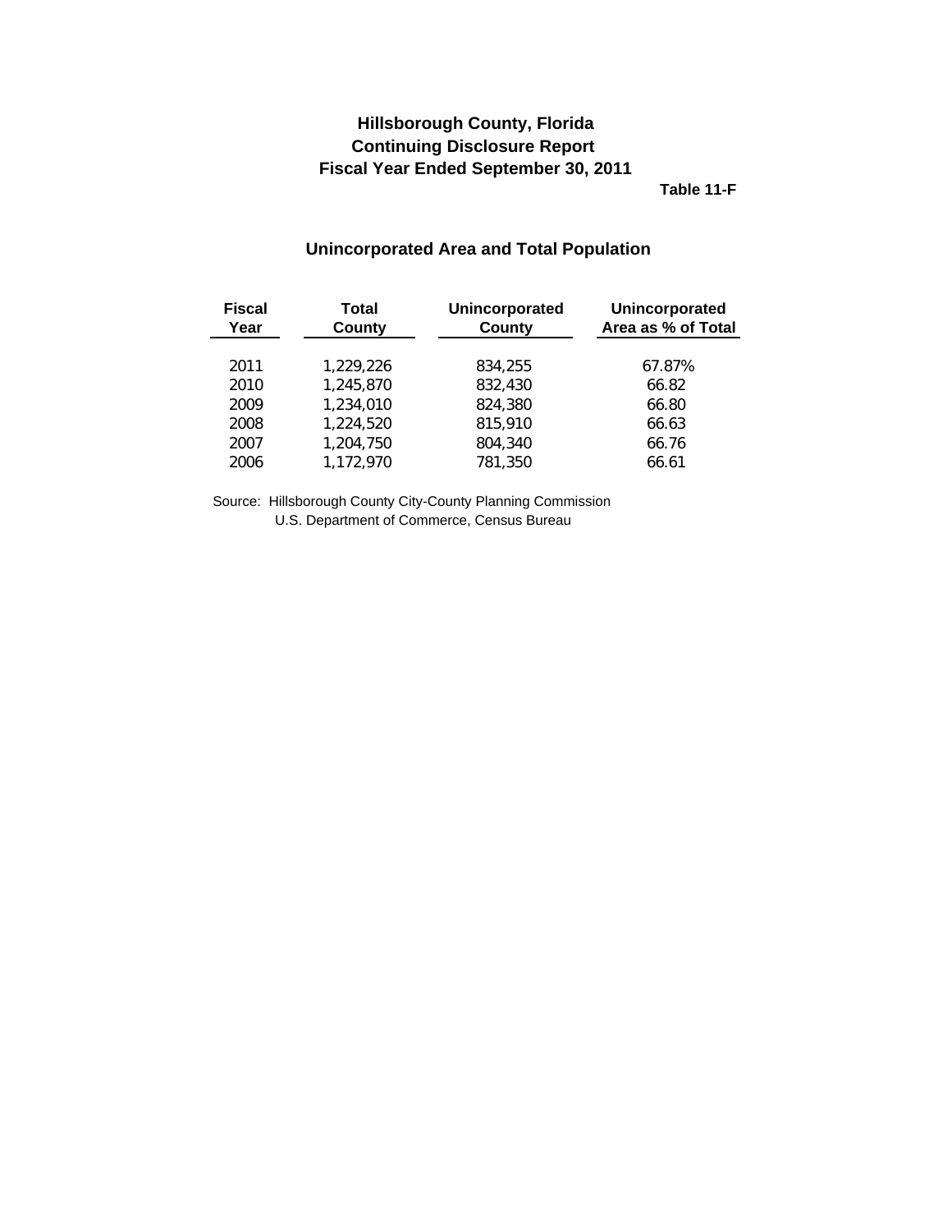# Hillsborough County, Florida
## Continuing Disclosure Report
## Fiscal Year Ended September 30, 2011

**Table 11-F**

### Unincorporated Area and Total Population

| Fiscal Year | Total County | Unincorporated County | Unincorporated Area as % of Total |
|---|---|---|---|
| 2011 | 1,229,226 | 834,255 | 67.87% |
| 2010 | 1,245,870 | 832,430 | 66.82 |
| 2009 | 1,234,010 | 824,380 | 66.80 |
| 2008 | 1,224,520 | 815,910 | 66.63 |
| 2007 | 1,204,750 | 804,340 | 66.76 |
| 2006 | 1,172,970 | 781,350 | 66.61 |

Source: Hillsborough County City-County Planning Commission
U.S. Department of Commerce, Census Bureau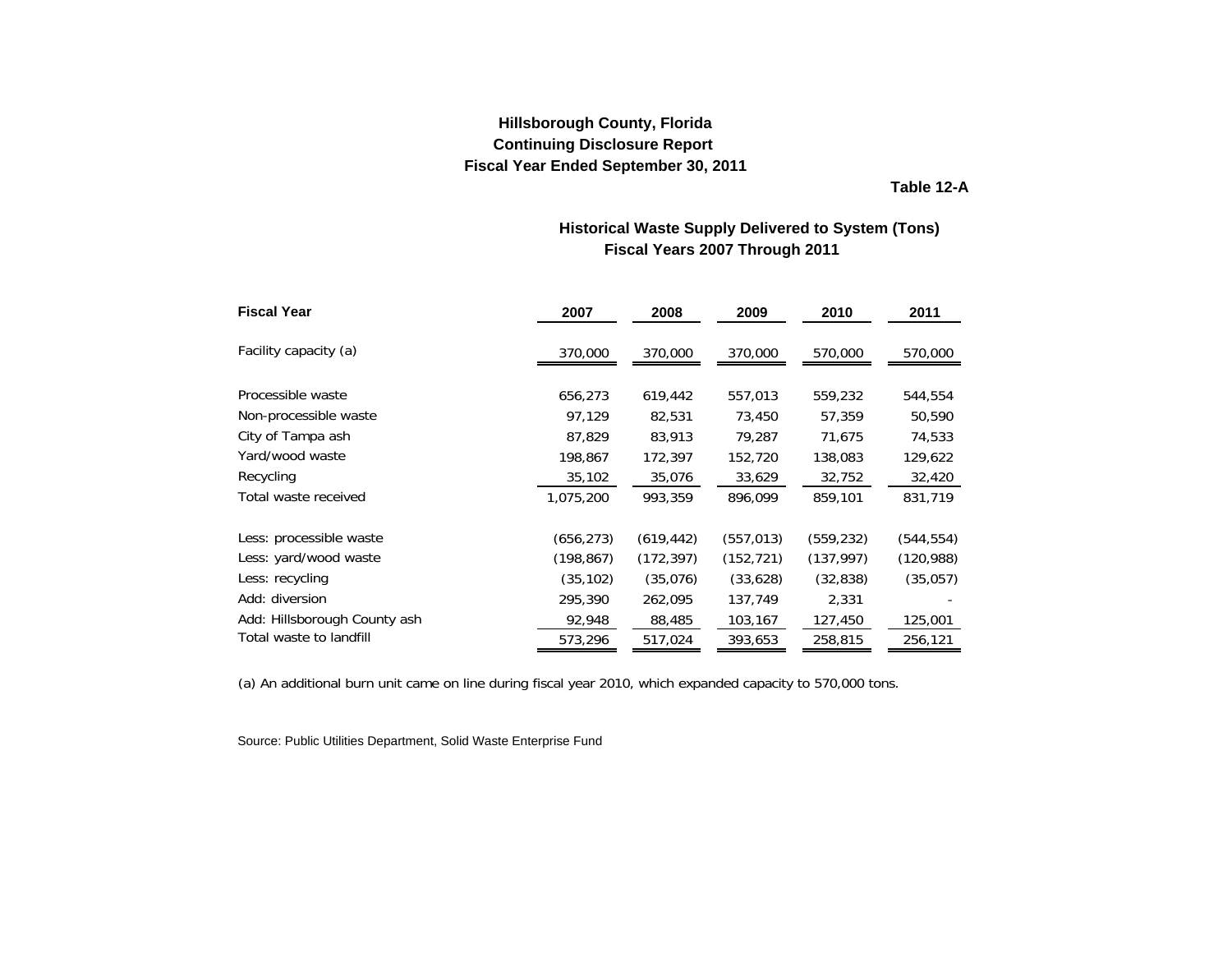**Hillsborough County, Florida**
**Continuing Disclosure Report**
**Fiscal Year Ended September 30, 2011**

**Table 12-A**

## Historical Waste Supply Delivered to System (Tons)
## Fiscal Years 2007 Through 2011

| Fiscal Year | 2007 | 2008 | 2009 | 2010 | 2011 |
|---|---|---|---|---|---|
| Facility capacity (a) | 370,000 | 370,000 | 370,000 | 570,000 | 570,000 |
| | | | | | |
| Processible waste | 656,273 | 619,442 | 557,013 | 559,232 | 544,554 |
| Non-processible waste | 97,129 | 82,531 | 73,450 | 57,359 | 50,590 |
| City of Tampa ash | 87,829 | 83,913 | 79,287 | 71,675 | 74,533 |
| Yard/wood waste | 198,867 | 172,397 | 152,720 | 138,083 | 129,622 |
| Recycling | 35,102 | 35,076 | 33,629 | 32,752 | 32,420 |
| Total waste received | 1,075,200 | 993,359 | 896,099 | 859,101 | 831,719 |
| | | | | | |
| Less: processible waste | (656,273) | (619,442) | (557,013) | (559,232) | (544,554) |
| Less: yard/wood waste | (198,867) | (172,397) | (152,721) | (137,997) | (120,988) |
| Less: recycling | (35,102) | (35,076) | (33,628) | (32,838) | (35,057) |
| Add: diversion | 295,390 | 262,095 | 137,749 | 2,331 | - |
| Add: Hillsborough County ash | 92,948 | 88,485 | 103,167 | 127,450 | 125,001 |
| Total waste to landfill | 573,296 | 517,024 | 393,653 | 258,815 | 256,121 |

(a) An additional burn unit came on line during fiscal year 2010, which expanded capacity to 570,000 tons.

Source: Public Utilities Department, Solid Waste Enterprise Fund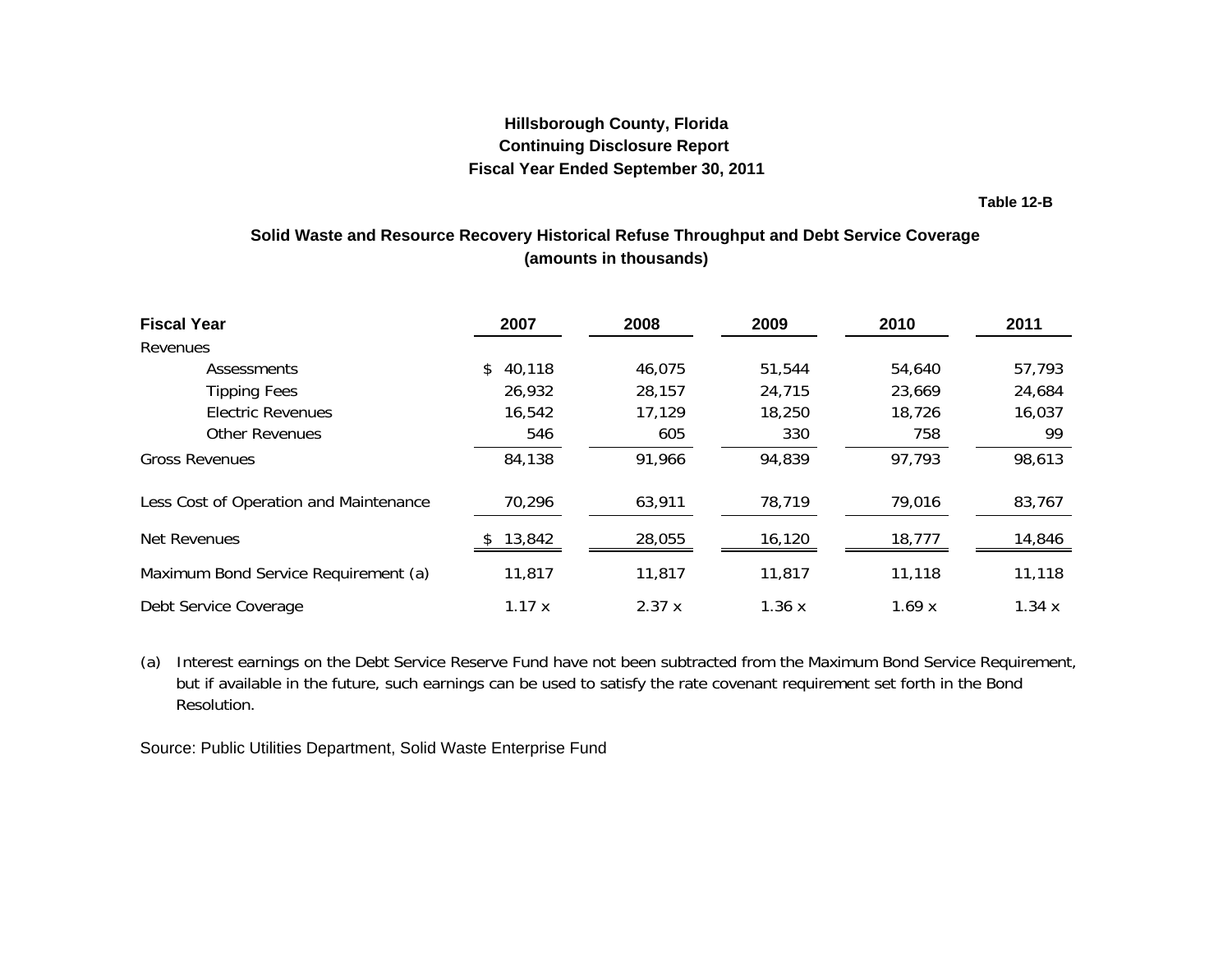**Hillsborough County, Florida**
**Continuing Disclosure Report**
**Fiscal Year Ended September 30, 2011**

**Table 12-B**

## Solid Waste and Resource Recovery Historical Refuse Throughput and Debt Service Coverage
### (amounts in thousands)

| Fiscal Year | 2007 | 2008 | 2009 | 2010 | 2011 |
|---|---|---|---|---|---|
| Revenues | | | | | |
| Assessments | $ 40,118 | 46,075 | 51,544 | 54,640 | 57,793 |
| Tipping Fees | 26,932 | 28,157 | 24,715 | 23,669 | 24,684 |
| Electric Revenues | 16,542 | 17,129 | 18,250 | 18,726 | 16,037 |
| Other Revenues | 546 | 605 | 330 | 758 | 99 |
| Gross Revenues | 84,138 | 91,966 | 94,839 | 97,793 | 98,613 |
| Less Cost of Operation and Maintenance | 70,296 | 63,911 | 78,719 | 79,016 | 83,767 |
| Net Revenues | $ 13,842 | 28,055 | 16,120 | 18,777 | 14,846 |
| Maximum Bond Service Requirement (a) | 11,817 | 11,817 | 11,817 | 11,118 | 11,118 |
| Debt Service Coverage | 1.17 x | 2.37 x | 1.36 x | 1.69 x | 1.34 x |

(a) Interest earnings on the Debt Service Reserve Fund have not been subtracted from the Maximum Bond Service Requirement, but if available in the future, such earnings can be used to satisfy the rate covenant requirement set forth in the Bond Resolution.

Source: Public Utilities Department, Solid Waste Enterprise Fund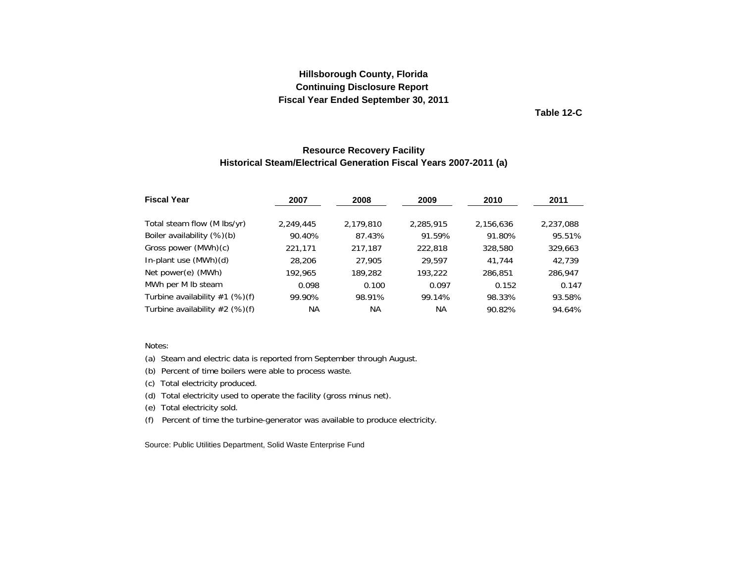**Hillsborough County, Florida**
**Continuing Disclosure Report**
**Fiscal Year Ended September 30, 2011**

**Table 12-C**

## Resource Recovery Facility
## Historical Steam/Electrical Generation Fiscal Years 2007-2011 (a)

| Fiscal Year | 2007 | 2008 | 2009 | 2010 | 2011 |
|---|---|---|---|---|---|
| Total steam flow (M lbs/yr) | 2,249,445 | 2,179,810 | 2,285,915 | 2,156,636 | 2,237,088 |
| Boiler availability (%)(b) | 90.40% | 87.43% | 91.59% | 91.80% | 95.51% |
| Gross power (MWh)(c) | 221,171 | 217,187 | 222,818 | 328,580 | 329,663 |
| In-plant use (MWh)(d) | 28,206 | 27,905 | 29,597 | 41,744 | 42,739 |
| Net power(e) (MWh) | 192,965 | 189,282 | 193,222 | 286,851 | 286,947 |
| MWh per M lb steam | 0.098 | 0.100 | 0.097 | 0.152 | 0.147 |
| Turbine availability #1 (%)(f) | 99.90% | 98.91% | 99.14% | 98.33% | 93.58% |
| Turbine availability #2 (%)(f) | NA | NA | NA | 90.82% | 94.64% |

Notes:

(a) Steam and electric data is reported from September through August.

(b) Percent of time boilers were able to process waste.

(c) Total electricity produced.

(d) Total electricity used to operate the facility (gross minus net).

(e) Total electricity sold.

(f) Percent of time the turbine-generator was available to produce electricity.

Source: Public Utilities Department, Solid Waste Enterprise Fund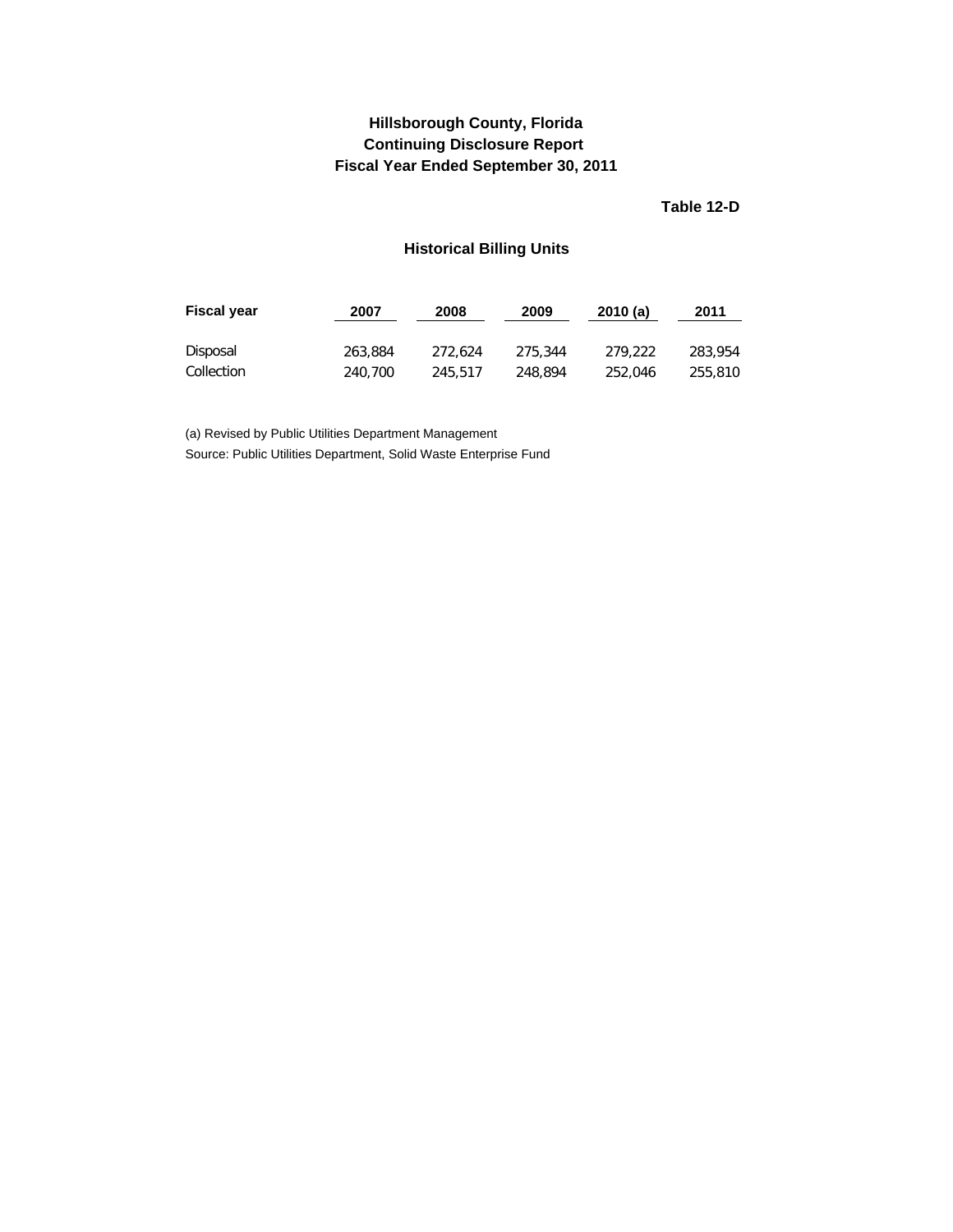**Hillsborough County, Florida**
**Continuing Disclosure Report**
**Fiscal Year Ended September 30, 2011**

**Table 12-D**

## Historical Billing Units

| Fiscal year | 2007 | 2008 | 2009 | 2010 (a) | 2011 |
|---|---|---|---|---|---|
| Disposal | 263,884 | 272,624 | 275,344 | 279,222 | 283,954 |
| Collection | 240,700 | 245,517 | 248,894 | 252,046 | 255,810 |

(a) Revised by Public Utilities Department Management

Source: Public Utilities Department, Solid Waste Enterprise Fund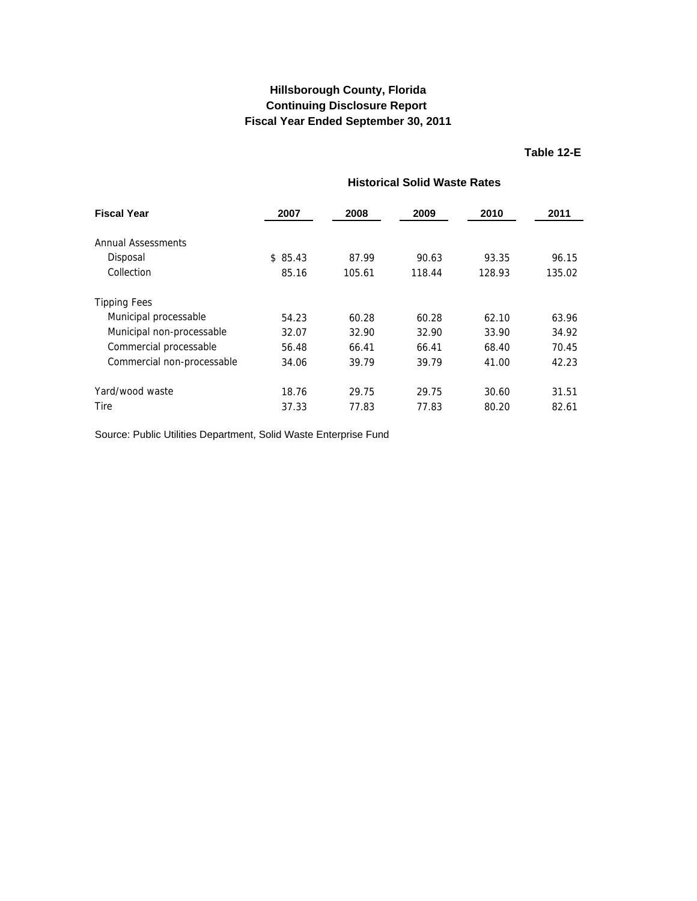**Hillsborough County, Florida**
**Continuing Disclosure Report**
**Fiscal Year Ended September 30, 2011**

**Table 12-E**

### Historical Solid Waste Rates

| Fiscal Year | 2007 | 2008 | 2009 | 2010 | 2011 |
|---|---|---|---|---|---|
| Annual Assessments | | | | | |
| Disposal | $ 85.43 | 87.99 | 90.63 | 93.35 | 96.15 |
| Collection | 85.16 | 105.61 | 118.44 | 128.93 | 135.02 |
| Tipping Fees | | | | | |
| Municipal processable | 54.23 | 60.28 | 60.28 | 62.10 | 63.96 |
| Municipal non-processable | 32.07 | 32.90 | 32.90 | 33.90 | 34.92 |
| Commercial processable | 56.48 | 66.41 | 66.41 | 68.40 | 70.45 |
| Commercial non-processable | 34.06 | 39.79 | 39.79 | 41.00 | 42.23 |
| Yard/wood waste | 18.76 | 29.75 | 29.75 | 30.60 | 31.51 |
| Tire | 37.33 | 77.83 | 77.83 | 80.20 | 82.61 |

Source: Public Utilities Department, Solid Waste Enterprise Fund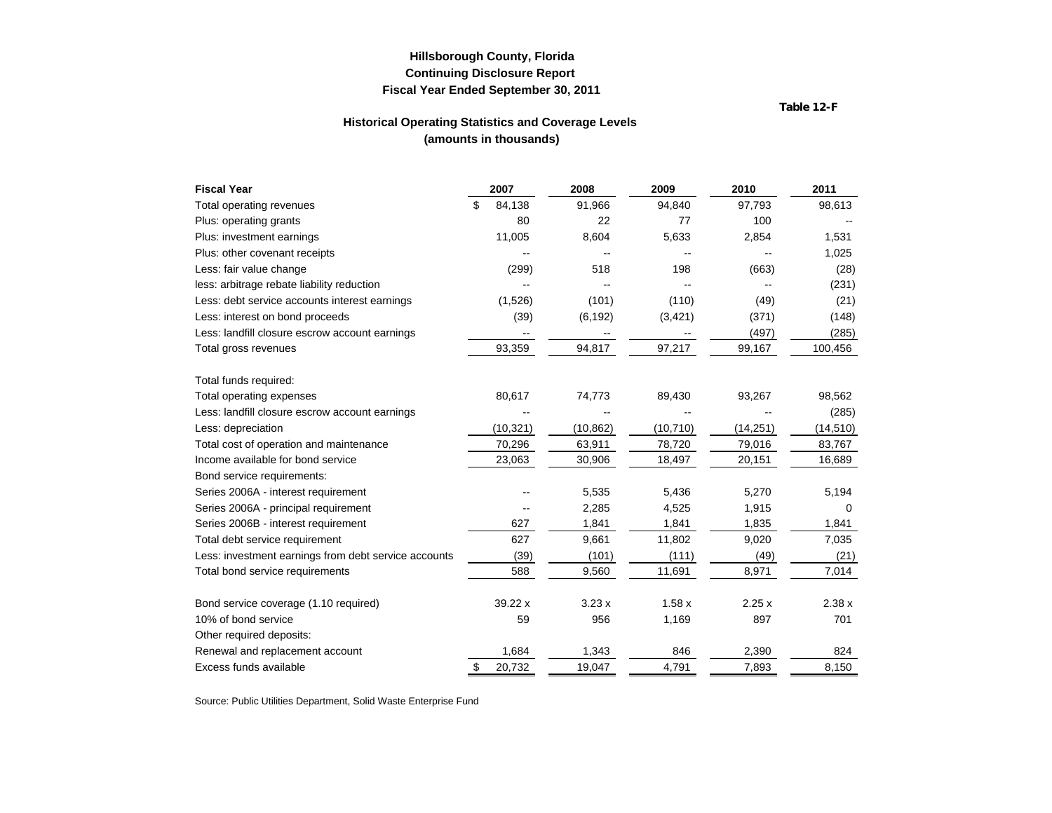**Hillsborough County, Florida**
**Continuing Disclosure Report**
**Fiscal Year Ended September 30, 2011**

**Table 12-F**

## Historical Operating Statistics and Coverage Levels
**(amounts in thousands)**

| Fiscal Year | 2007 | 2008 | 2009 | 2010 | 2011 |
|---|---|---|---|---|---|
| Total operating revenues | $ 84,138 | 91,966 | 94,840 | 97,793 | 98,613 |
| Plus: operating grants | 80 | 22 | 77 | 100 | -- |
| Plus: investment earnings | 11,005 | 8,604 | 5,633 | 2,854 | 1,531 |
| Plus: other covenant receipts | -- | -- | -- | -- | 1,025 |
| Less: fair value change | (299) | 518 | 198 | (663) | (28) |
| less: arbitrage rebate liability reduction | -- | -- | -- | -- | (231) |
| Less: debt service accounts interest earnings | (1,526) | (101) | (110) | (49) | (21) |
| Less: interest on bond proceeds | (39) | (6,192) | (3,421) | (371) | (148) |
| Less: landfill closure escrow account earnings | -- | -- | -- | (497) | (285) |
| Total gross revenues | 93,359 | 94,817 | 97,217 | 99,167 | 100,456 |
| | | | | | |
| Total funds required: | | | | | |
| Total operating expenses | 80,617 | 74,773 | 89,430 | 93,267 | 98,562 |
| Less: landfill closure escrow account earnings | -- | -- | -- | -- | (285) |
| Less: depreciation | (10,321) | (10,862) | (10,710) | (14,251) | (14,510) |
| Total cost of operation and maintenance | 70,296 | 63,911 | 78,720 | 79,016 | 83,767 |
| Income available for bond service | 23,063 | 30,906 | 18,497 | 20,151 | 16,689 |
| Bond service requirements: | | | | | |
| Series 2006A - interest requirement | -- | 5,535 | 5,436 | 5,270 | 5,194 |
| Series 2006A - principal requirement | -- | 2,285 | 4,525 | 1,915 | 0 |
| Series 2006B - interest requirement | 627 | 1,841 | 1,841 | 1,835 | 1,841 |
| Total debt service requirement | 627 | 9,661 | 11,802 | 9,020 | 7,035 |
| Less: investment earnings from debt service accounts | (39) | (101) | (111) | (49) | (21) |
| Total bond service requirements | 588 | 9,560 | 11,691 | 8,971 | 7,014 |
| | | | | | |
| Bond service coverage (1.10 required) | 39.22 x | 3.23 x | 1.58 x | 2.25 x | 2.38 x |
| 10% of bond service | 59 | 956 | 1,169 | 897 | 701 |
| Other required deposits: | | | | | |
| Renewal and replacement account | 1,684 | 1,343 | 846 | 2,390 | 824 |
| Excess funds available | $ 20,732 | 19,047 | 4,791 | 7,893 | 8,150 |

Source: Public Utilities Department, Solid Waste Enterprise Fund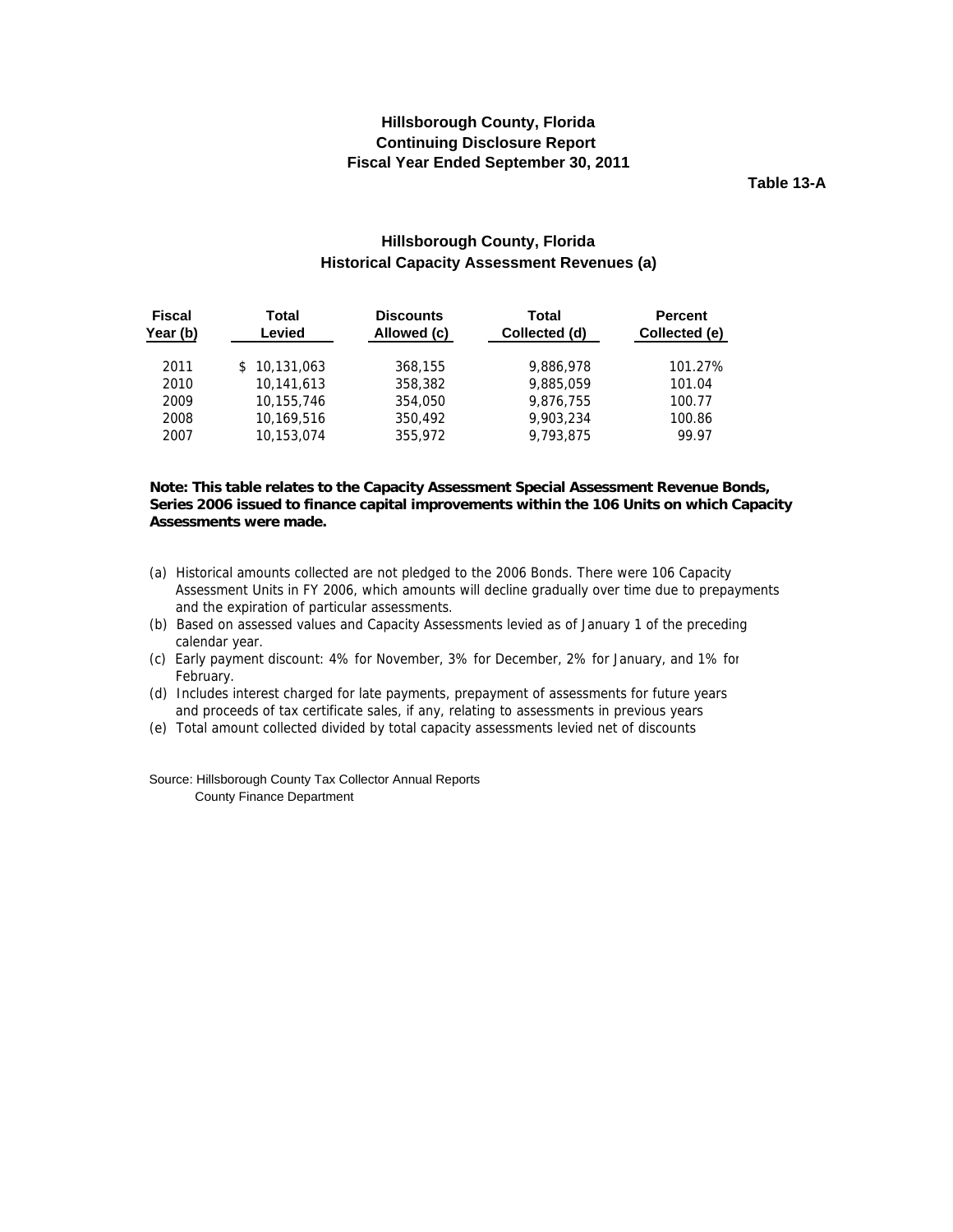# Hillsborough County, Florida
## Continuing Disclosure Report
## Fiscal Year Ended September 30, 2011

**Table 13-A**

### Hillsborough County, Florida
### Historical Capacity Assessment Revenues (a)

| Fiscal Year (b) | Total Levied | Discounts Allowed (c) | Total Collected (d) | Percent Collected (e) |
|---|---|---|---|---|
| 2011 | $ 10,131,063 | 368,155 | 9,886,978 | 101.27% |
| 2010 | 10,141,613 | 358,382 | 9,885,059 | 101.04 |
| 2009 | 10,155,746 | 354,050 | 9,876,755 | 100.77 |
| 2008 | 10,169,516 | 350,492 | 9,903,234 | 100.86 |
| 2007 | 10,153,074 | 355,972 | 9,793,875 | 99.97 |

**Note: This table relates to the Capacity Assessment Special Assessment Revenue Bonds, Series 2006 issued to finance capital improvements within the 106 Units on which Capacity Assessments were made.**

(a) Historical amounts collected are not pledged to the 2006 Bonds. There were 106 Capacity Assessment Units in FY 2006, which amounts will decline gradually over time due to prepayments and the expiration of particular assessments.
(b) Based on assessed values and Capacity Assessments levied as of January 1 of the preceding calendar year.
(c) Early payment discount: 4% for November, 3% for December, 2% for January, and 1% for February.
(d) Includes interest charged for late payments, prepayment of assessments for future years and proceeds of tax certificate sales, if any, relating to assessments in previous years
(e) Total amount collected divided by total capacity assessments levied net of discounts

Source: Hillsborough County Tax Collector Annual Reports
County Finance Department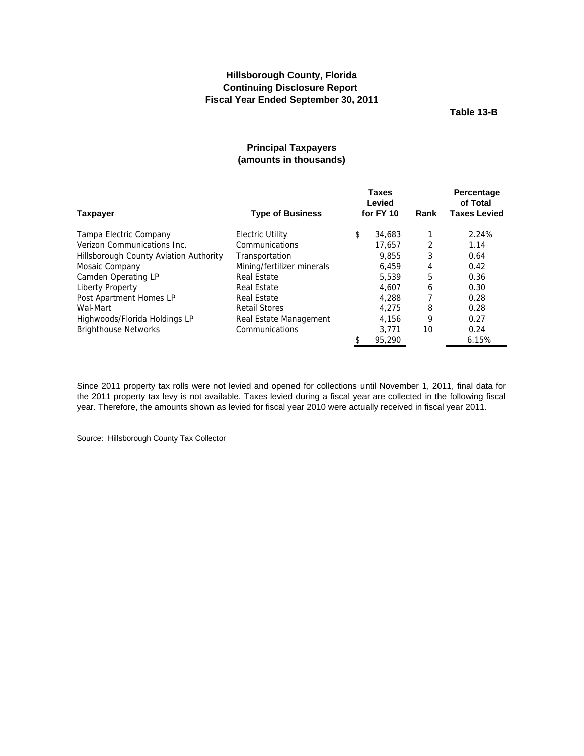# Hillsborough County, Florida
## Continuing Disclosure Report
## Fiscal Year Ended September 30, 2011

**Table 13-B**

### Principal Taxpayers
### (amounts in thousands)

| Taxpayer | Type of Business | Taxes Levied for FY 10 | Rank | Percentage of Total Taxes Levied |
|---|---|---|---|---|
| Tampa Electric Company | Electric Utility | $ 34,683 | 1 | 2.24% |
| Verizon Communications Inc. | Communications | 17,657 | 2 | 1.14 |
| Hillsborough County Aviation Authority | Transportation | 9,855 | 3 | 0.64 |
| Mosaic Company | Mining/fertilizer minerals | 6,459 | 4 | 0.42 |
| Camden Operating LP | Real Estate | 5,539 | 5 | 0.36 |
| Liberty Property | Real Estate | 4,607 | 6 | 0.30 |
| Post Apartment Homes LP | Real Estate | 4,288 | 7 | 0.28 |
| Wal-Mart | Retail Stores | 4,275 | 8 | 0.28 |
| Highwoods/Florida Holdings LP | Real Estate Management | 4,156 | 9 | 0.27 |
| Brighthouse Networks | Communications | 3,771 | 10 | 0.24 |
| | | $ 95,290 | | 6.15% |

Since 2011 property tax rolls were not levied and opened for collections until November 1, 2011, final data for the 2011 property tax levy is not available. Taxes levied during a fiscal year are collected in the following fiscal year. Therefore, the amounts shown as levied for fiscal year 2010 were actually received in fiscal year 2011.

Source: Hillsborough County Tax Collector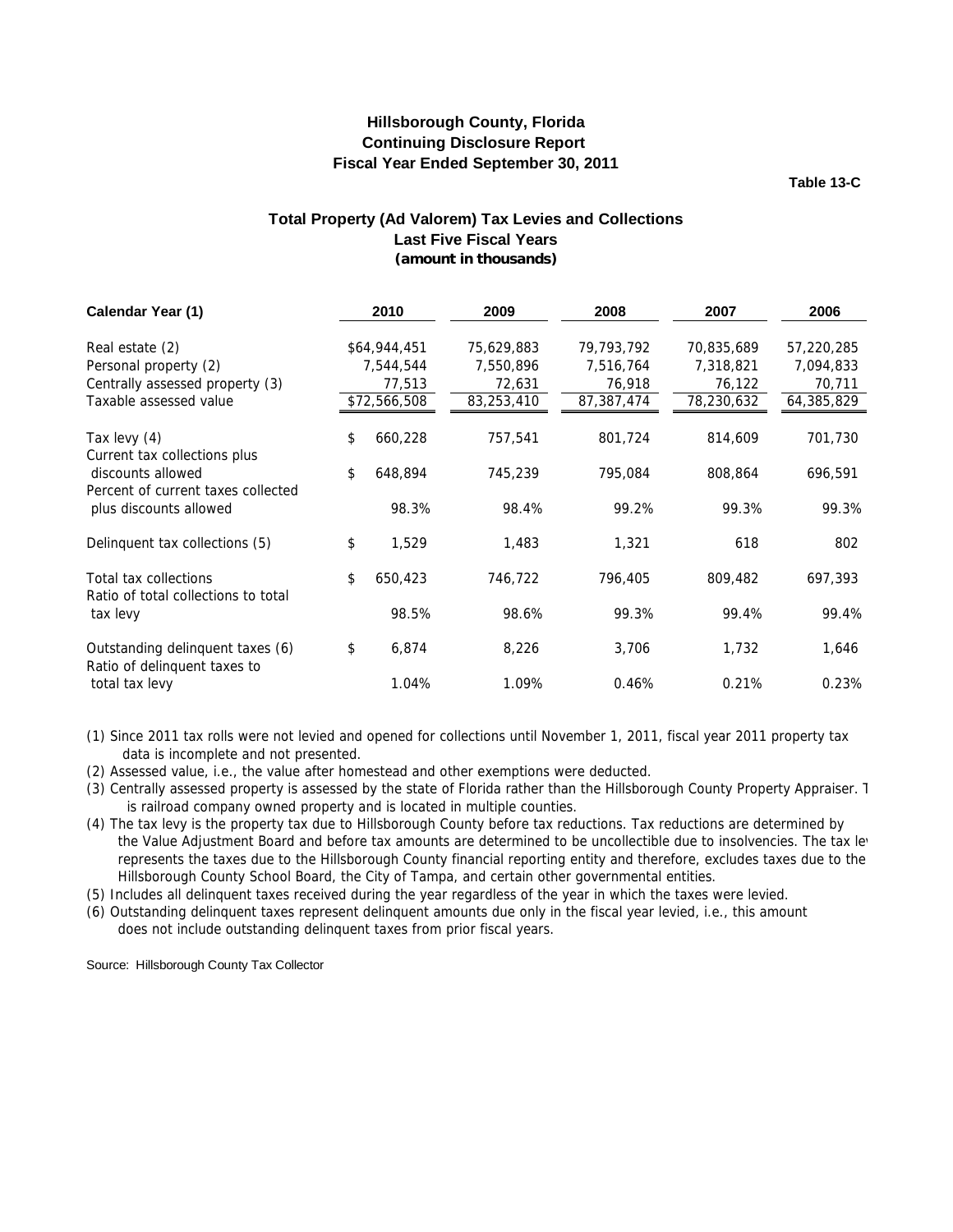**Hillsborough County, Florida**
**Continuing Disclosure Report**
**Fiscal Year Ended September 30, 2011**

**Table 13-C**

## Total Property (Ad Valorem) Tax Levies and Collections
### Last Five Fiscal Years
### *(amount in thousands)*

| Calendar Year (1) | 2010 | 2009 | 2008 | 2007 | 2006 |
|---|---|---|---|---|---|
| Real estate (2) | $64,944,451 | 75,629,883 | 79,793,792 | 70,835,689 | 57,220,285 |
| Personal property (2) | 7,544,544 | 7,550,896 | 7,516,764 | 7,318,821 | 7,094,833 |
| Centrally assessed property (3) | 77,513 | 72,631 | 76,918 | 76,122 | 70,711 |
| Taxable assessed value | $72,566,508 | 83,253,410 | 87,387,474 | 78,230,632 | 64,385,829 |
| Tax levy (4) | $ 660,228 | 757,541 | 801,724 | 814,609 | 701,730 |
| Current tax collections plus discounts allowed | $ 648,894 | 745,239 | 795,084 | 808,864 | 696,591 |
| Percent of current taxes collected plus discounts allowed | 98.3% | 98.4% | 99.2% | 99.3% | 99.3% |
| Delinquent tax collections (5) | $ 1,529 | 1,483 | 1,321 | 618 | 802 |
| Total tax collections | $ 650,423 | 746,722 | 796,405 | 809,482 | 697,393 |
| Ratio of total collections to total tax levy | 98.5% | 98.6% | 99.3% | 99.4% | 99.4% |
| Outstanding delinquent taxes (6) | $ 6,874 | 8,226 | 3,706 | 1,732 | 1,646 |
| Ratio of delinquent taxes to total tax levy | 1.04% | 1.09% | 0.46% | 0.21% | 0.23% |

(1) Since 2011 tax rolls were not levied and opened for collections until November 1, 2011, fiscal year 2011 property tax data is incomplete and not presented.

(2) Assessed value, i.e., the value after homestead and other exemptions were deducted.

(3) Centrally assessed property is assessed by the state of Florida rather than the Hillsborough County Property Appraiser. T is railroad company owned property and is located in multiple counties.

(4) The tax levy is the property tax due to Hillsborough County before tax reductions. Tax reductions are determined by the Value Adjustment Board and before tax amounts are determined to be uncollectible due to insolvencies. The tax le represents the taxes due to the Hillsborough County financial reporting entity and therefore, excludes taxes due to the Hillsborough County School Board, the City of Tampa, and certain other governmental entities.

(5) Includes all delinquent taxes received during the year regardless of the year in which the taxes were levied.

(6) Outstanding delinquent taxes represent delinquent amounts due only in the fiscal year levied, i.e., this amount does not include outstanding delinquent taxes from prior fiscal years.

Source: Hillsborough County Tax Collector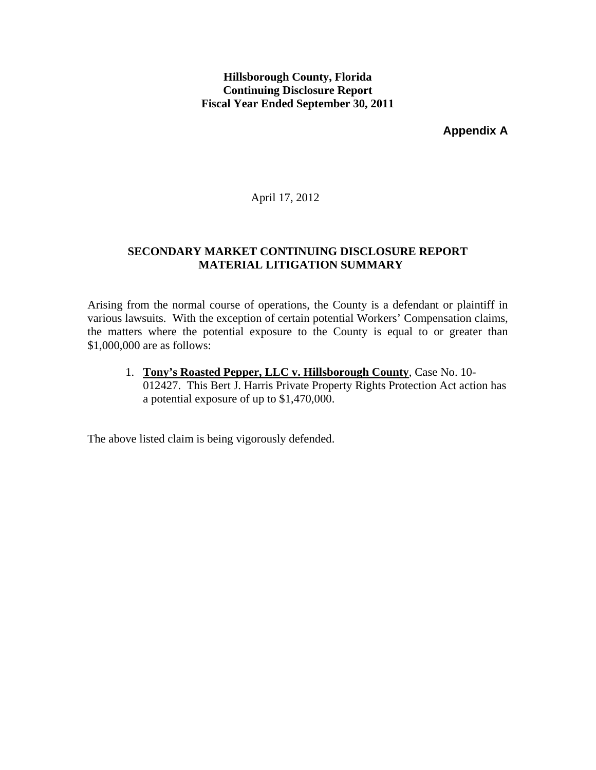**Hillsborough County, Florida**
**Continuing Disclosure Report**
**Fiscal Year Ended September 30, 2011**

**Appendix A**

April 17, 2012

**SECONDARY MARKET CONTINUING DISCLOSURE REPORT**
**MATERIAL LITIGATION SUMMARY**

Arising from the normal course of operations, the County is a defendant or plaintiff in various lawsuits. With the exception of certain potential Workers' Compensation claims, the matters where the potential exposure to the County is equal to or greater than $1,000,000 are as follows:

1. **Tony's Roasted Pepper, LLC v. Hillsborough County**, Case No. 10-012427. This Bert J. Harris Private Property Rights Protection Act action has a potential exposure of up to $1,470,000.

The above listed claim is being vigorously defended.